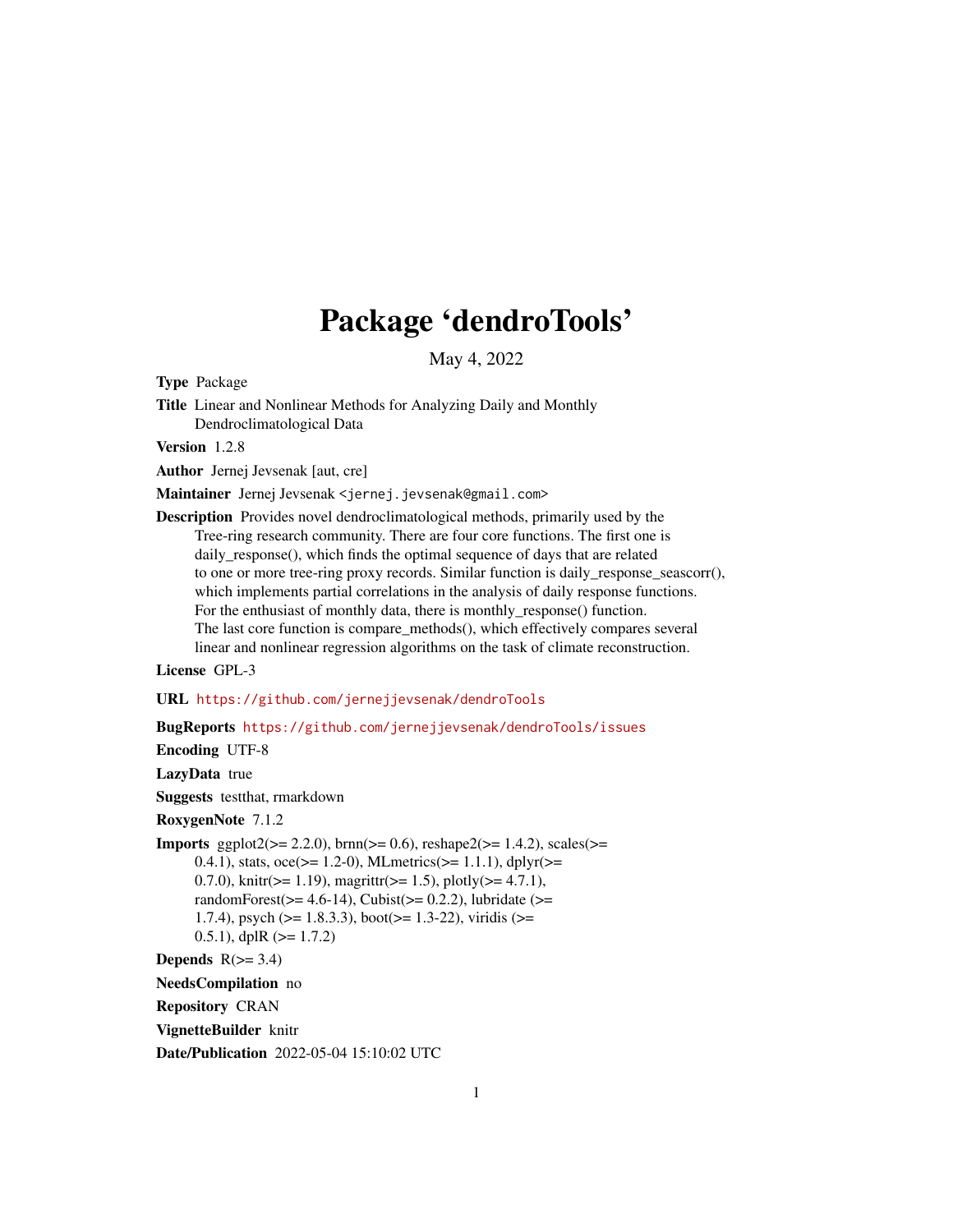# Package 'dendroTools'

May 4, 2022

**Type** Package

**Title** Linear and Nonlinear Methods for Analyzing Daily and Monthly Dendroclimatological Data

**Version** 1.2.8

**Author** Jernej Jevsenak [aut, cre]

**Maintainer** Jernej Jevsenak <jernej.jevsenak@gmail.com>

**Description** Provides novel dendroclimatological methods, primarily used by the Tree-ring research community. There are four core functions. The first one is daily_response(), which finds the optimal sequence of days that are related to one or more tree-ring proxy records. Similar function is daily_response_seascorr(), which implements partial correlations in the analysis of daily response functions. For the enthusiast of monthly data, there is monthly_response() function. The last core function is compare_methods(), which effectively compares several linear and nonlinear regression algorithms on the task of climate reconstruction.

**License** GPL-3

**URL** https://github.com/jernejjevsenak/dendroTools

**BugReports** https://github.com/jernejjevsenak/dendroTools/issues

**Encoding** UTF-8

**LazyData** true

**Suggests** testthat, rmarkdown

**RoxygenNote** 7.1.2

**Imports** ggplot2(>= 2.2.0), brnn(>= 0.6), reshape2(>= 1.4.2), scales(>= 0.4.1), stats, oce(>= 1.2-0), MLmetrics(>= 1.1.1), dplyr(>= 0.7.0), knitr(>= 1.19), magrittr(>= 1.5), plotly(>= 4.7.1), randomForest(>= 4.6-14), Cubist(>= 0.2.2), lubridate (>= 1.7.4), psych (>= 1.8.3.3), boot(>= 1.3-22), viridis (>= 0.5.1), dplR (>= 1.7.2)

**Depends** R(>= 3.4)

**NeedsCompilation** no

**Repository** CRAN

**VignetteBuilder** knitr

**Date/Publication** 2022-05-04 15:10:02 UTC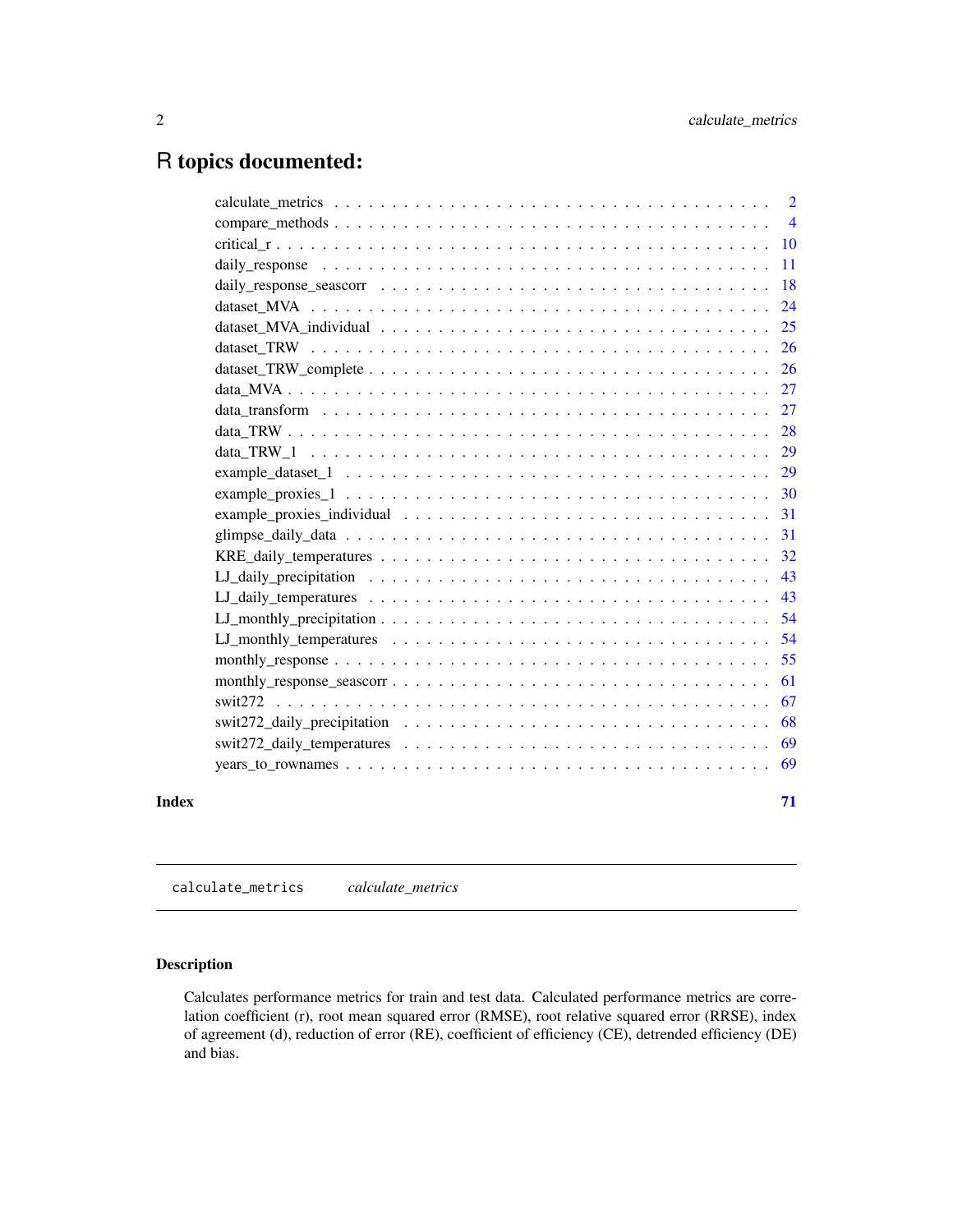# R topics documented:

calculate_metrics . . . . . . . . . . . . . . . . . . . . . . . . . . . . . . . . . . . . 2
compare_methods . . . . . . . . . . . . . . . . . . . . . . . . . . . . . . . . . . . . 4
critical_r . . . . . . . . . . . . . . . . . . . . . . . . . . . . . . . . . . . . 10
daily_response . . . . . . . . . . . . . . . . . . . . . . . . . . . . . . . . . . . . 11
daily_response_seascorr . . . . . . . . . . . . . . . . . . . . . . . . . . . . . . . . . . . . 18
dataset_MVA . . . . . . . . . . . . . . . . . . . . . . . . . . . . . . . . . . . . 24
dataset_MVA_individual . . . . . . . . . . . . . . . . . . . . . . . . . . . . . . . . . . . . 25
dataset_TRW . . . . . . . . . . . . . . . . . . . . . . . . . . . . . . . . . . . . 26
dataset_TRW_complete . . . . . . . . . . . . . . . . . . . . . . . . . . . . . . . . . . . . 26
data_MVA . . . . . . . . . . . . . . . . . . . . . . . . . . . . . . . . . . . . 27
data_transform . . . . . . . . . . . . . . . . . . . . . . . . . . . . . . . . . . . . 27
data_TRW . . . . . . . . . . . . . . . . . . . . . . . . . . . . . . . . . . . . 28
data_TRW_1 . . . . . . . . . . . . . . . . . . . . . . . . . . . . . . . . . . . . 29
example_dataset_1 . . . . . . . . . . . . . . . . . . . . . . . . . . . . . . . . . . . . 29
example_proxies_1 . . . . . . . . . . . . . . . . . . . . . . . . . . . . . . . . . . . . 30
example_proxies_individual . . . . . . . . . . . . . . . . . . . . . . . . . . . . . . . . . . . . 31
glimpse_daily_data . . . . . . . . . . . . . . . . . . . . . . . . . . . . . . . . . . . . 31
KRE_daily_temperatures . . . . . . . . . . . . . . . . . . . . . . . . . . . . . . . . . . . . 32
LJ_daily_precipitation . . . . . . . . . . . . . . . . . . . . . . . . . . . . . . . . . . . . 43
LJ_daily_temperatures . . . . . . . . . . . . . . . . . . . . . . . . . . . . . . . . . . . . 43
LJ_monthly_precipitation . . . . . . . . . . . . . . . . . . . . . . . . . . . . . . . . . . . . 54
LJ_monthly_temperatures . . . . . . . . . . . . . . . . . . . . . . . . . . . . . . . . . . . . 54
monthly_response . . . . . . . . . . . . . . . . . . . . . . . . . . . . . . . . . . . . 55
monthly_response_seascorr . . . . . . . . . . . . . . . . . . . . . . . . . . . . . . . . . . . . 61
swit272 . . . . . . . . . . . . . . . . . . . . . . . . . . . . . . . . . . . . 67
swit272_daily_precipitation . . . . . . . . . . . . . . . . . . . . . . . . . . . . . . . . . . . . 68
swit272_daily_temperatures . . . . . . . . . . . . . . . . . . . . . . . . . . . . . . . . . . . . 69
years_to_rownames . . . . . . . . . . . . . . . . . . . . . . . . . . . . . . . . . . . . 69

**Index** **71**

---

`calculate_metrics` *calculate_metrics*

### Description

Calculates performance metrics for train and test data. Calculated performance metrics are correlation coefficient (r), root mean squared error (RMSE), root relative squared error (RRSE), index of agreement (d), reduction of error (RE), coefficient of efficiency (CE), detrended efficiency (DE) and bias.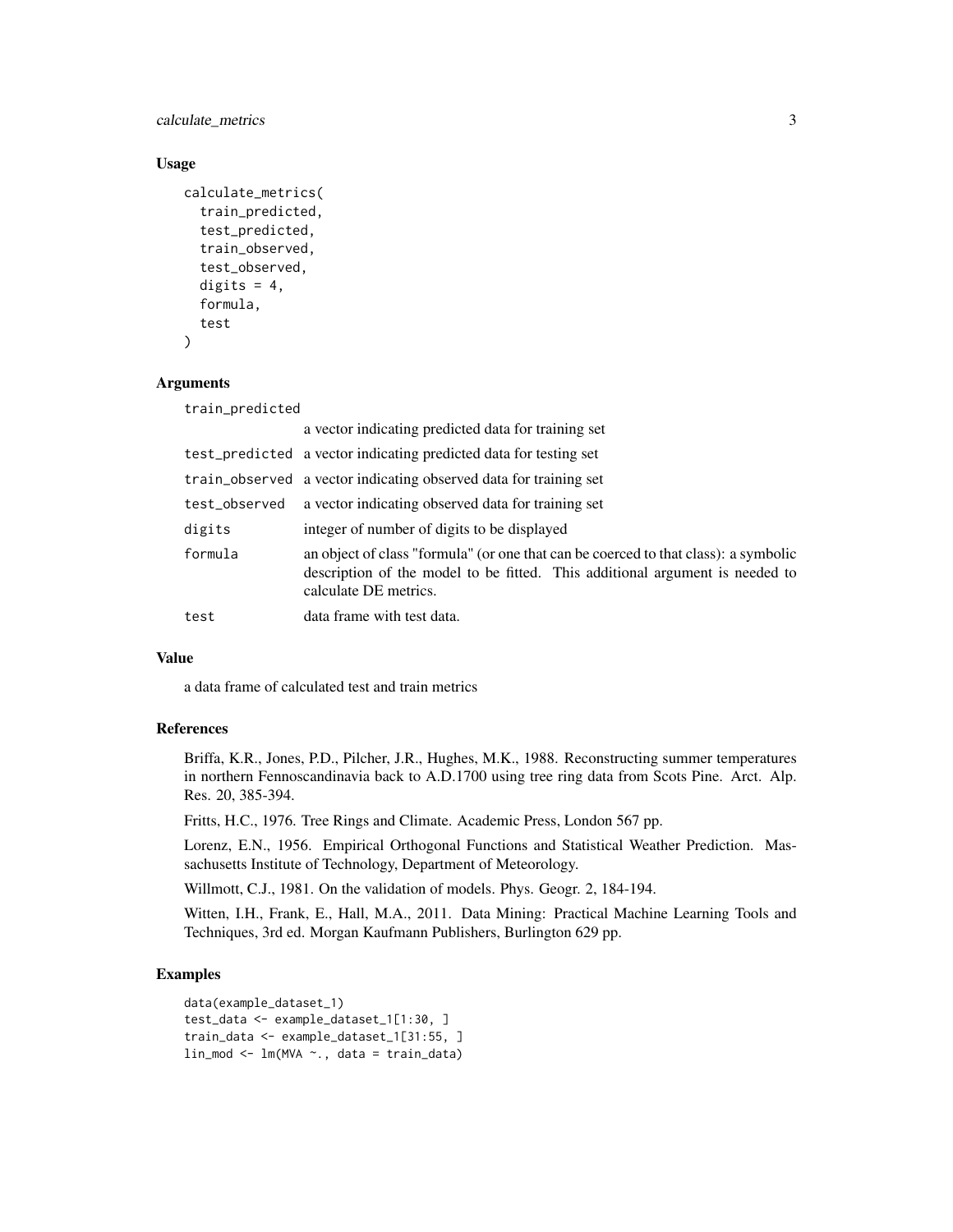### Usage

```
calculate_metrics(
  train_predicted,
  test_predicted,
  train_observed,
  test_observed,
  digits = 4,
  formula,
  test
)
```

### Arguments

| | |
|---|---|
| train_predicted | a vector indicating predicted data for training set |
| test_predicted | a vector indicating predicted data for testing set |
| train_observed | a vector indicating observed data for training set |
| test_observed | a vector indicating observed data for training set |
| digits | integer of number of digits to be displayed |
| formula | an object of class "formula" (or one that can be coerced to that class): a symbolic description of the model to be fitted. This additional argument is needed to calculate DE metrics. |
| test | data frame with test data. |

### Value

a data frame of calculated test and train metrics

### References

Briffa, K.R., Jones, P.D., Pilcher, J.R., Hughes, M.K., 1988. Reconstructing summer temperatures in northern Fennoscandinavia back to A.D.1700 using tree ring data from Scots Pine. Arct. Alp. Res. 20, 385-394.

Fritts, H.C., 1976. Tree Rings and Climate. Academic Press, London 567 pp.

Lorenz, E.N., 1956. Empirical Orthogonal Functions and Statistical Weather Prediction. Massachusetts Institute of Technology, Department of Meteorology.

Willmott, C.J., 1981. On the validation of models. Phys. Geogr. 2, 184-194.

Witten, I.H., Frank, E., Hall, M.A., 2011. Data Mining: Practical Machine Learning Tools and Techniques, 3rd ed. Morgan Kaufmann Publishers, Burlington 629 pp.

### Examples

```
data(example_dataset_1)
test_data <- example_dataset_1[1:30, ]
train_data <- example_dataset_1[31:55, ]
lin_mod <- lm(MVA ~., data = train_data)
```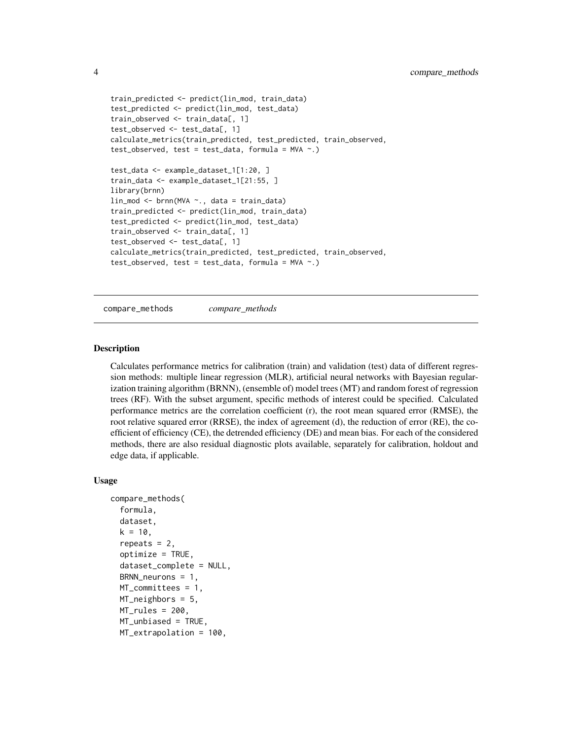```
train_predicted <- predict(lin_mod, train_data)
test_predicted <- predict(lin_mod, test_data)
train_observed <- train_data[, 1]
test_observed <- test_data[, 1]
calculate_metrics(train_predicted, test_predicted, train_observed,
test_observed, test = test_data, formula = MVA ~.)

test_data <- example_dataset_1[1:20, ]
train_data <- example_dataset_1[21:55, ]
library(brnn)
lin_mod <- brnn(MVA ~., data = train_data)
train_predicted <- predict(lin_mod, train_data)
test_predicted <- predict(lin_mod, test_data)
train_observed <- train_data[, 1]
test_observed <- test_data[, 1]
calculate_metrics(train_predicted, test_predicted, train_observed,
test_observed, test = test_data, formula = MVA ~.)
```

## compare_methods    *compare_methods*

### Description

Calculates performance metrics for calibration (train) and validation (test) data of different regression methods: multiple linear regression (MLR), artificial neural networks with Bayesian regularization training algorithm (BRNN), (ensemble of) model trees (MT) and random forest of regression trees (RF). With the subset argument, specific methods of interest could be specified. Calculated performance metrics are the correlation coefficient (r), the root mean squared error (RMSE), the root relative squared error (RRSE), the index of agreement (d), the reduction of error (RE), the coefficient of efficiency (CE), the detrended efficiency (DE) and mean bias. For each of the considered methods, there are also residual diagnostic plots available, separately for calibration, holdout and edge data, if applicable.

### Usage

```
compare_methods(
  formula,
  dataset,
  k = 10,
  repeats = 2,
  optimize = TRUE,
  dataset_complete = NULL,
  BRNN_neurons = 1,
  MT_committees = 1,
  MT_neighbors = 5,
  MT_rules = 200,
  MT_unbiased = TRUE,
  MT_extrapolation = 100,
```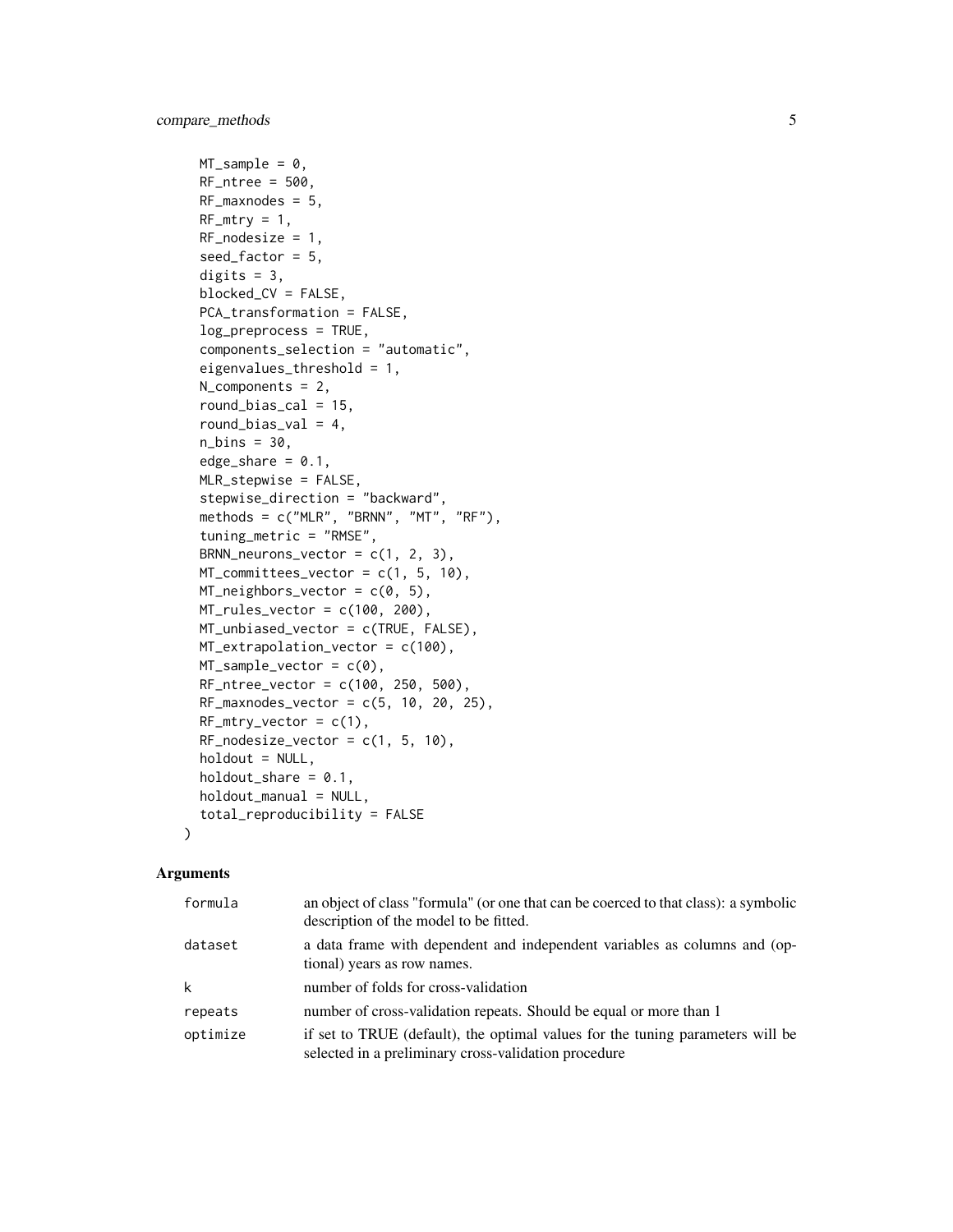```
  MT_sample = 0,
  RF_ntree = 500,
  RF_maxnodes = 5,
  RF_mtry = 1,
  RF_nodesize = 1,
  seed_factor = 5,
  digits = 3,
  blocked_CV = FALSE,
  PCA_transformation = FALSE,
  log_preprocess = TRUE,
  components_selection = "automatic",
  eigenvalues_threshold = 1,
  N_components = 2,
  round_bias_cal = 15,
  round_bias_val = 4,
  n_bins = 30,
  edge_share = 0.1,
  MLR_stepwise = FALSE,
  stepwise_direction = "backward",
  methods = c("MLR", "BRNN", "MT", "RF"),
  tuning_metric = "RMSE",
  BRNN_neurons_vector = c(1, 2, 3),
  MT_committees_vector = c(1, 5, 10),
  MT_neighbors_vector = c(0, 5),
  MT_rules_vector = c(100, 200),
  MT_unbiased_vector = c(TRUE, FALSE),
  MT_extrapolation_vector = c(100),
  MT_sample_vector = c(0),
  RF_ntree_vector = c(100, 250, 500),
  RF_maxnodes_vector = c(5, 10, 20, 25),
  RF_mtry_vector = c(1),
  RF_nodesize_vector = c(1, 5, 10),
  holdout = NULL,
  holdout_share = 0.1,
  holdout_manual = NULL,
  total_reproducibility = FALSE
)
```

## Arguments

| | |
|---|---|
| `formula` | an object of class "formula" (or one that can be coerced to that class): a symbolic description of the model to be fitted. |
| `dataset` | a data frame with dependent and independent variables as columns and (optional) years as row names. |
| `k` | number of folds for cross-validation |
| `repeats` | number of cross-validation repeats. Should be equal or more than 1 |
| `optimize` | if set to TRUE (default), the optimal values for the tuning parameters will be selected in a preliminary cross-validation procedure |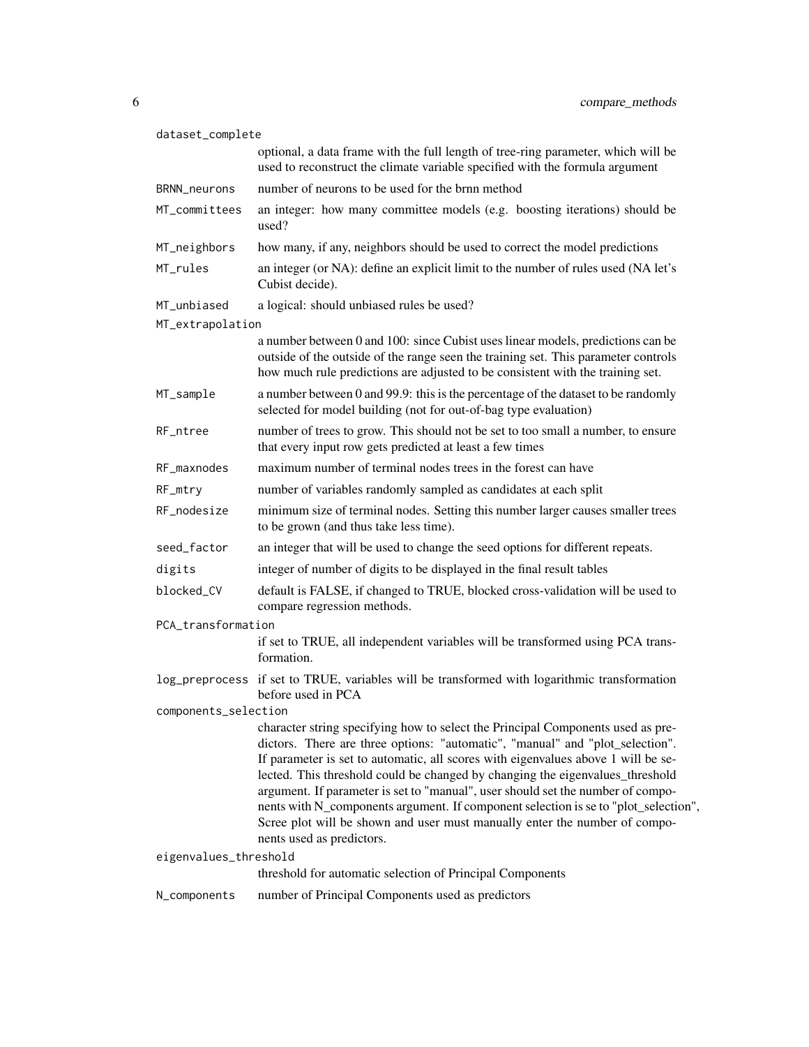dataset_complete
: optional, a data frame with the full length of tree-ring parameter, which will be used to reconstruct the climate variable specified with the formula argument

BRNN_neurons
: number of neurons to be used for the brnn method

MT_committees
: an integer: how many committee models (e.g. boosting iterations) should be used?

MT_neighbors
: how many, if any, neighbors should be used to correct the model predictions

MT_rules
: an integer (or NA): define an explicit limit to the number of rules used (NA let's Cubist decide).

MT_unbiased
: a logical: should unbiased rules be used?

MT_extrapolation
: a number between 0 and 100: since Cubist uses linear models, predictions can be outside of the outside of the range seen the training set. This parameter controls how much rule predictions are adjusted to be consistent with the training set.

MT_sample
: a number between 0 and 99.9: this is the percentage of the dataset to be randomly selected for model building (not for out-of-bag type evaluation)

RF_ntree
: number of trees to grow. This should not be set to too small a number, to ensure that every input row gets predicted at least a few times

RF_maxnodes
: maximum number of terminal nodes trees in the forest can have

RF_mtry
: number of variables randomly sampled as candidates at each split

RF_nodesize
: minimum size of terminal nodes. Setting this number larger causes smaller trees to be grown (and thus take less time).

seed_factor
: an integer that will be used to change the seed options for different repeats.

digits
: integer of number of digits to be displayed in the final result tables

blocked_CV
: default is FALSE, if changed to TRUE, blocked cross-validation will be used to compare regression methods.

PCA_transformation
: if set to TRUE, all independent variables will be transformed using PCA transformation.

log_preprocess
: if set to TRUE, variables will be transformed with logarithmic transformation before used in PCA

components_selection
: character string specifying how to select the Principal Components used as predictors. There are three options: "automatic", "manual" and "plot_selection". If parameter is set to automatic, all scores with eigenvalues above 1 will be selected. This threshold could be changed by changing the eigenvalues_threshold argument. If parameter is set to "manual", user should set the number of components with N_components argument. If component selection is se to "plot_selection", Scree plot will be shown and user must manually enter the number of components used as predictors.

eigenvalues_threshold
: threshold for automatic selection of Principal Components

N_components
: number of Principal Components used as predictors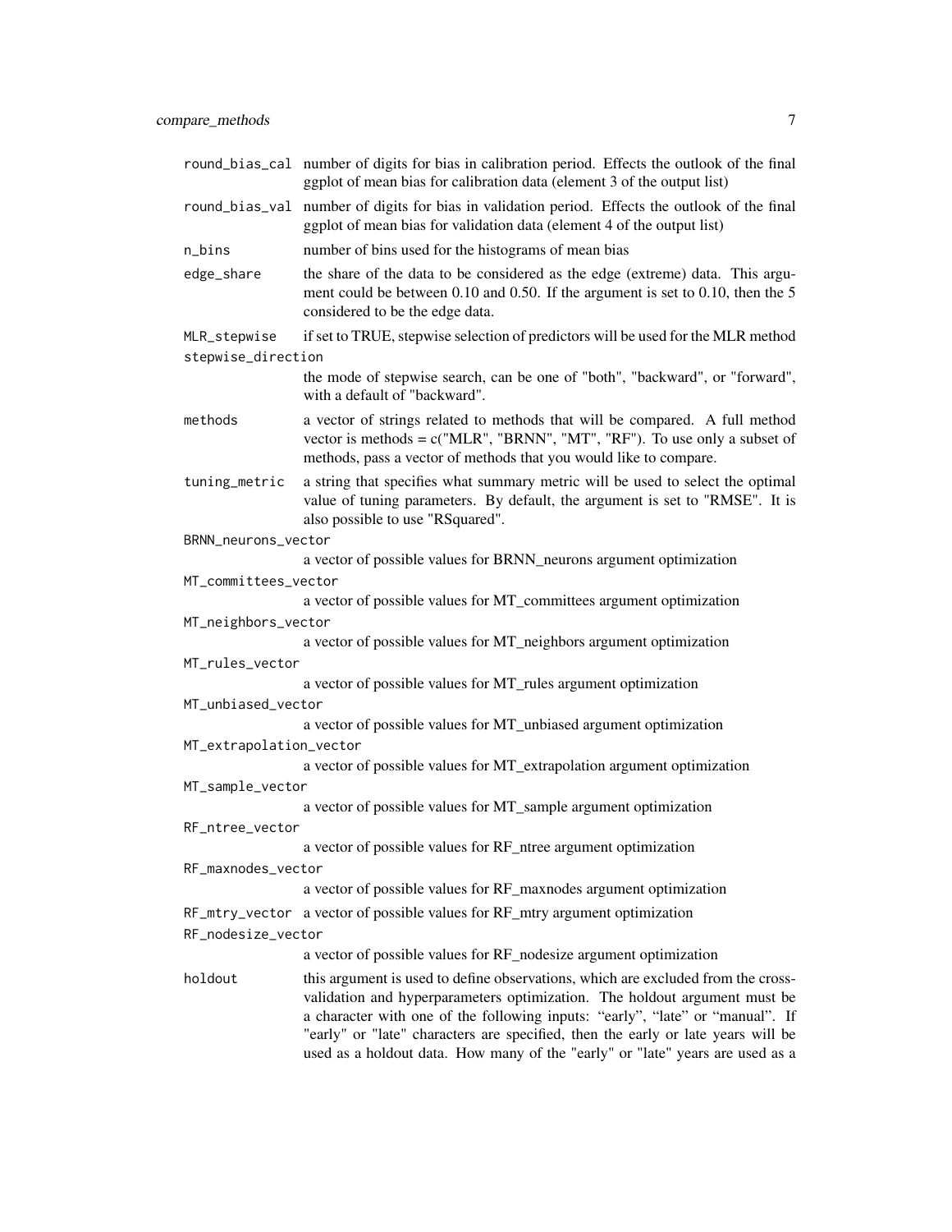round_bias_cal
: number of digits for bias in calibration period. Effects the outlook of the final ggplot of mean bias for calibration data (element 3 of the output list)

round_bias_val
: number of digits for bias in validation period. Effects the outlook of the final ggplot of mean bias for validation data (element 4 of the output list)

n_bins
: number of bins used for the histograms of mean bias

edge_share
: the share of the data to be considered as the edge (extreme) data. This argument could be between 0.10 and 0.50. If the argument is set to 0.10, then the 5 considered to be the edge data.

MLR_stepwise
: if set to TRUE, stepwise selection of predictors will be used for the MLR method

stepwise_direction
: the mode of stepwise search, can be one of "both", "backward", or "forward", with a default of "backward".

methods
: a vector of strings related to methods that will be compared. A full method vector is methods = c("MLR", "BRNN", "MT", "RF"). To use only a subset of methods, pass a vector of methods that you would like to compare.

tuning_metric
: a string that specifies what summary metric will be used to select the optimal value of tuning parameters. By default, the argument is set to "RMSE". It is also possible to use "RSquared".

BRNN_neurons_vector
: a vector of possible values for BRNN_neurons argument optimization

MT_committees_vector
: a vector of possible values for MT_committees argument optimization

MT_neighbors_vector
: a vector of possible values for MT_neighbors argument optimization

MT_rules_vector
: a vector of possible values for MT_rules argument optimization

MT_unbiased_vector
: a vector of possible values for MT_unbiased argument optimization

MT_extrapolation_vector
: a vector of possible values for MT_extrapolation argument optimization

MT_sample_vector
: a vector of possible values for MT_sample argument optimization

RF_ntree_vector
: a vector of possible values for RF_ntree argument optimization

RF_maxnodes_vector
: a vector of possible values for RF_maxnodes argument optimization

RF_mtry_vector
: a vector of possible values for RF_mtry argument optimization

RF_nodesize_vector
: a vector of possible values for RF_nodesize argument optimization

holdout
: this argument is used to define observations, which are excluded from the cross-validation and hyperparameters optimization. The holdout argument must be a character with one of the following inputs: "early", "late" or "manual". If "early" or "late" characters are specified, then the early or late years will be used as a holdout data. How many of the "early" or "late" years are used as a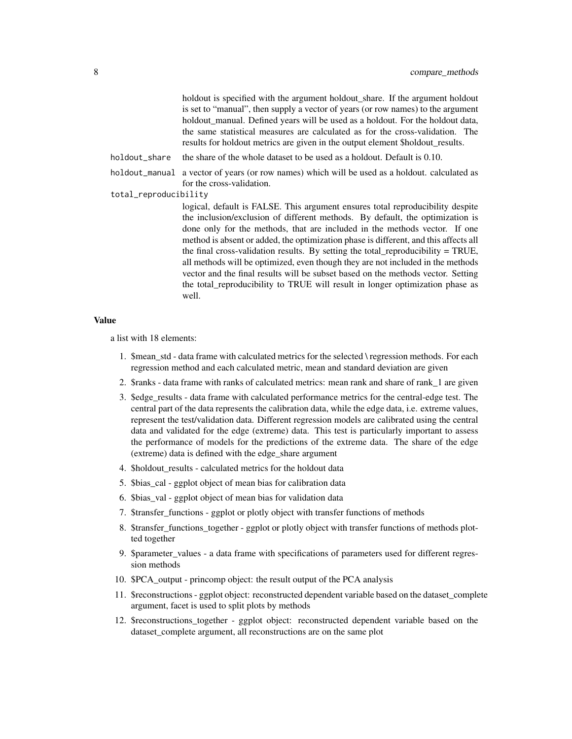holdout is specified with the argument holdout_share. If the argument holdout is set to "manual", then supply a vector of years (or row names) to the argument holdout_manual. Defined years will be used as a holdout. For the holdout data, the same statistical measures are calculated as for the cross-validation. The results for holdout metrics are given in the output element $holdout_results.

holdout_share
: the share of the whole dataset to be used as a holdout. Default is 0.10.

holdout_manual
: a vector of years (or row names) which will be used as a holdout. calculated as for the cross-validation.

total_reproducibility
: logical, default is FALSE. This argument ensures total reproducibility despite the inclusion/exclusion of different methods. By default, the optimization is done only for the methods, that are included in the methods vector. If one method is absent or added, the optimization phase is different, and this affects all the final cross-validation results. By setting the total_reproducibility = TRUE, all methods will be optimized, even though they are not included in the methods vector and the final results will be subset based on the methods vector. Setting the total_reproducibility to TRUE will result in longer optimization phase as well.

### Value

a list with 18 elements:

1. $mean_std - data frame with calculated metrics for the selected \ regression methods. For each regression method and each calculated metric, mean and standard deviation are given
2. $ranks - data frame with ranks of calculated metrics: mean rank and share of rank_1 are given
3. $edge_results - data frame with calculated performance metrics for the central-edge test. The central part of the data represents the calibration data, while the edge data, i.e. extreme values, represent the test/validation data. Different regression models are calibrated using the central data and validated for the edge (extreme) data. This test is particularly important to assess the performance of models for the predictions of the extreme data. The share of the edge (extreme) data is defined with the edge_share argument
4. $holdout_results - calculated metrics for the holdout data
5. $bias_cal - ggplot object of mean bias for calibration data
6. $bias_val - ggplot object of mean bias for validation data
7. $transfer_functions - ggplot or plotly object with transfer functions of methods
8. $transfer_functions_together - ggplot or plotly object with transfer functions of methods plotted together
9. $parameter_values - a data frame with specifications of parameters used for different regression methods
10. $PCA_output - princomp object: the result output of the PCA analysis
11. $reconstructions - ggplot object: reconstructed dependent variable based on the dataset_complete argument, facet is used to split plots by methods
12. $reconstructions_together - ggplot object: reconstructed dependent variable based on the dataset_complete argument, all reconstructions are on the same plot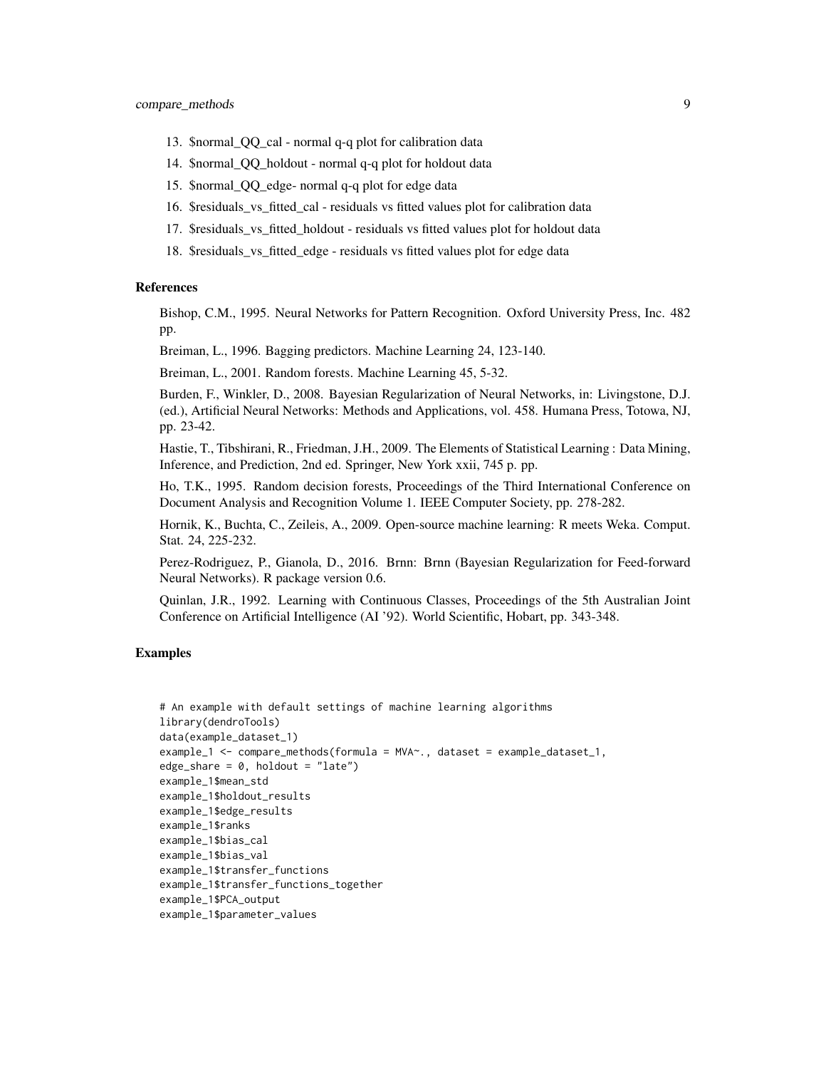13. $normal_QQ_cal - normal q-q plot for calibration data
14. $normal_QQ_holdout - normal q-q plot for holdout data
15. $normal_QQ_edge- normal q-q plot for edge data
16. $residuals_vs_fitted_cal - residuals vs fitted values plot for calibration data
17. $residuals_vs_fitted_holdout - residuals vs fitted values plot for holdout data
18. $residuals_vs_fitted_edge - residuals vs fitted values plot for edge data

### References

Bishop, C.M., 1995. Neural Networks for Pattern Recognition. Oxford University Press, Inc. 482 pp.

Breiman, L., 1996. Bagging predictors. Machine Learning 24, 123-140.

Breiman, L., 2001. Random forests. Machine Learning 45, 5-32.

Burden, F., Winkler, D., 2008. Bayesian Regularization of Neural Networks, in: Livingstone, D.J. (ed.), Artificial Neural Networks: Methods and Applications, vol. 458. Humana Press, Totowa, NJ, pp. 23-42.

Hastie, T., Tibshirani, R., Friedman, J.H., 2009. The Elements of Statistical Learning : Data Mining, Inference, and Prediction, 2nd ed. Springer, New York xxii, 745 p. pp.

Ho, T.K., 1995. Random decision forests, Proceedings of the Third International Conference on Document Analysis and Recognition Volume 1. IEEE Computer Society, pp. 278-282.

Hornik, K., Buchta, C., Zeileis, A., 2009. Open-source machine learning: R meets Weka. Comput. Stat. 24, 225-232.

Perez-Rodriguez, P., Gianola, D., 2016. Brnn: Brnn (Bayesian Regularization for Feed-forward Neural Networks). R package version 0.6.

Quinlan, J.R., 1992. Learning with Continuous Classes, Proceedings of the 5th Australian Joint Conference on Artificial Intelligence (AI '92). World Scientific, Hobart, pp. 343-348.

### Examples

```
# An example with default settings of machine learning algorithms
library(dendroTools)
data(example_dataset_1)
example_1 <- compare_methods(formula = MVA~., dataset = example_dataset_1,
edge_share = 0, holdout = "late")
example_1$mean_std
example_1$holdout_results
example_1$edge_results
example_1$ranks
example_1$bias_cal
example_1$bias_val
example_1$transfer_functions
example_1$transfer_functions_together
example_1$PCA_output
example_1$parameter_values
```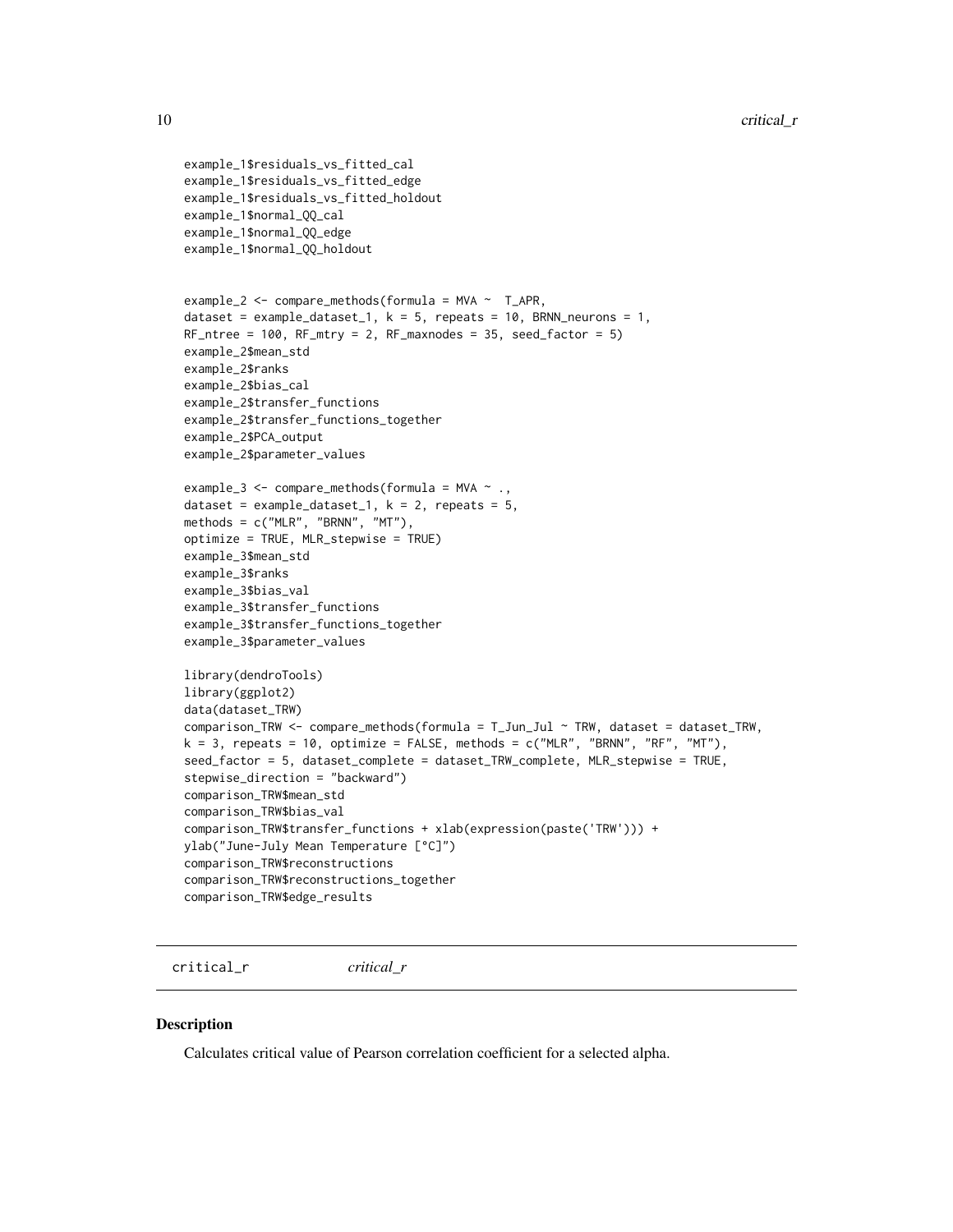```
example_1$residuals_vs_fitted_cal
example_1$residuals_vs_fitted_edge
example_1$residuals_vs_fitted_holdout
example_1$normal_QQ_cal
example_1$normal_QQ_edge
example_1$normal_QQ_holdout


example_2 <- compare_methods(formula = MVA ~  T_APR,
dataset = example_dataset_1, k = 5, repeats = 10, BRNN_neurons = 1,
RF_ntree = 100, RF_mtry = 2, RF_maxnodes = 35, seed_factor = 5)
example_2$mean_std
example_2$ranks
example_2$bias_cal
example_2$transfer_functions
example_2$transfer_functions_together
example_2$PCA_output
example_2$parameter_values

example_3 <- compare_methods(formula = MVA ~ .,
dataset = example_dataset_1, k = 2, repeats = 5,
methods = c("MLR", "BRNN", "MT"),
optimize = TRUE, MLR_stepwise = TRUE)
example_3$mean_std
example_3$ranks
example_3$bias_val
example_3$transfer_functions
example_3$transfer_functions_together
example_3$parameter_values

library(dendroTools)
library(ggplot2)
data(dataset_TRW)
comparison_TRW <- compare_methods(formula = T_Jun_Jul ~ TRW, dataset = dataset_TRW,
k = 3, repeats = 10, optimize = FALSE, methods = c("MLR", "BRNN", "RF", "MT"),
seed_factor = 5, dataset_complete = dataset_TRW_complete, MLR_stepwise = TRUE,
stepwise_direction = "backward")
comparison_TRW$mean_std
comparison_TRW$bias_val
comparison_TRW$transfer_functions + xlab(expression(paste('TRW'))) +
ylab("June-July Mean Temperature [°C]")
comparison_TRW$reconstructions
comparison_TRW$reconstructions_together
comparison_TRW$edge_results
```

---

## critical_r *critical_r*

---

### Description

Calculates critical value of Pearson correlation coefficient for a selected alpha.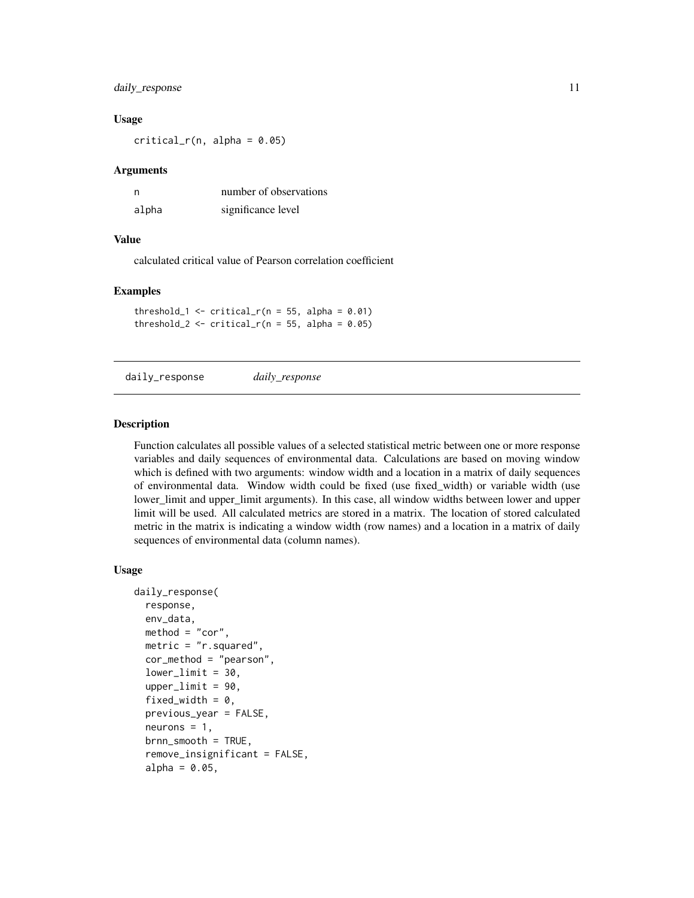### Usage

```
critical_r(n, alpha = 0.05)
```

### Arguments

| | |
|---|---|
| n | number of observations |
| alpha | significance level |

### Value

calculated critical value of Pearson correlation coefficient

### Examples

```
threshold_1 <- critical_r(n = 55, alpha = 0.01)
threshold_2 <- critical_r(n = 55, alpha = 0.05)
```

## daily_response *daily_response*

### Description

Function calculates all possible values of a selected statistical metric between one or more response variables and daily sequences of environmental data. Calculations are based on moving window which is defined with two arguments: window width and a location in a matrix of daily sequences of environmental data. Window width could be fixed (use fixed_width) or variable width (use lower_limit and upper_limit arguments). In this case, all window widths between lower and upper limit will be used. All calculated metrics are stored in a matrix. The location of stored calculated metric in the matrix is indicating a window width (row names) and a location in a matrix of daily sequences of environmental data (column names).

### Usage

```
daily_response(
  response,
  env_data,
  method = "cor",
  metric = "r.squared",
  cor_method = "pearson",
  lower_limit = 30,
  upper_limit = 90,
  fixed_width = 0,
  previous_year = FALSE,
  neurons = 1,
  brnn_smooth = TRUE,
  remove_insignificant = FALSE,
  alpha = 0.05,
```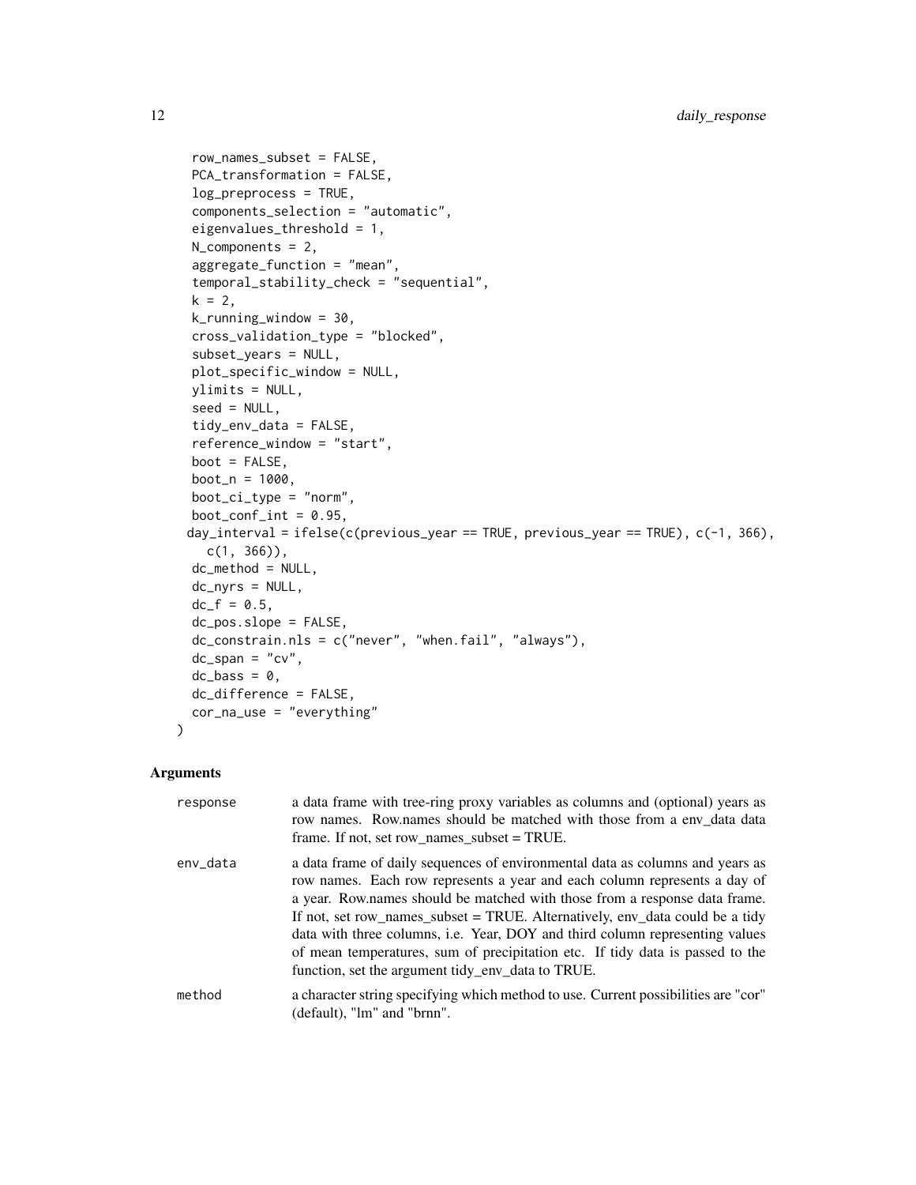```
  row_names_subset = FALSE,
  PCA_transformation = FALSE,
  log_preprocess = TRUE,
  components_selection = "automatic",
  eigenvalues_threshold = 1,
  N_components = 2,
  aggregate_function = "mean",
  temporal_stability_check = "sequential",
  k = 2,
  k_running_window = 30,
  cross_validation_type = "blocked",
  subset_years = NULL,
  plot_specific_window = NULL,
  ylimits = NULL,
  seed = NULL,
  tidy_env_data = FALSE,
  reference_window = "start",
  boot = FALSE,
  boot_n = 1000,
  boot_ci_type = "norm",
  boot_conf_int = 0.95,
  day_interval = ifelse(c(previous_year == TRUE, previous_year == TRUE), c(-1, 366),
    c(1, 366)),
  dc_method = NULL,
  dc_nyrs = NULL,
  dc_f = 0.5,
  dc_pos.slope = FALSE,
  dc_constrain.nls = c("never", "when.fail", "always"),
  dc_span = "cv",
  dc_bass = 0,
  dc_difference = FALSE,
  cor_na_use = "everything"
)
```

## Arguments

| | |
|---|---|
| response | a data frame with tree-ring proxy variables as columns and (optional) years as row names. Row.names should be matched with those from a env_data data frame. If not, set row_names_subset = TRUE. |
| env_data | a data frame of daily sequences of environmental data as columns and years as row names. Each row represents a year and each column represents a day of a year. Row.names should be matched with those from a response data frame. If not, set row_names_subset = TRUE. Alternatively, env_data could be a tidy data with three columns, i.e. Year, DOY and third column representing values of mean temperatures, sum of precipitation etc. If tidy data is passed to the function, set the argument tidy_env_data to TRUE. |
| method | a character string specifying which method to use. Current possibilities are "cor" (default), "lm" and "brnn". |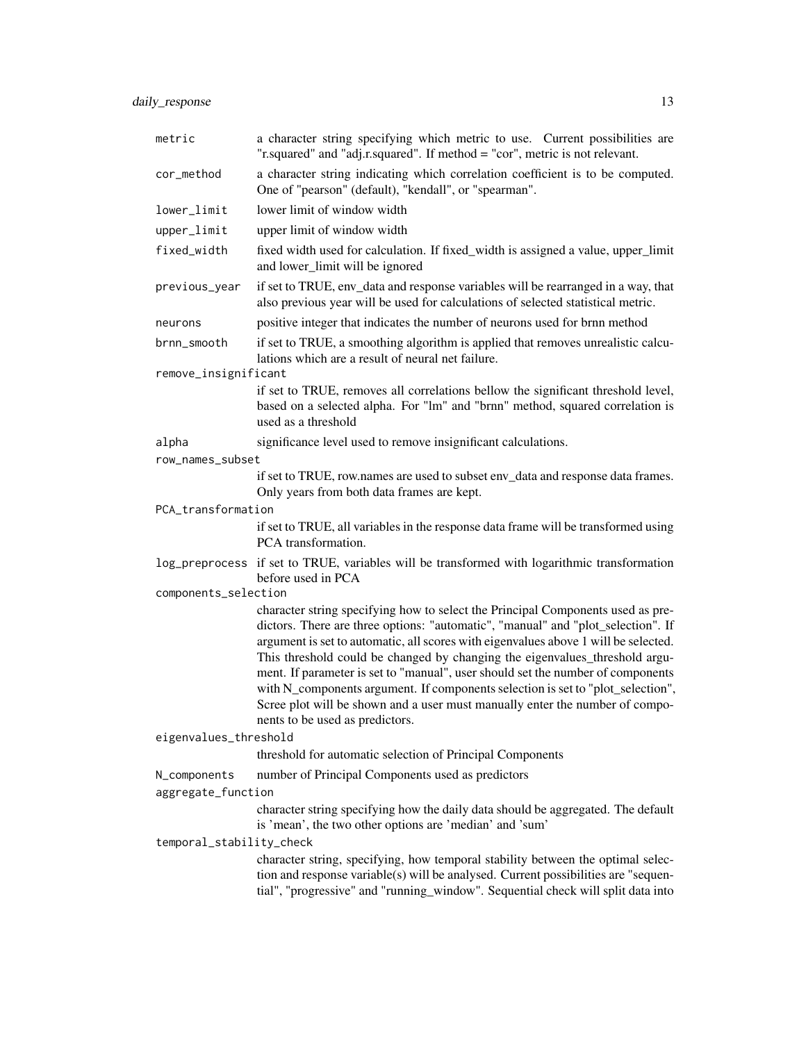`metric`
: a character string specifying which metric to use. Current possibilities are "r.squared" and "adj.r.squared". If method = "cor", metric is not relevant.

`cor_method`
: a character string indicating which correlation coefficient is to be computed. One of "pearson" (default), "kendall", or "spearman".

`lower_limit`
: lower limit of window width

`upper_limit`
: upper limit of window width

`fixed_width`
: fixed width used for calculation. If fixed_width is assigned a value, upper_limit and lower_limit will be ignored

`previous_year`
: if set to TRUE, env_data and response variables will be rearranged in a way, that also previous year will be used for calculations of selected statistical metric.

`neurons`
: positive integer that indicates the number of neurons used for brnn method

`brnn_smooth`
: if set to TRUE, a smoothing algorithm is applied that removes unrealistic calculations which are a result of neural net failure.

`remove_insignificant`
: if set to TRUE, removes all correlations bellow the significant threshold level, based on a selected alpha. For "lm" and "brnn" method, squared correlation is used as a threshold

`alpha`
: significance level used to remove insignificant calculations.

`row_names_subset`
: if set to TRUE, row.names are used to subset env_data and response data frames. Only years from both data frames are kept.

`PCA_transformation`
: if set to TRUE, all variables in the response data frame will be transformed using PCA transformation.

`log_preprocess`
: if set to TRUE, variables will be transformed with logarithmic transformation before used in PCA

`components_selection`
: character string specifying how to select the Principal Components used as predictors. There are three options: "automatic", "manual" and "plot_selection". If argument is set to automatic, all scores with eigenvalues above 1 will be selected. This threshold could be changed by changing the eigenvalues_threshold argument. If parameter is set to "manual", user should set the number of components with N_components argument. If components selection is set to "plot_selection", Scree plot will be shown and a user must manually enter the number of components to be used as predictors.

`eigenvalues_threshold`
: threshold for automatic selection of Principal Components

`N_components`
: number of Principal Components used as predictors

`aggregate_function`
: character string specifying how the daily data should be aggregated. The default is 'mean', the two other options are 'median' and 'sum'

`temporal_stability_check`
: character string, specifying, how temporal stability between the optimal selection and response variable(s) will be analysed. Current possibilities are "sequential", "progressive" and "running_window". Sequential check will split data into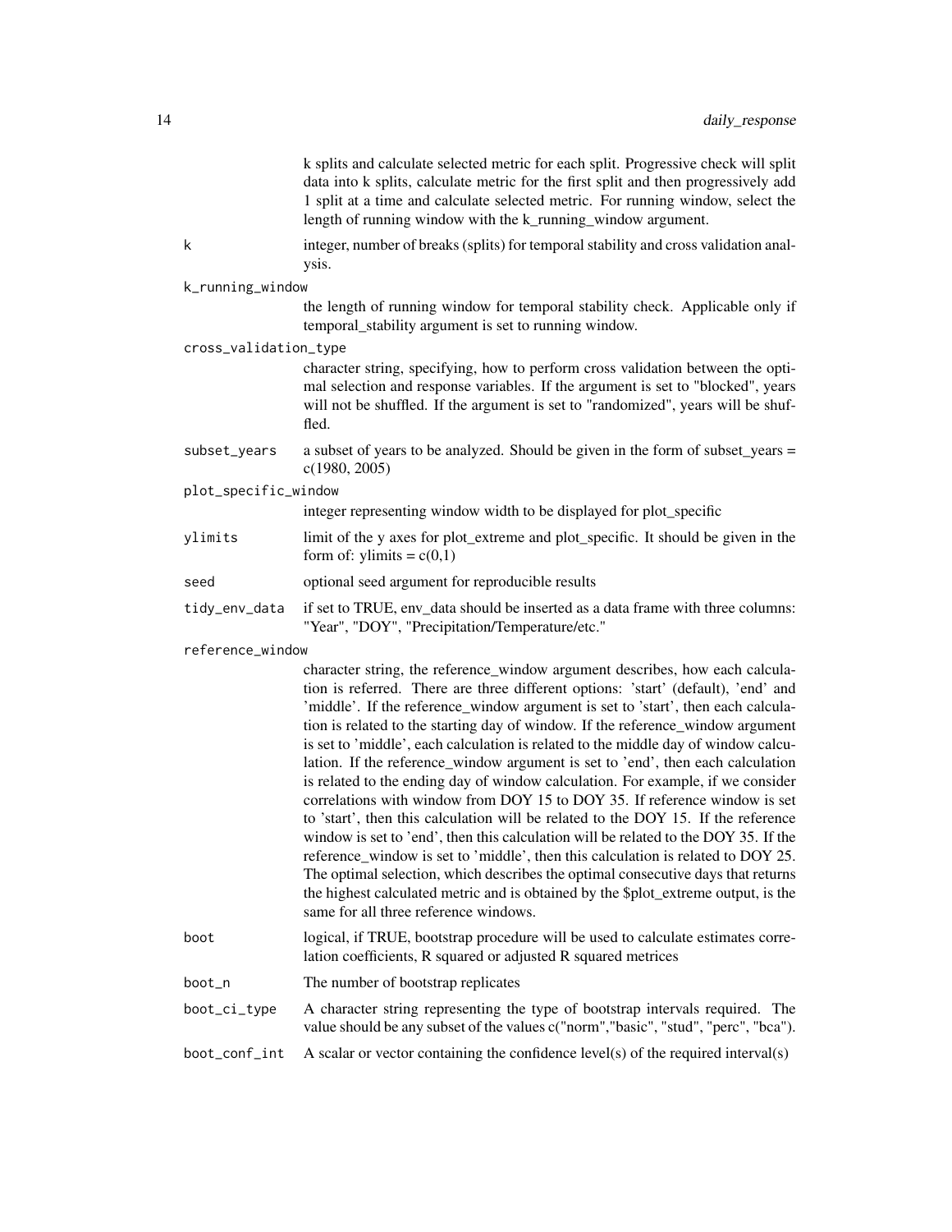k splits and calculate selected metric for each split. Progressive check will split data into k splits, calculate metric for the first split and then progressively add 1 split at a time and calculate selected metric. For running window, select the length of running window with the k_running_window argument.

`k`
: integer, number of breaks (splits) for temporal stability and cross validation analysis.

`k_running_window`
: the length of running window for temporal stability check. Applicable only if temporal_stability argument is set to running window.

`cross_validation_type`
: character string, specifying, how to perform cross validation between the optimal selection and response variables. If the argument is set to "blocked", years will not be shuffled. If the argument is set to "randomized", years will be shuffled.

`subset_years`
: a subset of years to be analyzed. Should be given in the form of subset_years = c(1980, 2005)

`plot_specific_window`
: integer representing window width to be displayed for plot_specific

`ylimits`
: limit of the y axes for plot_extreme and plot_specific. It should be given in the form of: ylimits = c(0,1)

`seed`
: optional seed argument for reproducible results

`tidy_env_data`
: if set to TRUE, env_data should be inserted as a data frame with three columns: "Year", "DOY", "Precipitation/Temperature/etc."

`reference_window`
: character string, the reference_window argument describes, how each calculation is referred. There are three different options: 'start' (default), 'end' and 'middle'. If the reference_window argument is set to 'start', then each calculation is related to the starting day of window. If the reference_window argument is set to 'middle', each calculation is related to the middle day of window calculation. If the reference_window argument is set to 'end', then each calculation is related to the ending day of window calculation. For example, if we consider correlations with window from DOY 15 to DOY 35. If reference window is set to 'start', then this calculation will be related to the DOY 15. If the reference window is set to 'end', then this calculation will be related to the DOY 35. If the reference_window is set to 'middle', then this calculation is related to DOY 25. The optimal selection, which describes the optimal consecutive days that returns the highest calculated metric and is obtained by the $plot_extreme output, is the same for all three reference windows.

`boot`
: logical, if TRUE, bootstrap procedure will be used to calculate estimates correlation coefficients, R squared or adjusted R squared metrices

`boot_n`
: The number of bootstrap replicates

`boot_ci_type`
: A character string representing the type of bootstrap intervals required. The value should be any subset of the values c("norm","basic", "stud", "perc", "bca").

`boot_conf_int`
: A scalar or vector containing the confidence level(s) of the required interval(s)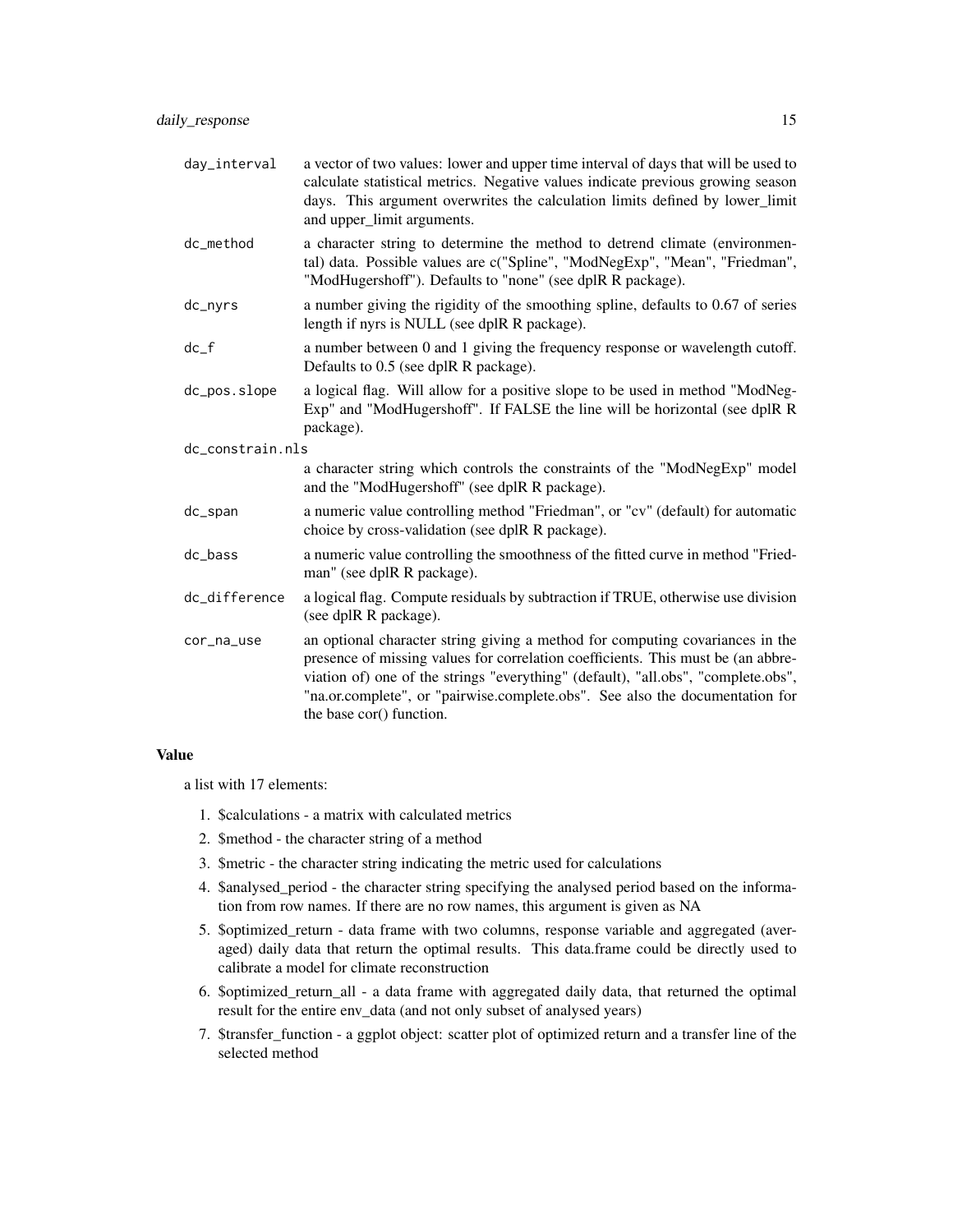| | |
|---|---|
| `day_interval` | a vector of two values: lower and upper time interval of days that will be used to calculate statistical metrics. Negative values indicate previous growing season days. This argument overwrites the calculation limits defined by lower_limit and upper_limit arguments. |
| `dc_method` | a character string to determine the method to detrend climate (environmental) data. Possible values are c("Spline", "ModNegExp", "Mean", "Friedman", "ModHugershoff"). Defaults to "none" (see dplR R package). |
| `dc_nyrs` | a number giving the rigidity of the smoothing spline, defaults to 0.67 of series length if nyrs is NULL (see dplR R package). |
| `dc_f` | a number between 0 and 1 giving the frequency response or wavelength cutoff. Defaults to 0.5 (see dplR R package). |
| `dc_pos.slope` | a logical flag. Will allow for a positive slope to be used in method "ModNegExp" and "ModHugershoff". If FALSE the line will be horizontal (see dplR R package). |
| `dc_constrain.nls` | a character string which controls the constraints of the "ModNegExp" model and the "ModHugershoff" (see dplR R package). |
| `dc_span` | a numeric value controlling method "Friedman", or "cv" (default) for automatic choice by cross-validation (see dplR R package). |
| `dc_bass` | a numeric value controlling the smoothness of the fitted curve in method "Friedman" (see dplR R package). |
| `dc_difference` | a logical flag. Compute residuals by subtraction if TRUE, otherwise use division (see dplR R package). |
| `cor_na_use` | an optional character string giving a method for computing covariances in the presence of missing values for correlation coefficients. This must be (an abbreviation of) one of the strings "everything" (default), "all.obs", "complete.obs", "na.or.complete", or "pairwise.complete.obs". See also the documentation for the base cor() function. |

### Value

a list with 17 elements:

1. $calculations - a matrix with calculated metrics
2. $method - the character string of a method
3. $metric - the character string indicating the metric used for calculations
4. $analysed_period - the character string specifying the analysed period based on the information from row names. If there are no row names, this argument is given as NA
5. $optimized_return - data frame with two columns, response variable and aggregated (averaged) daily data that return the optimal results. This data.frame could be directly used to calibrate a model for climate reconstruction
6. $optimized_return_all - a data frame with aggregated daily data, that returned the optimal result for the entire env_data (and not only subset of analysed years)
7. $transfer_function - a ggplot object: scatter plot of optimized return and a transfer line of the selected method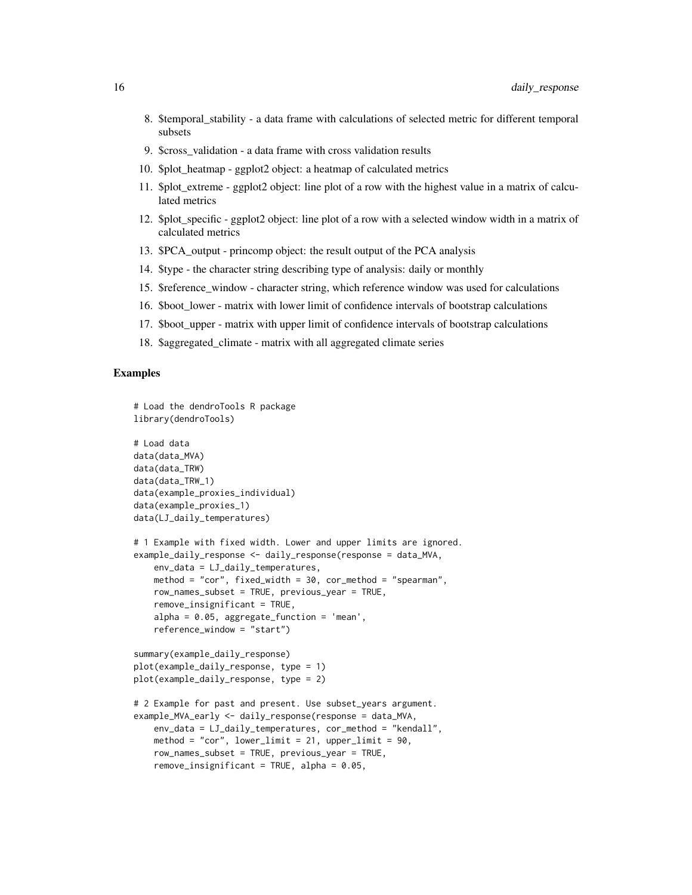8. $temporal_stability - a data frame with calculations of selected metric for different temporal subsets
9. $cross_validation - a data frame with cross validation results
10. $plot_heatmap - ggplot2 object: a heatmap of calculated metrics
11. $plot_extreme - ggplot2 object: line plot of a row with the highest value in a matrix of calculated metrics
12. $plot_specific - ggplot2 object: line plot of a row with a selected window width in a matrix of calculated metrics
13. $PCA_output - princomp object: the result output of the PCA analysis
14. $type - the character string describing type of analysis: daily or monthly
15. $reference_window - character string, which reference window was used for calculations
16. $boot_lower - matrix with lower limit of confidence intervals of bootstrap calculations
17. $boot_upper - matrix with upper limit of confidence intervals of bootstrap calculations
18. $aggregated_climate - matrix with all aggregated climate series

### Examples

```
# Load the dendroTools R package
library(dendroTools)

# Load data
data(data_MVA)
data(data_TRW)
data(data_TRW_1)
data(example_proxies_individual)
data(example_proxies_1)
data(LJ_daily_temperatures)

# 1 Example with fixed width. Lower and upper limits are ignored.
example_daily_response <- daily_response(response = data_MVA,
    env_data = LJ_daily_temperatures,
    method = "cor", fixed_width = 30, cor_method = "spearman",
    row_names_subset = TRUE, previous_year = TRUE,
    remove_insignificant = TRUE,
    alpha = 0.05, aggregate_function = 'mean',
    reference_window = "start")

summary(example_daily_response)
plot(example_daily_response, type = 1)
plot(example_daily_response, type = 2)

# 2 Example for past and present. Use subset_years argument.
example_MVA_early <- daily_response(response = data_MVA,
    env_data = LJ_daily_temperatures, cor_method = "kendall",
    method = "cor", lower_limit = 21, upper_limit = 90,
    row_names_subset = TRUE, previous_year = TRUE,
    remove_insignificant = TRUE, alpha = 0.05,
```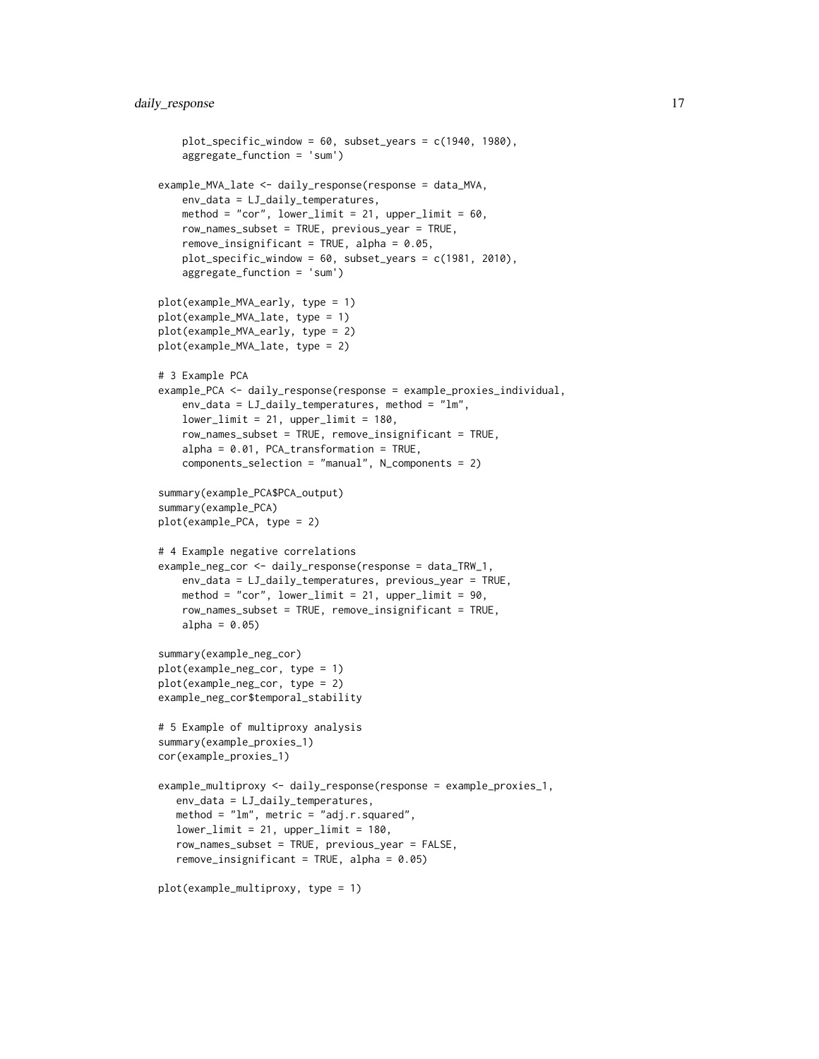```
    plot_specific_window = 60, subset_years = c(1940, 1980),
    aggregate_function = 'sum')

example_MVA_late <- daily_response(response = data_MVA,
    env_data = LJ_daily_temperatures,
    method = "cor", lower_limit = 21, upper_limit = 60,
    row_names_subset = TRUE, previous_year = TRUE,
    remove_insignificant = TRUE, alpha = 0.05,
    plot_specific_window = 60, subset_years = c(1981, 2010),
    aggregate_function = 'sum')

plot(example_MVA_early, type = 1)
plot(example_MVA_late, type = 1)
plot(example_MVA_early, type = 2)
plot(example_MVA_late, type = 2)

# 3 Example PCA
example_PCA <- daily_response(response = example_proxies_individual,
    env_data = LJ_daily_temperatures, method = "lm",
    lower_limit = 21, upper_limit = 180,
    row_names_subset = TRUE, remove_insignificant = TRUE,
    alpha = 0.01, PCA_transformation = TRUE,
    components_selection = "manual", N_components = 2)

summary(example_PCA$PCA_output)
summary(example_PCA)
plot(example_PCA, type = 2)

# 4 Example negative correlations
example_neg_cor <- daily_response(response = data_TRW_1,
    env_data = LJ_daily_temperatures, previous_year = TRUE,
    method = "cor", lower_limit = 21, upper_limit = 90,
    row_names_subset = TRUE, remove_insignificant = TRUE,
    alpha = 0.05)

summary(example_neg_cor)
plot(example_neg_cor, type = 1)
plot(example_neg_cor, type = 2)
example_neg_cor$temporal_stability

# 5 Example of multiproxy analysis
summary(example_proxies_1)
cor(example_proxies_1)

example_multiproxy <- daily_response(response = example_proxies_1,
   env_data = LJ_daily_temperatures,
   method = "lm", metric = "adj.r.squared",
   lower_limit = 21, upper_limit = 180,
   row_names_subset = TRUE, previous_year = FALSE,
   remove_insignificant = TRUE, alpha = 0.05)

plot(example_multiproxy, type = 1)
```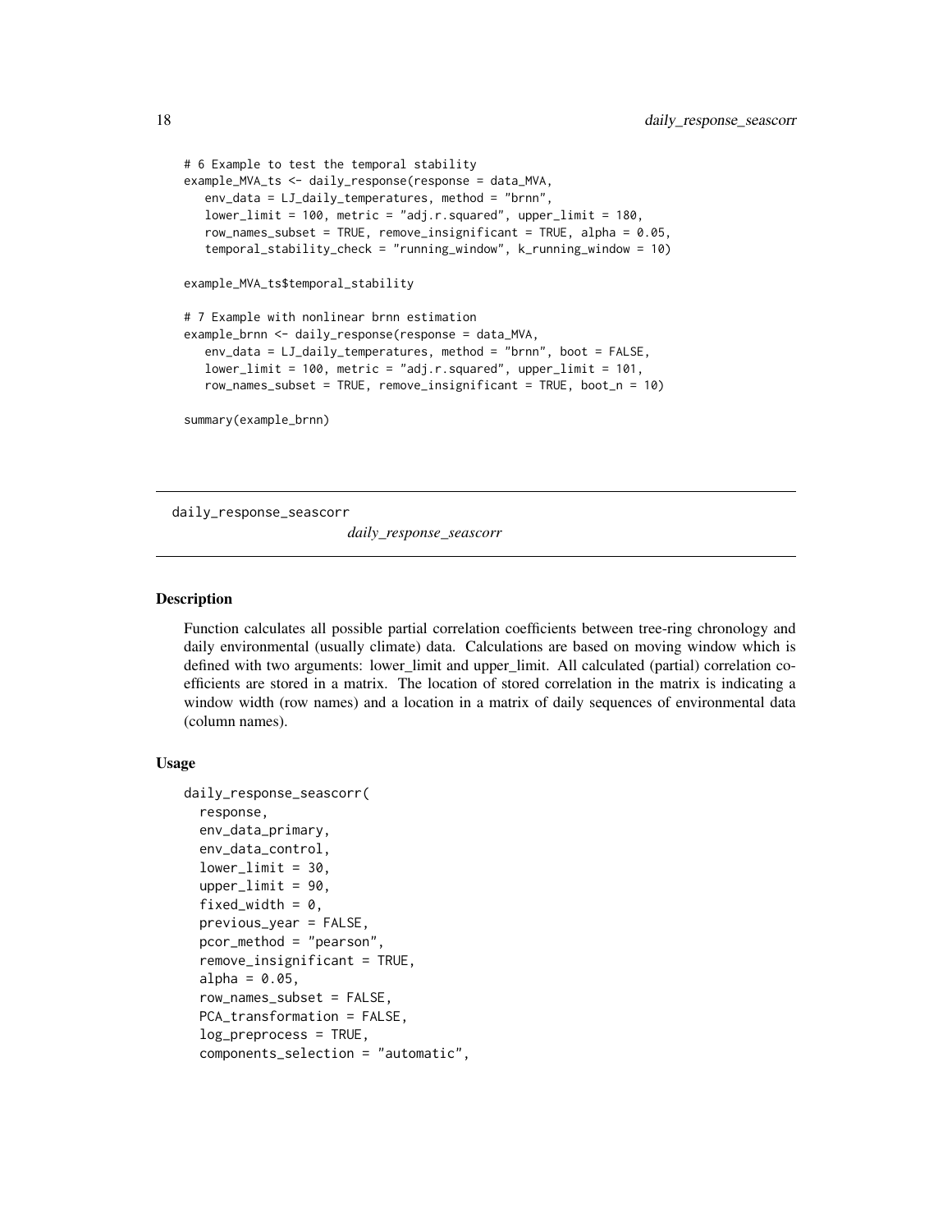```
# 6 Example to test the temporal stability
example_MVA_ts <- daily_response(response = data_MVA,
   env_data = LJ_daily_temperatures, method = "brnn",
   lower_limit = 100, metric = "adj.r.squared", upper_limit = 180,
   row_names_subset = TRUE, remove_insignificant = TRUE, alpha = 0.05,
   temporal_stability_check = "running_window", k_running_window = 10)

example_MVA_ts$temporal_stability

# 7 Example with nonlinear brnn estimation
example_brnn <- daily_response(response = data_MVA,
   env_data = LJ_daily_temperatures, method = "brnn", boot = FALSE,
   lower_limit = 100, metric = "adj.r.squared", upper_limit = 101,
   row_names_subset = TRUE, remove_insignificant = TRUE, boot_n = 10)

summary(example_brnn)
```

---

## daily_response_seascorr

*daily_response_seascorr*

---

### Description

Function calculates all possible partial correlation coefficients between tree-ring chronology and daily environmental (usually climate) data. Calculations are based on moving window which is defined with two arguments: lower_limit and upper_limit. All calculated (partial) correlation coefficients are stored in a matrix. The location of stored correlation in the matrix is indicating a window width (row names) and a location in a matrix of daily sequences of environmental data (column names).

### Usage

```
daily_response_seascorr(
  response,
  env_data_primary,
  env_data_control,
  lower_limit = 30,
  upper_limit = 90,
  fixed_width = 0,
  previous_year = FALSE,
  pcor_method = "pearson",
  remove_insignificant = TRUE,
  alpha = 0.05,
  row_names_subset = FALSE,
  PCA_transformation = FALSE,
  log_preprocess = TRUE,
  components_selection = "automatic",
```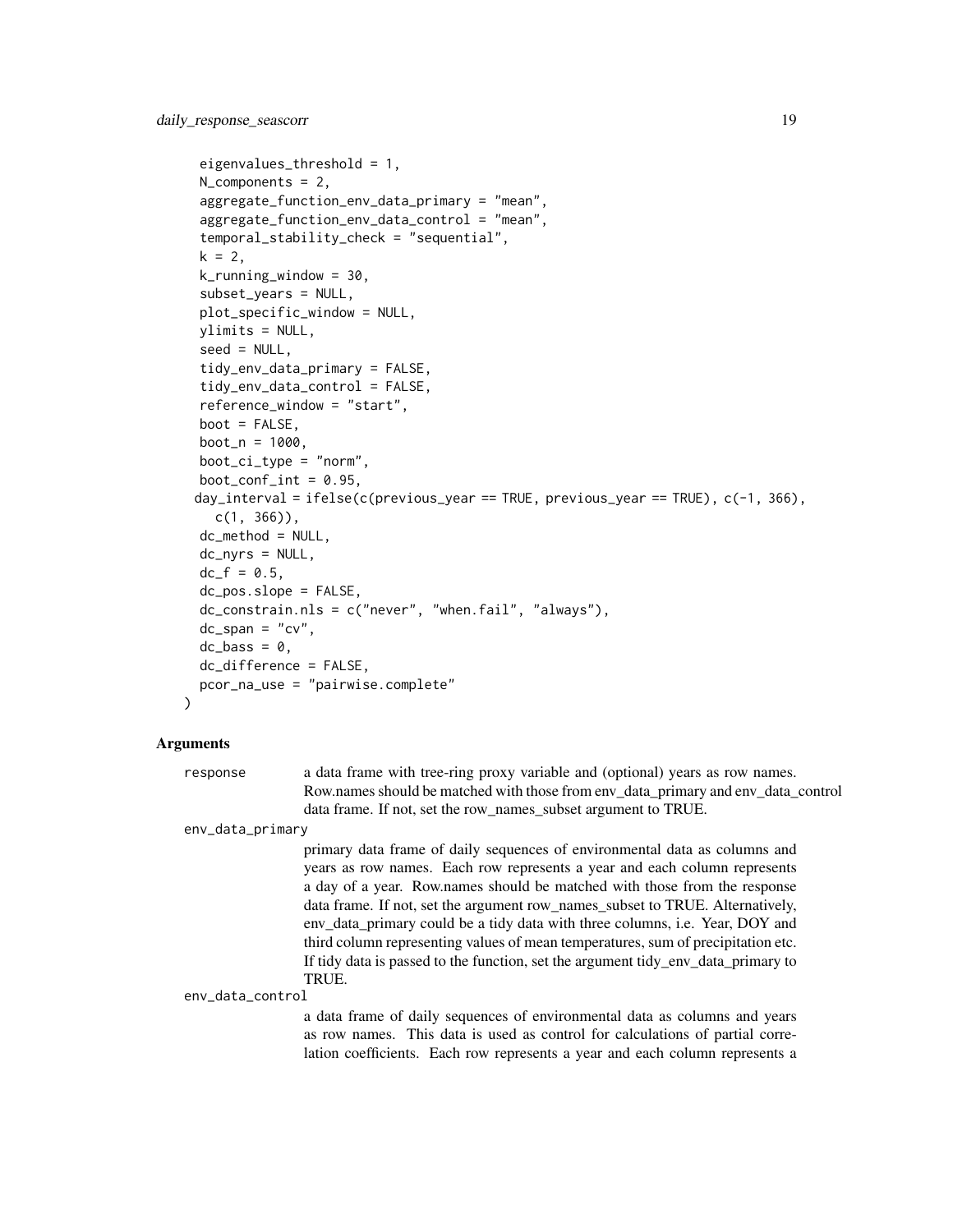```
  eigenvalues_threshold = 1,
  N_components = 2,
  aggregate_function_env_data_primary = "mean",
  aggregate_function_env_data_control = "mean",
  temporal_stability_check = "sequential",
  k = 2,
  k_running_window = 30,
  subset_years = NULL,
  plot_specific_window = NULL,
  ylimits = NULL,
  seed = NULL,
  tidy_env_data_primary = FALSE,
  tidy_env_data_control = FALSE,
  reference_window = "start",
  boot = FALSE,
  boot_n = 1000,
  boot_ci_type = "norm",
  boot_conf_int = 0.95,
  day_interval = ifelse(c(previous_year == TRUE, previous_year == TRUE), c(-1, 366),
    c(1, 366)),
  dc_method = NULL,
  dc_nyrs = NULL,
  dc_f = 0.5,
  dc_pos.slope = FALSE,
  dc_constrain.nls = c("never", "when.fail", "always"),
  dc_span = "cv",
  dc_bass = 0,
  dc_difference = FALSE,
  pcor_na_use = "pairwise.complete"
)
```

### Arguments

`response` a data frame with tree-ring proxy variable and (optional) years as row names. Row.names should be matched with those from env_data_primary and env_data_control data frame. If not, set the row_names_subset argument to TRUE.

`env_data_primary` primary data frame of daily sequences of environmental data as columns and years as row names. Each row represents a year and each column represents a day of a year. Row.names should be matched with those from the response data frame. If not, set the argument row_names_subset to TRUE. Alternatively, env_data_primary could be a tidy data with three columns, i.e. Year, DOY and third column representing values of mean temperatures, sum of precipitation etc. If tidy data is passed to the function, set the argument tidy_env_data_primary to TRUE.

`env_data_control` a data frame of daily sequences of environmental data as columns and years as row names. This data is used as control for calculations of partial correlation coefficients. Each row represents a year and each column represents a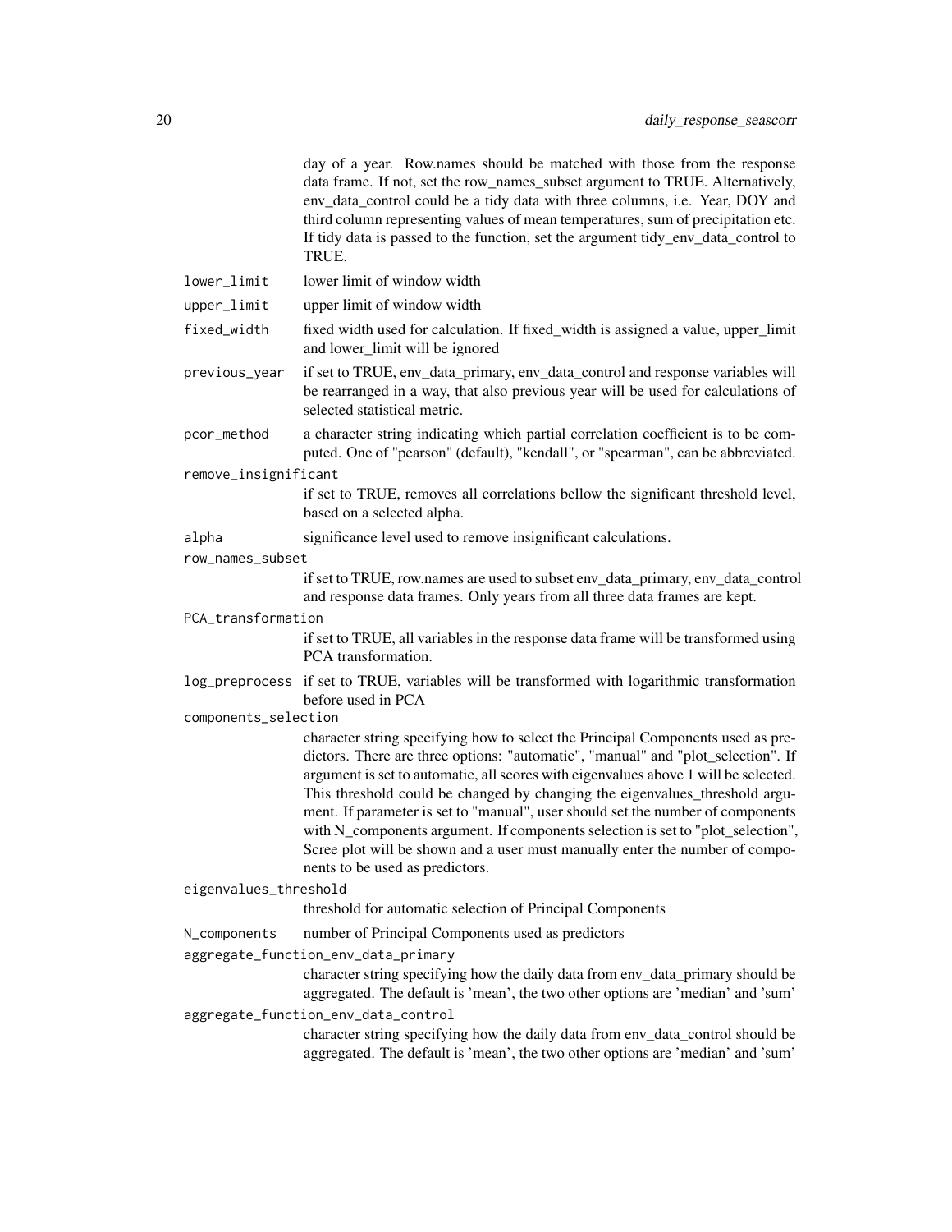day of a year. Row.names should be matched with those from the response data frame. If not, set the row_names_subset argument to TRUE. Alternatively, env_data_control could be a tidy data with three columns, i.e. Year, DOY and third column representing values of mean temperatures, sum of precipitation etc. If tidy data is passed to the function, set the argument tidy_env_data_control to TRUE.

`lower_limit`
: lower limit of window width

`upper_limit`
: upper limit of window width

`fixed_width`
: fixed width used for calculation. If fixed_width is assigned a value, upper_limit and lower_limit will be ignored

`previous_year`
: if set to TRUE, env_data_primary, env_data_control and response variables will be rearranged in a way, that also previous year will be used for calculations of selected statistical metric.

`pcor_method`
: a character string indicating which partial correlation coefficient is to be computed. One of "pearson" (default), "kendall", or "spearman", can be abbreviated.

`remove_insignificant`
: if set to TRUE, removes all correlations bellow the significant threshold level, based on a selected alpha.

`alpha`
: significance level used to remove insignificant calculations.

`row_names_subset`
: if set to TRUE, row.names are used to subset env_data_primary, env_data_control and response data frames. Only years from all three data frames are kept.

`PCA_transformation`
: if set to TRUE, all variables in the response data frame will be transformed using PCA transformation.

`log_preprocess`
: if set to TRUE, variables will be transformed with logarithmic transformation before used in PCA

`components_selection`
: character string specifying how to select the Principal Components used as predictors. There are three options: "automatic", "manual" and "plot_selection". If argument is set to automatic, all scores with eigenvalues above 1 will be selected. This threshold could be changed by changing the eigenvalues_threshold argument. If parameter is set to "manual", user should set the number of components with N_components argument. If components selection is set to "plot_selection", Scree plot will be shown and a user must manually enter the number of components to be used as predictors.

`eigenvalues_threshold`
: threshold for automatic selection of Principal Components

`N_components`
: number of Principal Components used as predictors

`aggregate_function_env_data_primary`
: character string specifying how the daily data from env_data_primary should be aggregated. The default is 'mean', the two other options are 'median' and 'sum'

`aggregate_function_env_data_control`
: character string specifying how the daily data from env_data_control should be aggregated. The default is 'mean', the two other options are 'median' and 'sum'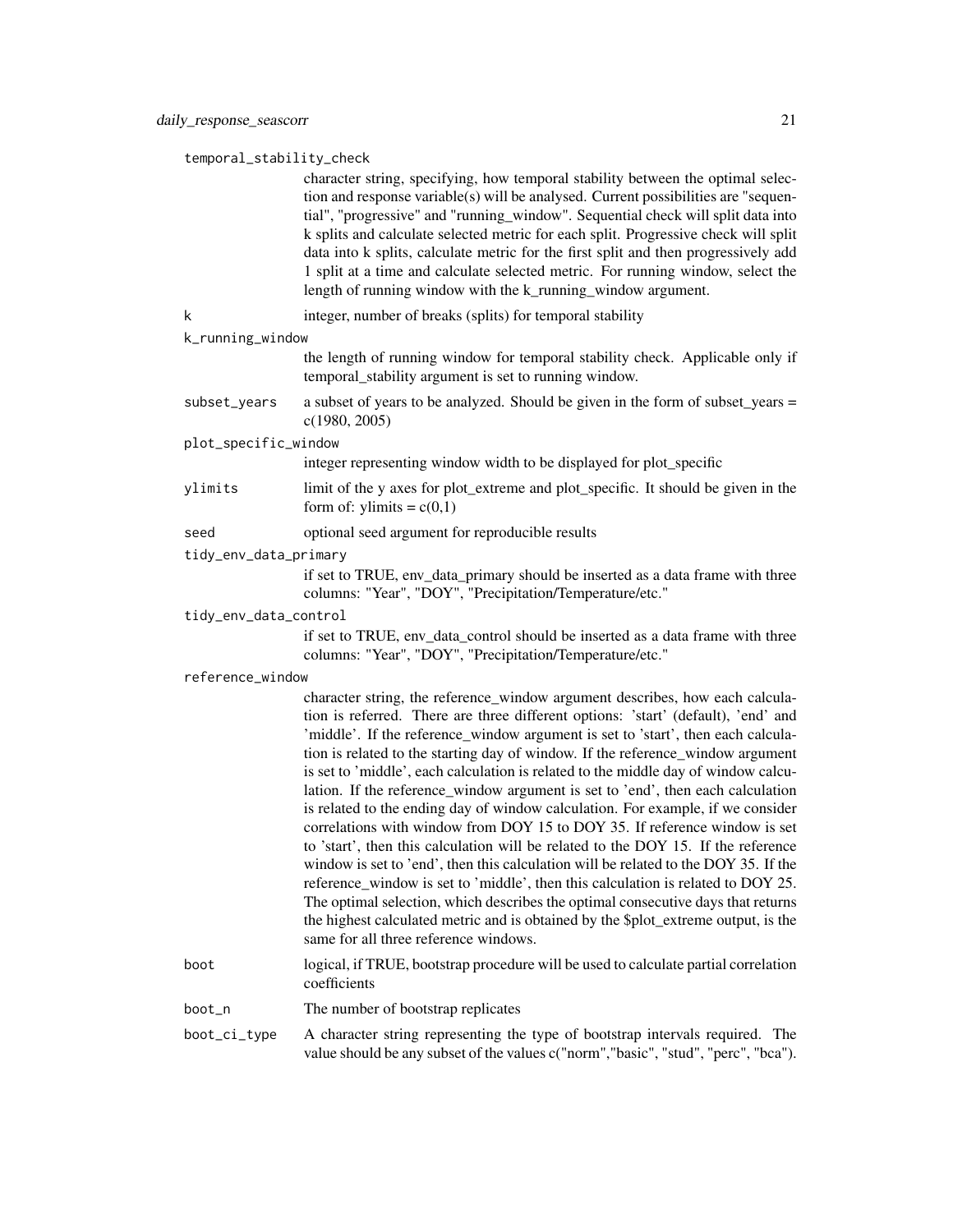temporal_stability_check
: character string, specifying, how temporal stability between the optimal selection and response variable(s) will be analysed. Current possibilities are "sequential", "progressive" and "running_window". Sequential check will split data into k splits and calculate selected metric for each split. Progressive check will split data into k splits, calculate metric for the first split and then progressively add 1 split at a time and calculate selected metric. For running window, select the length of running window with the k_running_window argument.

k
: integer, number of breaks (splits) for temporal stability

k_running_window
: the length of running window for temporal stability check. Applicable only if temporal_stability argument is set to running window.

subset_years
: a subset of years to be analyzed. Should be given in the form of subset_years = c(1980, 2005)

plot_specific_window
: integer representing window width to be displayed for plot_specific

ylimits
: limit of the y axes for plot_extreme and plot_specific. It should be given in the form of: ylimits = c(0,1)

seed
: optional seed argument for reproducible results

tidy_env_data_primary
: if set to TRUE, env_data_primary should be inserted as a data frame with three columns: "Year", "DOY", "Precipitation/Temperature/etc."

tidy_env_data_control
: if set to TRUE, env_data_control should be inserted as a data frame with three columns: "Year", "DOY", "Precipitation/Temperature/etc."

reference_window
: character string, the reference_window argument describes, how each calculation is referred. There are three different options: 'start' (default), 'end' and 'middle'. If the reference_window argument is set to 'start', then each calculation is related to the starting day of window. If the reference_window argument is set to 'middle', each calculation is related to the middle day of window calculation. If the reference_window argument is set to 'end', then each calculation is related to the ending day of window calculation. For example, if we consider correlations with window from DOY 15 to DOY 35. If reference window is set to 'start', then this calculation will be related to the DOY 15. If the reference window is set to 'end', then this calculation will be related to the DOY 35. If the reference_window is set to 'middle', then this calculation is related to DOY 25. The optimal selection, which describes the optimal consecutive days that returns the highest calculated metric and is obtained by the $plot_extreme output, is the same for all three reference windows.

boot
: logical, if TRUE, bootstrap procedure will be used to calculate partial correlation coefficients

boot_n
: The number of bootstrap replicates

boot_ci_type
: A character string representing the type of bootstrap intervals required. The value should be any subset of the values c("norm","basic", "stud", "perc", "bca").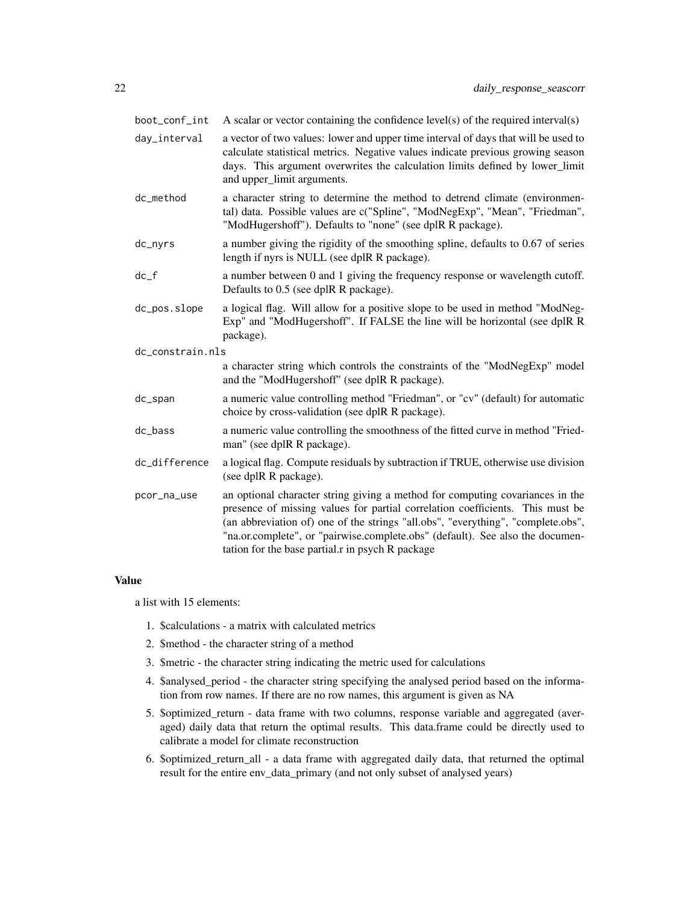| | |
|---|---|
| boot_conf_int | A scalar or vector containing the confidence level(s) of the required interval(s) |
| day_interval | a vector of two values: lower and upper time interval of days that will be used to calculate statistical metrics. Negative values indicate previous growing season days. This argument overwrites the calculation limits defined by lower_limit and upper_limit arguments. |
| dc_method | a character string to determine the method to detrend climate (environmental) data. Possible values are c("Spline", "ModNegExp", "Mean", "Friedman", "ModHugershoff"). Defaults to "none" (see dplR R package). |
| dc_nyrs | a number giving the rigidity of the smoothing spline, defaults to 0.67 of series length if nyrs is NULL (see dplR R package). |
| dc_f | a number between 0 and 1 giving the frequency response or wavelength cutoff. Defaults to 0.5 (see dplR R package). |
| dc_pos.slope | a logical flag. Will allow for a positive slope to be used in method "ModNegExp" and "ModHugershoff". If FALSE the line will be horizontal (see dplR R package). |
| dc_constrain.nls | a character string which controls the constraints of the "ModNegExp" model and the "ModHugershoff" (see dplR R package). |
| dc_span | a numeric value controlling method "Friedman", or "cv" (default) for automatic choice by cross-validation (see dplR R package). |
| dc_bass | a numeric value controlling the smoothness of the fitted curve in method "Friedman" (see dplR R package). |
| dc_difference | a logical flag. Compute residuals by subtraction if TRUE, otherwise use division (see dplR R package). |
| pcor_na_use | an optional character string giving a method for computing covariances in the presence of missing values for partial correlation coefficients. This must be (an abbreviation of) one of the strings "all.obs", "everything", "complete.obs", "na.or.complete", or "pairwise.complete.obs" (default). See also the documentation for the base partial.r in psych R package |

## Value

a list with 15 elements:

1. $calculations - a matrix with calculated metrics
2. $method - the character string of a method
3. $metric - the character string indicating the metric used for calculations
4. $analysed_period - the character string specifying the analysed period based on the information from row names. If there are no row names, this argument is given as NA
5. $optimized_return - data frame with two columns, response variable and aggregated (averaged) daily data that return the optimal results. This data.frame could be directly used to calibrate a model for climate reconstruction
6. $optimized_return_all - a data frame with aggregated daily data, that returned the optimal result for the entire env_data_primary (and not only subset of analysed years)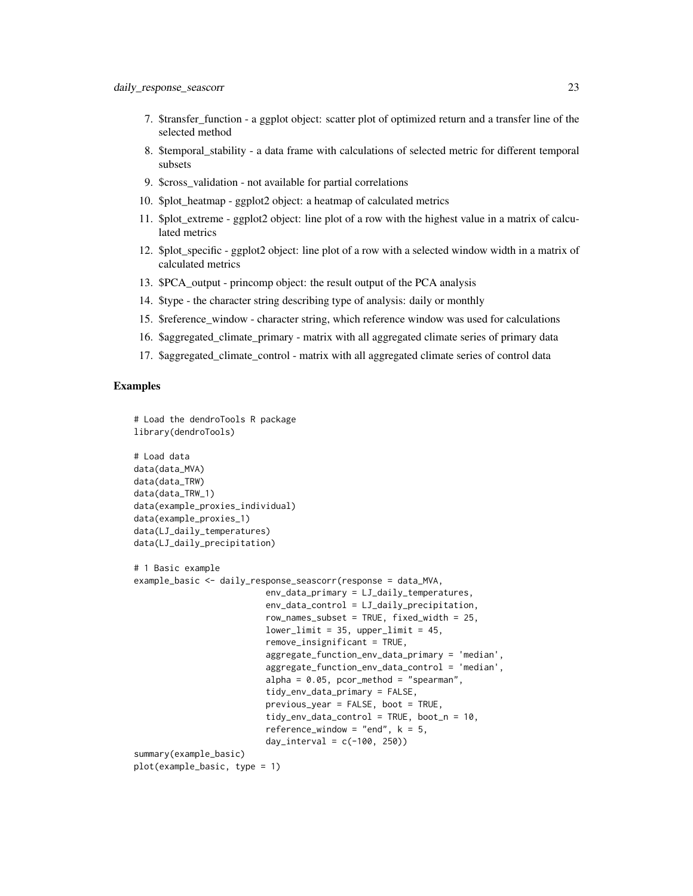7. $transfer_function - a ggplot object: scatter plot of optimized return and a transfer line of the selected method
8. $temporal_stability - a data frame with calculations of selected metric for different temporal subsets
9. $cross_validation - not available for partial correlations
10. $plot_heatmap - ggplot2 object: a heatmap of calculated metrics
11. $plot_extreme - ggplot2 object: line plot of a row with the highest value in a matrix of calculated metrics
12. $plot_specific - ggplot2 object: line plot of a row with a selected window width in a matrix of calculated metrics
13. $PCA_output - princomp object: the result output of the PCA analysis
14. $type - the character string describing type of analysis: daily or monthly
15. $reference_window - character string, which reference window was used for calculations
16. $aggregated_climate_primary - matrix with all aggregated climate series of primary data
17. $aggregated_climate_control - matrix with all aggregated climate series of control data

## Examples

```
# Load the dendroTools R package
library(dendroTools)

# Load data
data(data_MVA)
data(data_TRW)
data(data_TRW_1)
data(example_proxies_individual)
data(example_proxies_1)
data(LJ_daily_temperatures)
data(LJ_daily_precipitation)

# 1 Basic example
example_basic <- daily_response_seascorr(response = data_MVA,
                          env_data_primary = LJ_daily_temperatures,
                          env_data_control = LJ_daily_precipitation,
                          row_names_subset = TRUE, fixed_width = 25,
                          lower_limit = 35, upper_limit = 45,
                          remove_insignificant = TRUE,
                          aggregate_function_env_data_primary = 'median',
                          aggregate_function_env_data_control = 'median',
                          alpha = 0.05, pcor_method = "spearman",
                          tidy_env_data_primary = FALSE,
                          previous_year = FALSE, boot = TRUE,
                          tidy_env_data_control = TRUE, boot_n = 10,
                          reference_window = "end", k = 5,
                          day_interval = c(-100, 250))
summary(example_basic)
plot(example_basic, type = 1)
```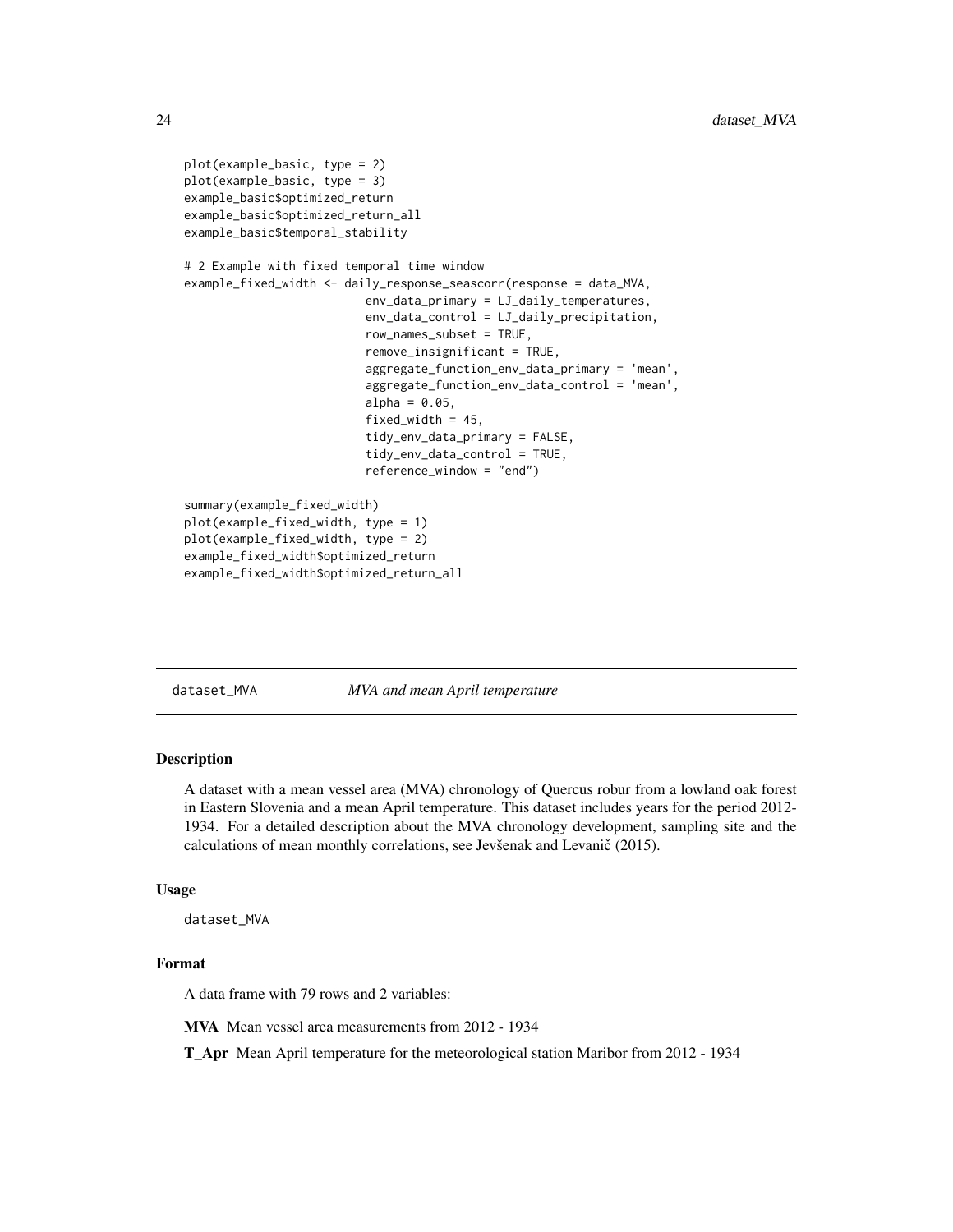```
plot(example_basic, type = 2)
plot(example_basic, type = 3)
example_basic$optimized_return
example_basic$optimized_return_all
example_basic$temporal_stability

# 2 Example with fixed temporal time window
example_fixed_width <- daily_response_seascorr(response = data_MVA,
                          env_data_primary = LJ_daily_temperatures,
                          env_data_control = LJ_daily_precipitation,
                          row_names_subset = TRUE,
                          remove_insignificant = TRUE,
                          aggregate_function_env_data_primary = 'mean',
                          aggregate_function_env_data_control = 'mean',
                          alpha = 0.05,
                          fixed_width = 45,
                          tidy_env_data_primary = FALSE,
                          tidy_env_data_control = TRUE,
                          reference_window = "end")

summary(example_fixed_width)
plot(example_fixed_width, type = 1)
plot(example_fixed_width, type = 2)
example_fixed_width$optimized_return
example_fixed_width$optimized_return_all
```

---

## dataset_MVA &nbsp;&nbsp;&nbsp;&nbsp; *MVA and mean April temperature*

### Description

A dataset with a mean vessel area (MVA) chronology of Quercus robur from a lowland oak forest in Eastern Slovenia and a mean April temperature. This dataset includes years for the period 2012-1934. For a detailed description about the MVA chronology development, sampling site and the calculations of mean monthly correlations, see Jevšenak and Levanič (2015).

### Usage

```
dataset_MVA
```

### Format

A data frame with 79 rows and 2 variables:

**MVA** Mean vessel area measurements from 2012 - 1934

**T_Apr** Mean April temperature for the meteorological station Maribor from 2012 - 1934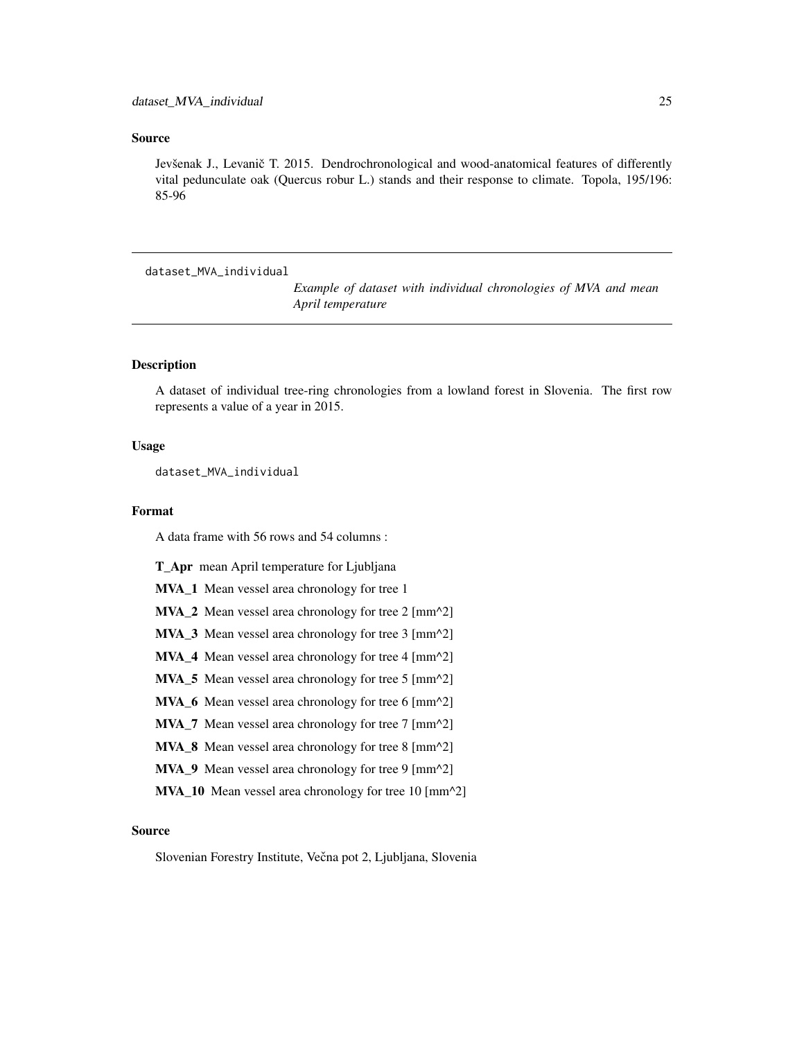## Source

Jevšenak J., Levanič T. 2015. Dendrochronological and wood-anatomical features of differently vital pedunculate oak (Quercus robur L.) stands and their response to climate. Topola, 195/196: 85-96

---

# dataset_MVA_individual

*Example of dataset with individual chronologies of MVA and mean April temperature*

---

## Description

A dataset of individual tree-ring chronologies from a lowland forest in Slovenia. The first row represents a value of a year in 2015.

## Usage

```
dataset_MVA_individual
```

## Format

A data frame with 56 rows and 54 columns :

**T_Apr** mean April temperature for Ljubljana

**MVA_1** Mean vessel area chronology for tree 1

**MVA_2** Mean vessel area chronology for tree 2 [mm^2]

**MVA_3** Mean vessel area chronology for tree 3 [mm^2]

**MVA_4** Mean vessel area chronology for tree 4 [mm^2]

**MVA_5** Mean vessel area chronology for tree 5 [mm^2]

**MVA_6** Mean vessel area chronology for tree 6 [mm^2]

**MVA_7** Mean vessel area chronology for tree 7 [mm^2]

**MVA_8** Mean vessel area chronology for tree 8 [mm^2]

**MVA_9** Mean vessel area chronology for tree 9 [mm^2]

**MVA_10** Mean vessel area chronology for tree 10 [mm^2]

## Source

Slovenian Forestry Institute, Večna pot 2, Ljubljana, Slovenia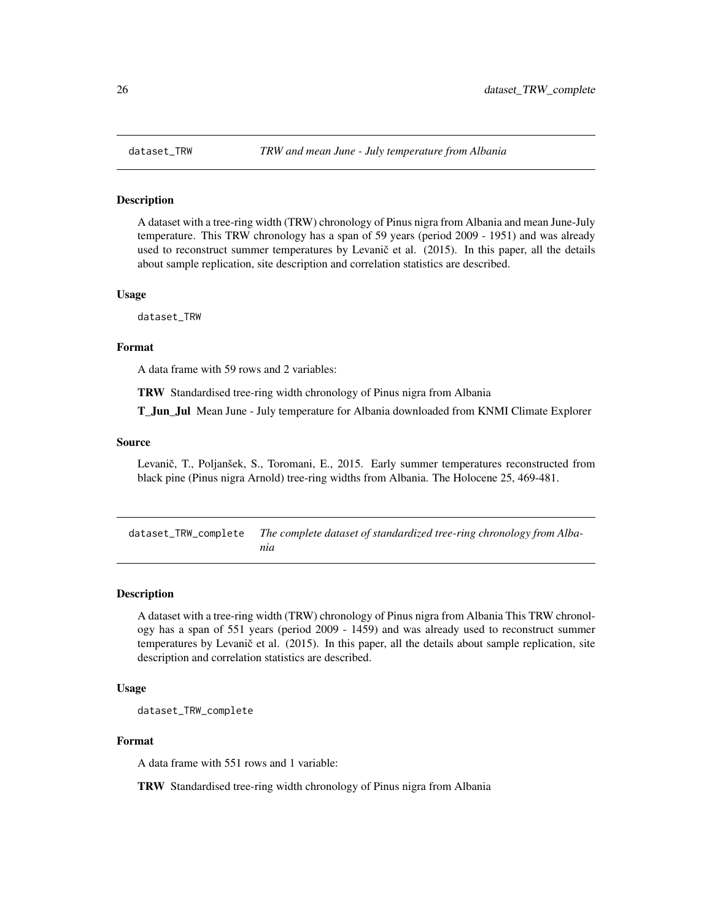## dataset_TRW — *TRW and mean June - July temperature from Albania*

### Description

A dataset with a tree-ring width (TRW) chronology of Pinus nigra from Albania and mean June-July temperature. This TRW chronology has a span of 59 years (period 2009 - 1951) and was already used to reconstruct summer temperatures by Levanič et al. (2015). In this paper, all the details about sample replication, site description and correlation statistics are described.

### Usage

```
dataset_TRW
```

### Format

A data frame with 59 rows and 2 variables:

**TRW** Standardised tree-ring width chronology of Pinus nigra from Albania

**T_Jun_Jul** Mean June - July temperature for Albania downloaded from KNMI Climate Explorer

### Source

Levanič, T., Poljanšek, S., Toromani, E., 2015. Early summer temperatures reconstructed from black pine (Pinus nigra Arnold) tree-ring widths from Albania. The Holocene 25, 469-481.

## dataset_TRW_complete — *The complete dataset of standardized tree-ring chronology from Albania*

### Description

A dataset with a tree-ring width (TRW) chronology of Pinus nigra from Albania This TRW chronology has a span of 551 years (period 2009 - 1459) and was already used to reconstruct summer temperatures by Levanič et al. (2015). In this paper, all the details about sample replication, site description and correlation statistics are described.

### Usage

```
dataset_TRW_complete
```

### Format

A data frame with 551 rows and 1 variable:

**TRW** Standardised tree-ring width chronology of Pinus nigra from Albania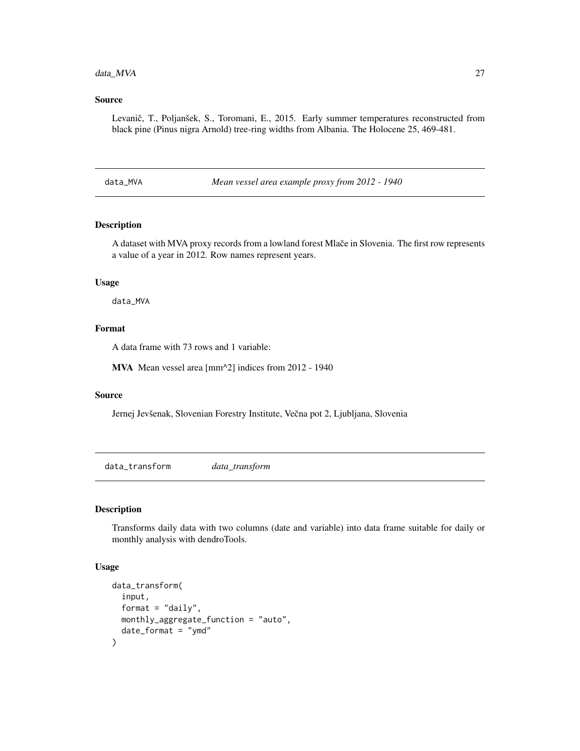## Source

Levanič, T., Poljanšek, S., Toromani, E., 2015. Early summer temperatures reconstructed from black pine (Pinus nigra Arnold) tree-ring widths from Albania. The Holocene 25, 469-481.

# data_MVA *Mean vessel area example proxy from 2012 - 1940*

## Description

A dataset with MVA proxy records from a lowland forest Mlače in Slovenia. The first row represents a value of a year in 2012. Row names represent years.

## Usage

```
data_MVA
```

## Format

A data frame with 73 rows and 1 variable:

**MVA** Mean vessel area [mm^2] indices from 2012 - 1940

## Source

Jernej Jevšenak, Slovenian Forestry Institute, Večna pot 2, Ljubljana, Slovenia

# data_transform *data_transform*

## Description

Transforms daily data with two columns (date and variable) into data frame suitable for daily or monthly analysis with dendroTools.

## Usage

```
data_transform(
  input,
  format = "daily",
  monthly_aggregate_function = "auto",
  date_format = "ymd"
)
```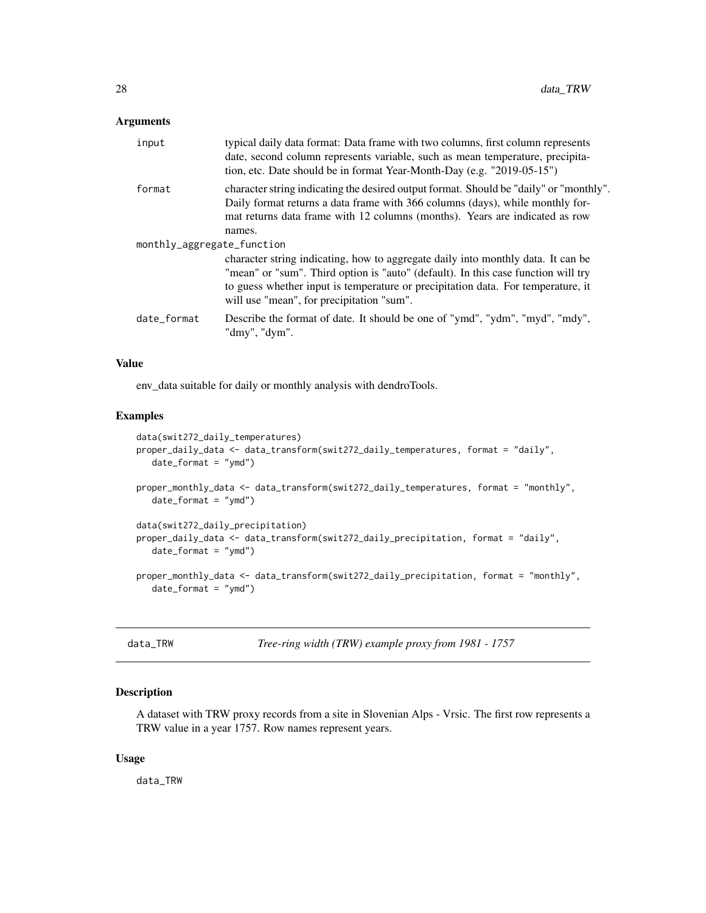### Arguments

| | |
|---|---|
| input | typical daily data format: Data frame with two columns, first column represents date, second column represents variable, such as mean temperature, precipitation, etc. Date should be in format Year-Month-Day (e.g. "2019-05-15") |
| format | character string indicating the desired output format. Should be "daily" or "monthly". Daily format returns a data frame with 366 columns (days), while monthly format returns data frame with 12 columns (months). Years are indicated as row names. |
| monthly_aggregate_function | character string indicating, how to aggregate daily into monthly data. It can be "mean" or "sum". Third option is "auto" (default). In this case function will try to guess whether input is temperature or precipitation data. For temperature, it will use "mean", for precipitation "sum". |
| date_format | Describe the format of date. It should be one of "ymd", "ydm", "myd", "mdy", "dmy", "dym". |

### Value

env_data suitable for daily or monthly analysis with dendroTools.

### Examples

```
data(swit272_daily_temperatures)
proper_daily_data <- data_transform(swit272_daily_temperatures, format = "daily",
   date_format = "ymd")

proper_monthly_data <- data_transform(swit272_daily_temperatures, format = "monthly",
   date_format = "ymd")

data(swit272_daily_precipitation)
proper_daily_data <- data_transform(swit272_daily_precipitation, format = "daily",
   date_format = "ymd")

proper_monthly_data <- data_transform(swit272_daily_precipitation, format = "monthly",
   date_format = "ymd")
```

---

## data_TRW — *Tree-ring width (TRW) example proxy from 1981 - 1757*

### Description

A dataset with TRW proxy records from a site in Slovenian Alps - Vrsic. The first row represents a TRW value in a year 1757. Row names represent years.

### Usage

```
data_TRW
```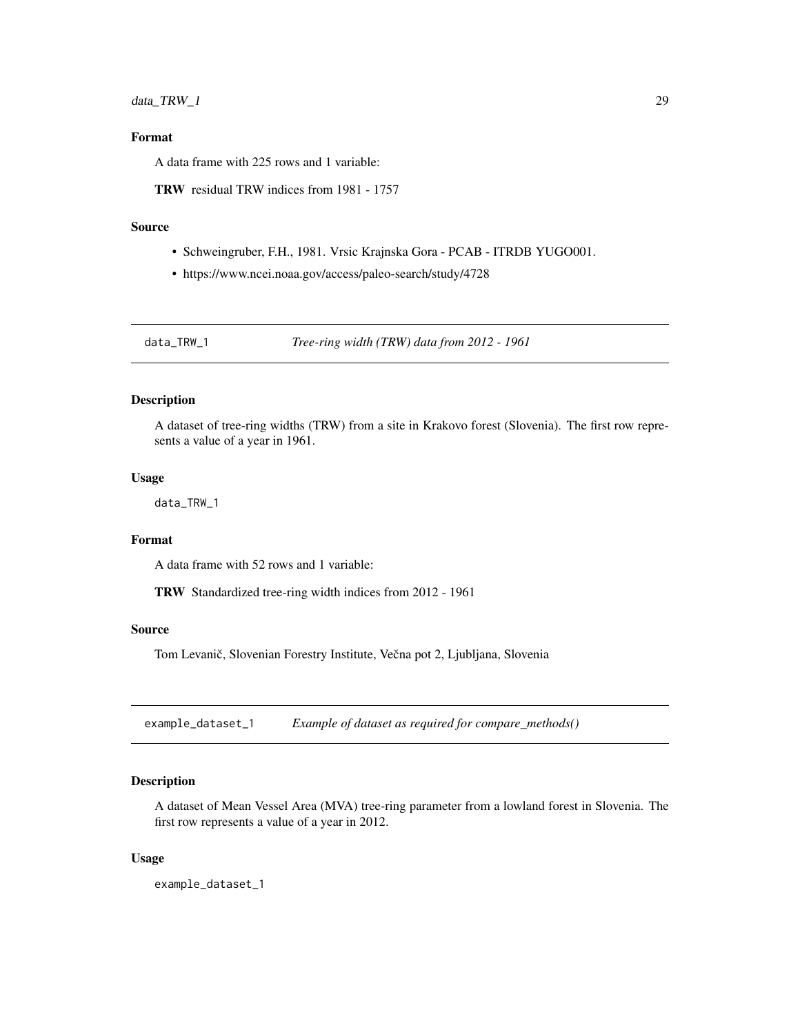### Format

A data frame with 225 rows and 1 variable:

**TRW** residual TRW indices from 1981 - 1757

### Source

- Schweingruber, F.H., 1981. Vrsic Krajnska Gora - PCAB - ITRDB YUGO001.
- https://www.ncei.noaa.gov/access/paleo-search/study/4728

---

## data_TRW_1 *Tree-ring width (TRW) data from 2012 - 1961*

### Description

A dataset of tree-ring widths (TRW) from a site in Krakovo forest (Slovenia). The first row represents a value of a year in 1961.

### Usage

```
data_TRW_1
```

### Format

A data frame with 52 rows and 1 variable:

**TRW** Standardized tree-ring width indices from 2012 - 1961

### Source

Tom Levanič, Slovenian Forestry Institute, Večna pot 2, Ljubljana, Slovenia

---

## example_dataset_1 *Example of dataset as required for compare_methods()*

### Description

A dataset of Mean Vessel Area (MVA) tree-ring parameter from a lowland forest in Slovenia. The first row represents a value of a year in 2012.

### Usage

```
example_dataset_1
```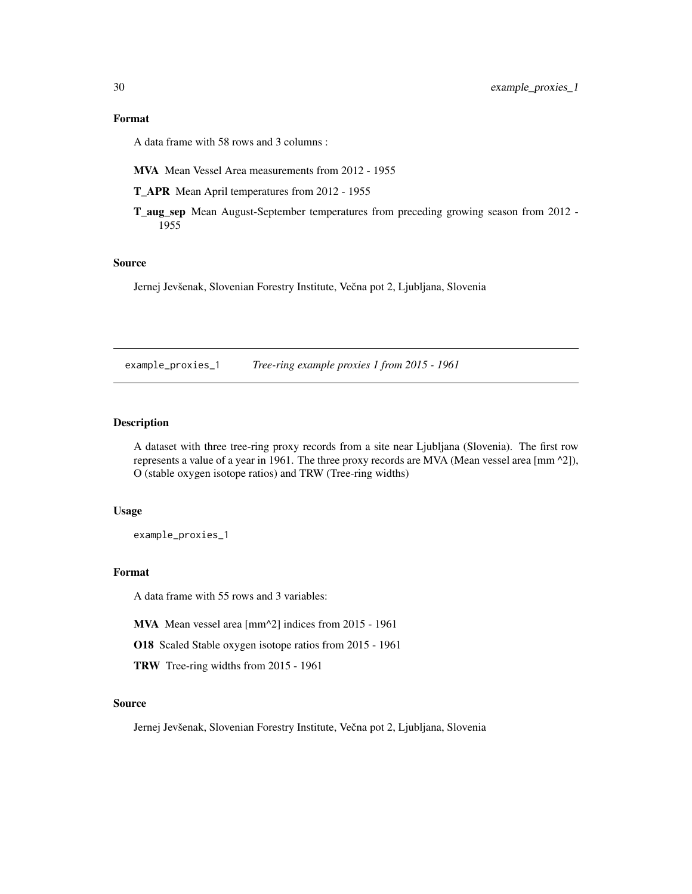### Format

A data frame with 58 rows and 3 columns :

**MVA** Mean Vessel Area measurements from 2012 - 1955

**T_APR** Mean April temperatures from 2012 - 1955

**T_aug_sep** Mean August-September temperatures from preceding growing season from 2012 - 1955

### Source

Jernej Jevšenak, Slovenian Forestry Institute, Večna pot 2, Ljubljana, Slovenia

---

## example_proxies_1 *Tree-ring example proxies 1 from 2015 - 1961*

### Description

A dataset with three tree-ring proxy records from a site near Ljubljana (Slovenia). The first row represents a value of a year in 1961. The three proxy records are MVA (Mean vessel area [mm ^2]), O (stable oxygen isotope ratios) and TRW (Tree-ring widths)

### Usage

```
example_proxies_1
```

### Format

A data frame with 55 rows and 3 variables:

**MVA** Mean vessel area [mm^2] indices from 2015 - 1961

**O18** Scaled Stable oxygen isotope ratios from 2015 - 1961

**TRW** Tree-ring widths from 2015 - 1961

### Source

Jernej Jevšenak, Slovenian Forestry Institute, Večna pot 2, Ljubljana, Slovenia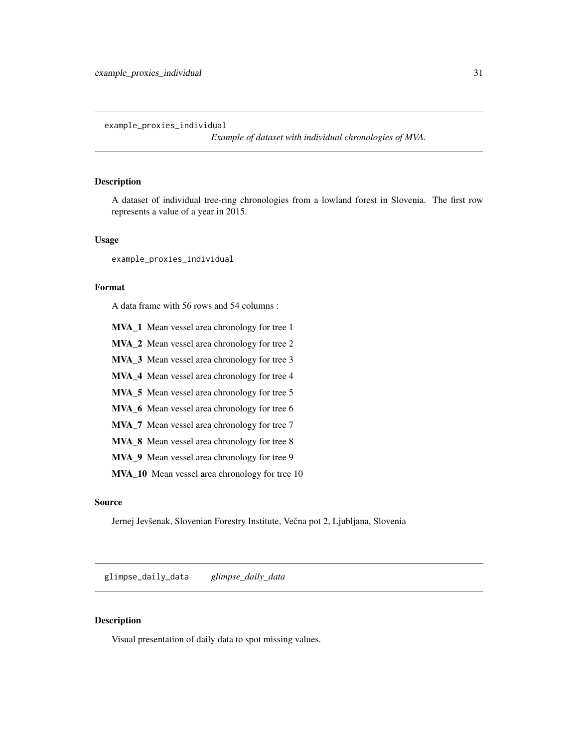## example_proxies_individual

*Example of dataset with individual chronologies of MVA.*

### Description

A dataset of individual tree-ring chronologies from a lowland forest in Slovenia. The first row represents a value of a year in 2015.

### Usage

```
example_proxies_individual
```

### Format

A data frame with 56 rows and 54 columns :

- **MVA_1** Mean vessel area chronology for tree 1
- **MVA_2** Mean vessel area chronology for tree 2
- **MVA_3** Mean vessel area chronology for tree 3
- **MVA_4** Mean vessel area chronology for tree 4
- **MVA_5** Mean vessel area chronology for tree 5
- **MVA_6** Mean vessel area chronology for tree 6
- **MVA_7** Mean vessel area chronology for tree 7
- **MVA_8** Mean vessel area chronology for tree 8
- **MVA_9** Mean vessel area chronology for tree 9
- **MVA_10** Mean vessel area chronology for tree 10

### Source

Jernej Jevšenak, Slovenian Forestry Institute, Večna pot 2, Ljubljana, Slovenia

## glimpse_daily_data

*glimpse_daily_data*

### Description

Visual presentation of daily data to spot missing values.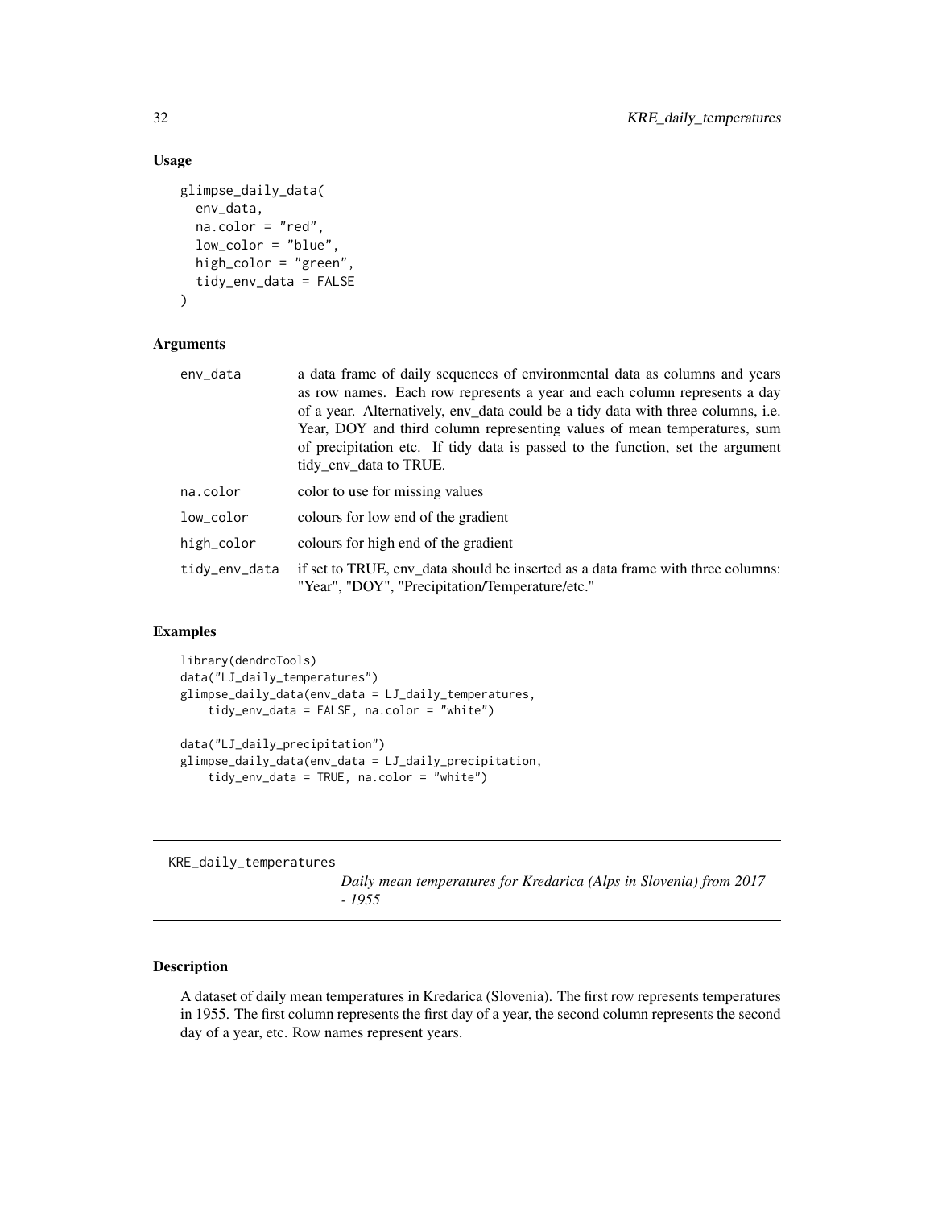### Usage

```
glimpse_daily_data(
  env_data,
  na.color = "red",
  low_color = "blue",
  high_color = "green",
  tidy_env_data = FALSE
)
```

### Arguments

| | |
|---|---|
| env_data | a data frame of daily sequences of environmental data as columns and years as row names. Each row represents a year and each column represents a day of a year. Alternatively, env_data could be a tidy data with three columns, i.e. Year, DOY and third column representing values of mean temperatures, sum of precipitation etc. If tidy data is passed to the function, set the argument tidy_env_data to TRUE. |
| na.color | color to use for missing values |
| low_color | colours for low end of the gradient |
| high_color | colours for high end of the gradient |
| tidy_env_data | if set to TRUE, env_data should be inserted as a data frame with three columns: "Year", "DOY", "Precipitation/Temperature/etc." |

### Examples

```
library(dendroTools)
data("LJ_daily_temperatures")
glimpse_daily_data(env_data = LJ_daily_temperatures,
    tidy_env_data = FALSE, na.color = "white")

data("LJ_daily_precipitation")
glimpse_daily_data(env_data = LJ_daily_precipitation,
    tidy_env_data = TRUE, na.color = "white")
```

---

## KRE_daily_temperatures

*Daily mean temperatures for Kredarica (Alps in Slovenia) from 2017 - 1955*

---

### Description

A dataset of daily mean temperatures in Kredarica (Slovenia). The first row represents temperatures in 1955. The first column represents the first day of a year, the second column represents the second day of a year, etc. Row names represent years.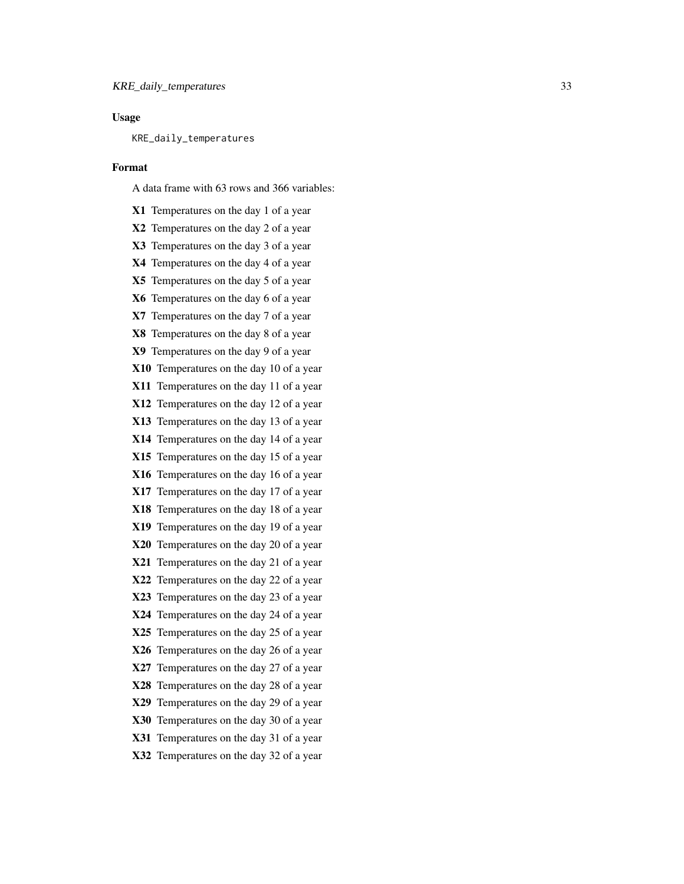## Usage

```
KRE_daily_temperatures
```

## Format

A data frame with 63 rows and 366 variables:

**X1** Temperatures on the day 1 of a year

**X2** Temperatures on the day 2 of a year

**X3** Temperatures on the day 3 of a year

**X4** Temperatures on the day 4 of a year

**X5** Temperatures on the day 5 of a year

**X6** Temperatures on the day 6 of a year

**X7** Temperatures on the day 7 of a year

**X8** Temperatures on the day 8 of a year

**X9** Temperatures on the day 9 of a year

**X10** Temperatures on the day 10 of a year

**X11** Temperatures on the day 11 of a year

**X12** Temperatures on the day 12 of a year

**X13** Temperatures on the day 13 of a year

**X14** Temperatures on the day 14 of a year

**X15** Temperatures on the day 15 of a year

**X16** Temperatures on the day 16 of a year

**X17** Temperatures on the day 17 of a year

**X18** Temperatures on the day 18 of a year

**X19** Temperatures on the day 19 of a year

**X20** Temperatures on the day 20 of a year

**X21** Temperatures on the day 21 of a year

**X22** Temperatures on the day 22 of a year

**X23** Temperatures on the day 23 of a year

**X24** Temperatures on the day 24 of a year

**X25** Temperatures on the day 25 of a year

**X26** Temperatures on the day 26 of a year

**X27** Temperatures on the day 27 of a year

**X28** Temperatures on the day 28 of a year

**X29** Temperatures on the day 29 of a year

**X30** Temperatures on the day 30 of a year

**X31** Temperatures on the day 31 of a year

**X32** Temperatures on the day 32 of a year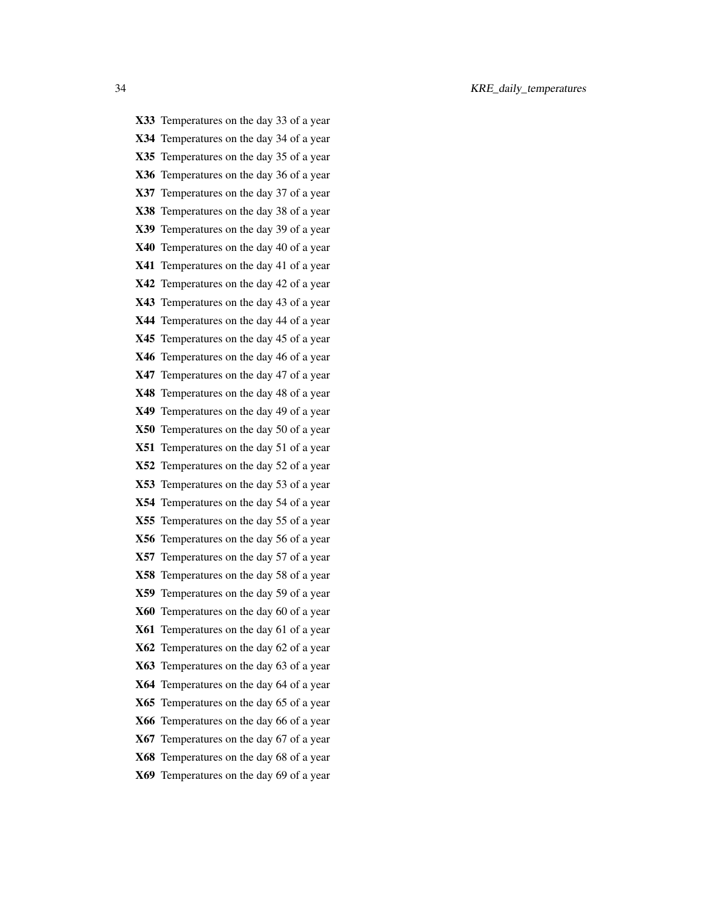**X33** Temperatures on the day 33 of a year

**X34** Temperatures on the day 34 of a year

**X35** Temperatures on the day 35 of a year

**X36** Temperatures on the day 36 of a year

**X37** Temperatures on the day 37 of a year

**X38** Temperatures on the day 38 of a year

**X39** Temperatures on the day 39 of a year

**X40** Temperatures on the day 40 of a year

**X41** Temperatures on the day 41 of a year

**X42** Temperatures on the day 42 of a year

**X43** Temperatures on the day 43 of a year

**X44** Temperatures on the day 44 of a year

**X45** Temperatures on the day 45 of a year

**X46** Temperatures on the day 46 of a year

**X47** Temperatures on the day 47 of a year

**X48** Temperatures on the day 48 of a year

**X49** Temperatures on the day 49 of a year

**X50** Temperatures on the day 50 of a year

**X51** Temperatures on the day 51 of a year

**X52** Temperatures on the day 52 of a year

**X53** Temperatures on the day 53 of a year

**X54** Temperatures on the day 54 of a year

**X55** Temperatures on the day 55 of a year

**X56** Temperatures on the day 56 of a year

**X57** Temperatures on the day 57 of a year

**X58** Temperatures on the day 58 of a year

**X59** Temperatures on the day 59 of a year

**X60** Temperatures on the day 60 of a year

**X61** Temperatures on the day 61 of a year

**X62** Temperatures on the day 62 of a year

**X63** Temperatures on the day 63 of a year

**X64** Temperatures on the day 64 of a year

**X65** Temperatures on the day 65 of a year

**X66** Temperatures on the day 66 of a year

**X67** Temperatures on the day 67 of a year

**X68** Temperatures on the day 68 of a year

**X69** Temperatures on the day 69 of a year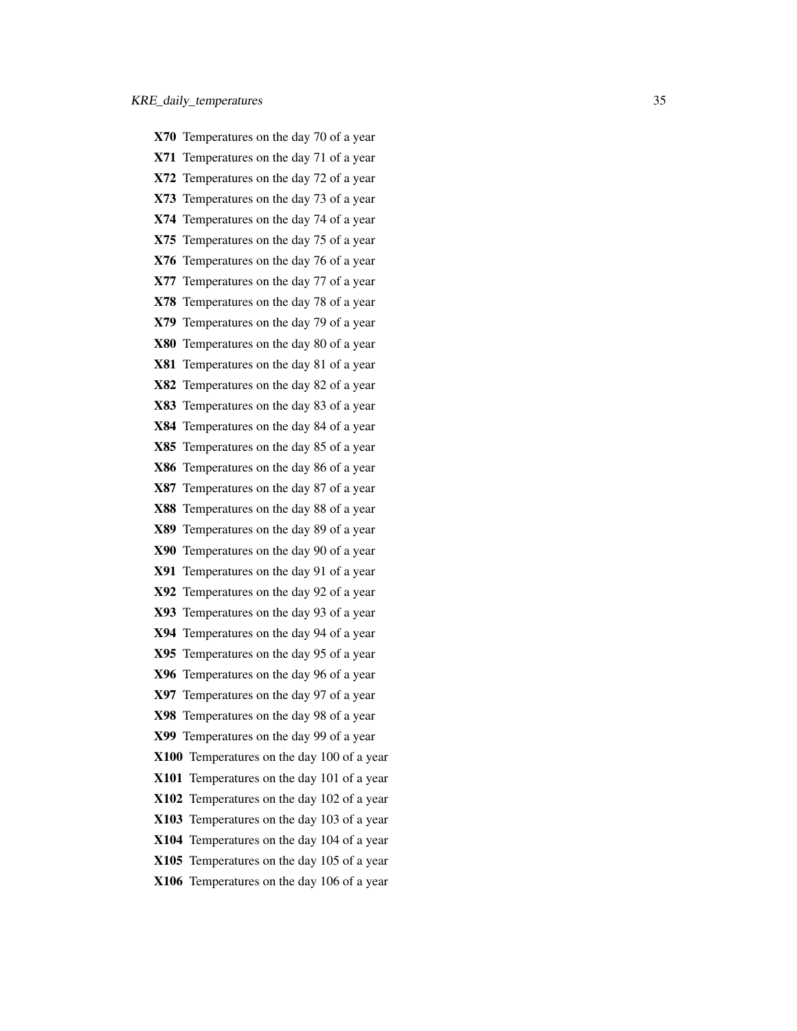**X70** Temperatures on the day 70 of a year

**X71** Temperatures on the day 71 of a year

**X72** Temperatures on the day 72 of a year

**X73** Temperatures on the day 73 of a year

**X74** Temperatures on the day 74 of a year

**X75** Temperatures on the day 75 of a year

**X76** Temperatures on the day 76 of a year

**X77** Temperatures on the day 77 of a year

**X78** Temperatures on the day 78 of a year

**X79** Temperatures on the day 79 of a year

**X80** Temperatures on the day 80 of a year

**X81** Temperatures on the day 81 of a year

**X82** Temperatures on the day 82 of a year

**X83** Temperatures on the day 83 of a year

**X84** Temperatures on the day 84 of a year

**X85** Temperatures on the day 85 of a year

**X86** Temperatures on the day 86 of a year

**X87** Temperatures on the day 87 of a year

**X88** Temperatures on the day 88 of a year

**X89** Temperatures on the day 89 of a year

**X90** Temperatures on the day 90 of a year

**X91** Temperatures on the day 91 of a year

**X92** Temperatures on the day 92 of a year

**X93** Temperatures on the day 93 of a year

**X94** Temperatures on the day 94 of a year

**X95** Temperatures on the day 95 of a year

**X96** Temperatures on the day 96 of a year

**X97** Temperatures on the day 97 of a year

**X98** Temperatures on the day 98 of a year

**X99** Temperatures on the day 99 of a year

**X100** Temperatures on the day 100 of a year

**X101** Temperatures on the day 101 of a year

**X102** Temperatures on the day 102 of a year

**X103** Temperatures on the day 103 of a year

**X104** Temperatures on the day 104 of a year

**X105** Temperatures on the day 105 of a year

**X106** Temperatures on the day 106 of a year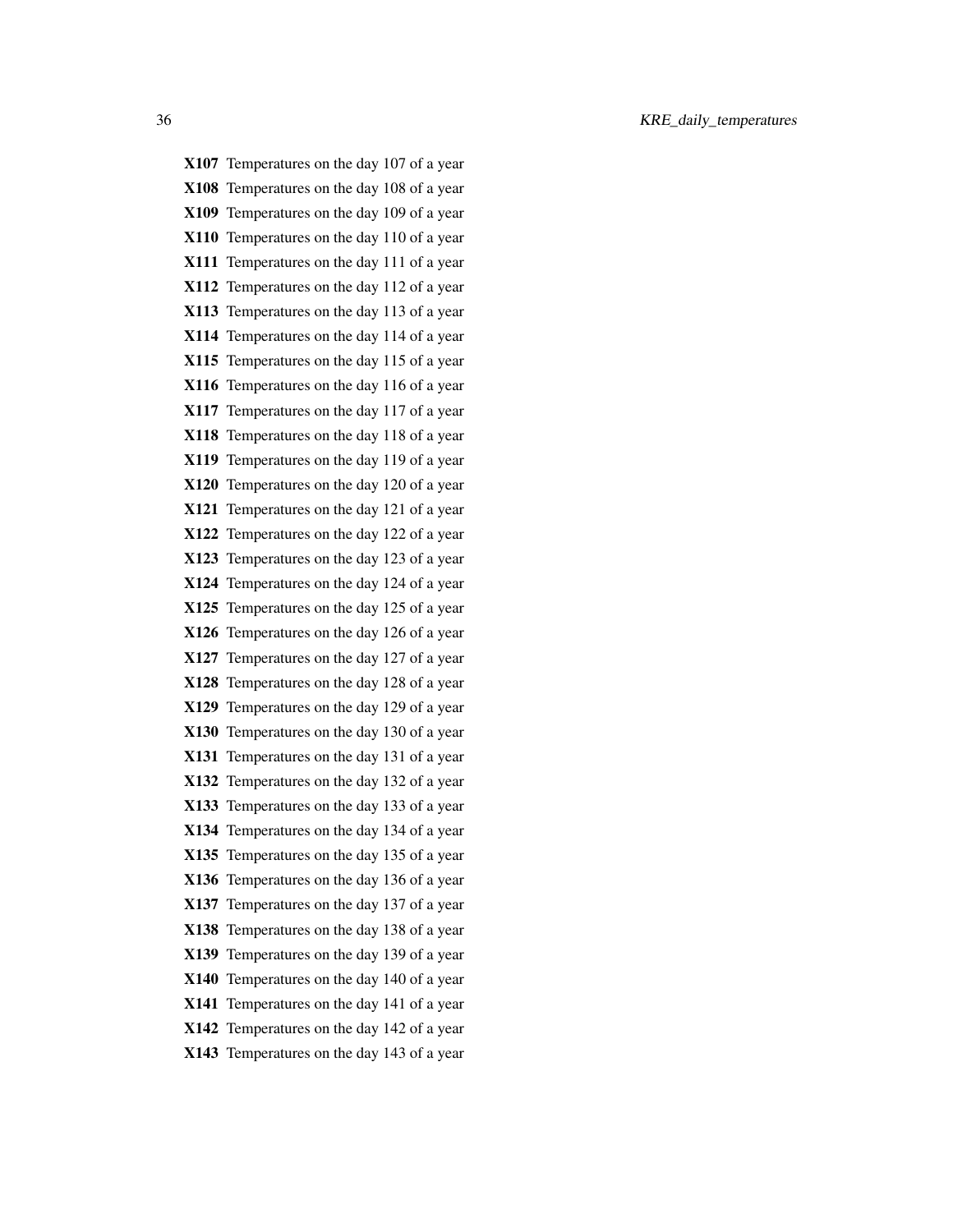**X107** Temperatures on the day 107 of a year
**X108** Temperatures on the day 108 of a year
**X109** Temperatures on the day 109 of a year
**X110** Temperatures on the day 110 of a year
**X111** Temperatures on the day 111 of a year
**X112** Temperatures on the day 112 of a year
**X113** Temperatures on the day 113 of a year
**X114** Temperatures on the day 114 of a year
**X115** Temperatures on the day 115 of a year
**X116** Temperatures on the day 116 of a year
**X117** Temperatures on the day 117 of a year
**X118** Temperatures on the day 118 of a year
**X119** Temperatures on the day 119 of a year
**X120** Temperatures on the day 120 of a year
**X121** Temperatures on the day 121 of a year
**X122** Temperatures on the day 122 of a year
**X123** Temperatures on the day 123 of a year
**X124** Temperatures on the day 124 of a year
**X125** Temperatures on the day 125 of a year
**X126** Temperatures on the day 126 of a year
**X127** Temperatures on the day 127 of a year
**X128** Temperatures on the day 128 of a year
**X129** Temperatures on the day 129 of a year
**X130** Temperatures on the day 130 of a year
**X131** Temperatures on the day 131 of a year
**X132** Temperatures on the day 132 of a year
**X133** Temperatures on the day 133 of a year
**X134** Temperatures on the day 134 of a year
**X135** Temperatures on the day 135 of a year
**X136** Temperatures on the day 136 of a year
**X137** Temperatures on the day 137 of a year
**X138** Temperatures on the day 138 of a year
**X139** Temperatures on the day 139 of a year
**X140** Temperatures on the day 140 of a year
**X141** Temperatures on the day 141 of a year
**X142** Temperatures on the day 142 of a year
**X143** Temperatures on the day 143 of a year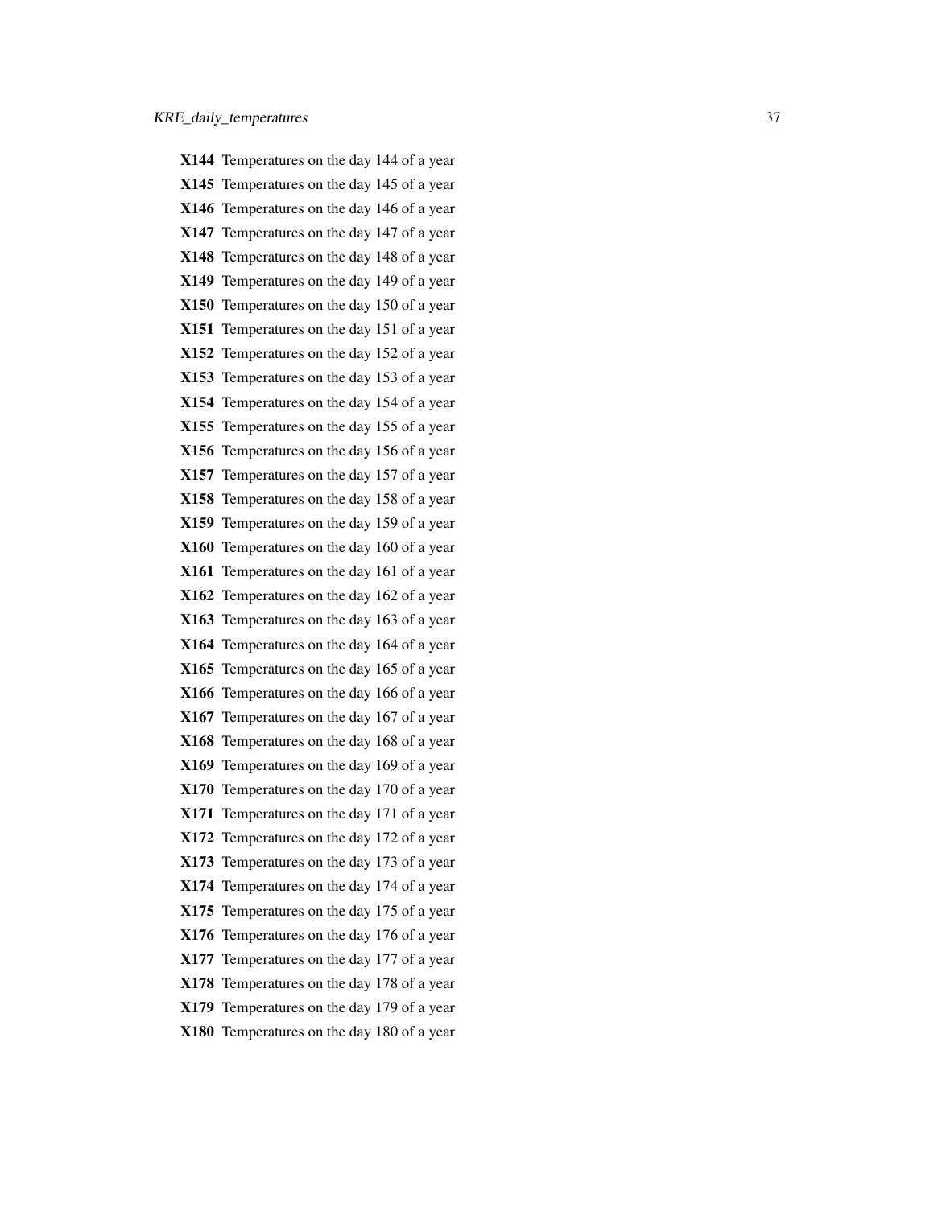**X144** Temperatures on the day 144 of a year

**X145** Temperatures on the day 145 of a year

**X146** Temperatures on the day 146 of a year

**X147** Temperatures on the day 147 of a year

**X148** Temperatures on the day 148 of a year

**X149** Temperatures on the day 149 of a year

**X150** Temperatures on the day 150 of a year

**X151** Temperatures on the day 151 of a year

**X152** Temperatures on the day 152 of a year

**X153** Temperatures on the day 153 of a year

**X154** Temperatures on the day 154 of a year

**X155** Temperatures on the day 155 of a year

**X156** Temperatures on the day 156 of a year

**X157** Temperatures on the day 157 of a year

**X158** Temperatures on the day 158 of a year

**X159** Temperatures on the day 159 of a year

**X160** Temperatures on the day 160 of a year

**X161** Temperatures on the day 161 of a year

**X162** Temperatures on the day 162 of a year

**X163** Temperatures on the day 163 of a year

**X164** Temperatures on the day 164 of a year

**X165** Temperatures on the day 165 of a year

**X166** Temperatures on the day 166 of a year

**X167** Temperatures on the day 167 of a year

**X168** Temperatures on the day 168 of a year

**X169** Temperatures on the day 169 of a year

**X170** Temperatures on the day 170 of a year

**X171** Temperatures on the day 171 of a year

**X172** Temperatures on the day 172 of a year

**X173** Temperatures on the day 173 of a year

**X174** Temperatures on the day 174 of a year

**X175** Temperatures on the day 175 of a year

**X176** Temperatures on the day 176 of a year

**X177** Temperatures on the day 177 of a year

**X178** Temperatures on the day 178 of a year

**X179** Temperatures on the day 179 of a year

**X180** Temperatures on the day 180 of a year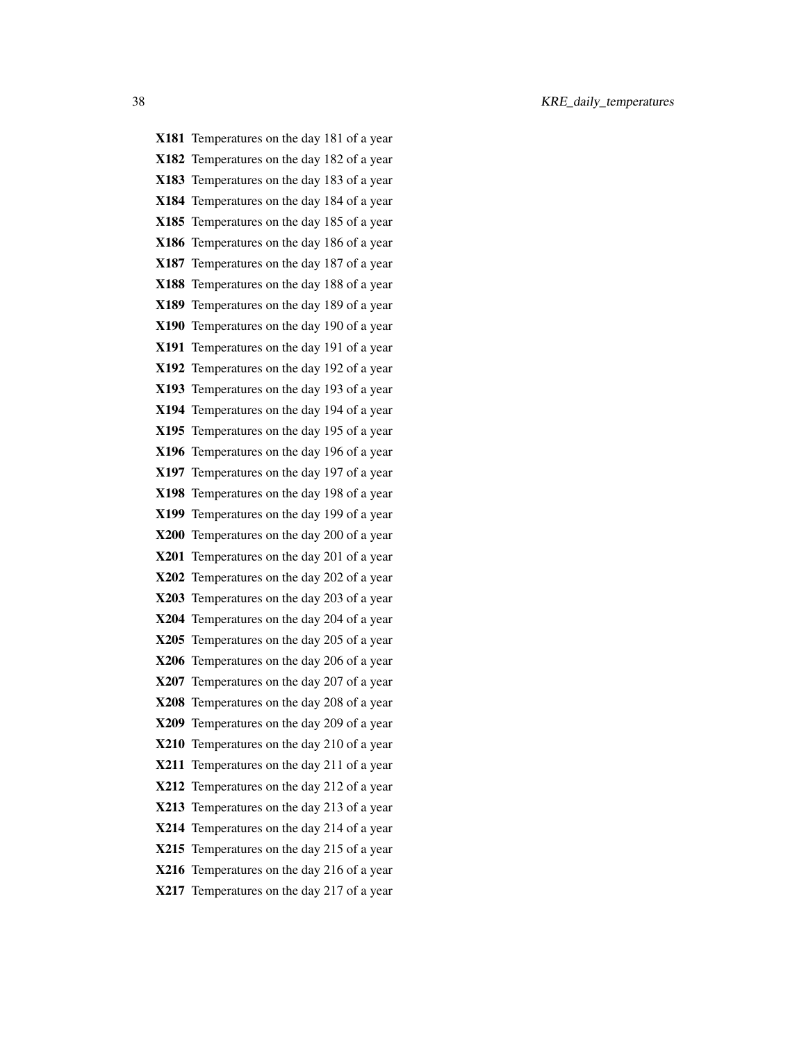**X181** Temperatures on the day 181 of a year

**X182** Temperatures on the day 182 of a year

**X183** Temperatures on the day 183 of a year

**X184** Temperatures on the day 184 of a year

**X185** Temperatures on the day 185 of a year

**X186** Temperatures on the day 186 of a year

**X187** Temperatures on the day 187 of a year

**X188** Temperatures on the day 188 of a year

**X189** Temperatures on the day 189 of a year

**X190** Temperatures on the day 190 of a year

**X191** Temperatures on the day 191 of a year

**X192** Temperatures on the day 192 of a year

**X193** Temperatures on the day 193 of a year

**X194** Temperatures on the day 194 of a year

**X195** Temperatures on the day 195 of a year

**X196** Temperatures on the day 196 of a year

**X197** Temperatures on the day 197 of a year

**X198** Temperatures on the day 198 of a year

**X199** Temperatures on the day 199 of a year

**X200** Temperatures on the day 200 of a year

**X201** Temperatures on the day 201 of a year

**X202** Temperatures on the day 202 of a year

**X203** Temperatures on the day 203 of a year

**X204** Temperatures on the day 204 of a year

**X205** Temperatures on the day 205 of a year

**X206** Temperatures on the day 206 of a year

**X207** Temperatures on the day 207 of a year

**X208** Temperatures on the day 208 of a year

**X209** Temperatures on the day 209 of a year

**X210** Temperatures on the day 210 of a year

**X211** Temperatures on the day 211 of a year

**X212** Temperatures on the day 212 of a year

**X213** Temperatures on the day 213 of a year

**X214** Temperatures on the day 214 of a year

**X215** Temperatures on the day 215 of a year

**X216** Temperatures on the day 216 of a year

**X217** Temperatures on the day 217 of a year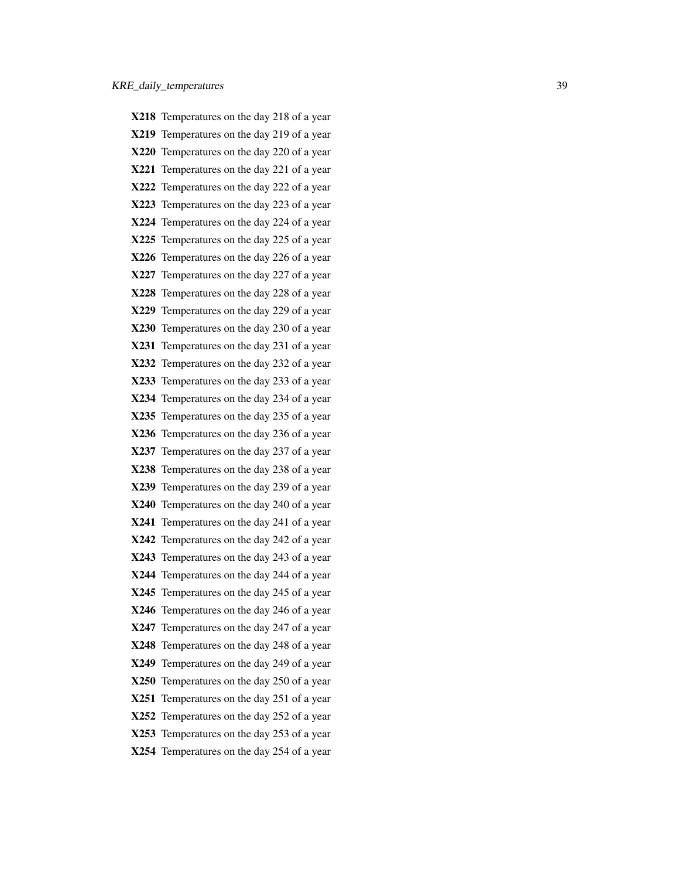**X218** Temperatures on the day 218 of a year

**X219** Temperatures on the day 219 of a year

**X220** Temperatures on the day 220 of a year

**X221** Temperatures on the day 221 of a year

**X222** Temperatures on the day 222 of a year

**X223** Temperatures on the day 223 of a year

**X224** Temperatures on the day 224 of a year

**X225** Temperatures on the day 225 of a year

**X226** Temperatures on the day 226 of a year

**X227** Temperatures on the day 227 of a year

**X228** Temperatures on the day 228 of a year

**X229** Temperatures on the day 229 of a year

**X230** Temperatures on the day 230 of a year

**X231** Temperatures on the day 231 of a year

**X232** Temperatures on the day 232 of a year

**X233** Temperatures on the day 233 of a year

**X234** Temperatures on the day 234 of a year

**X235** Temperatures on the day 235 of a year

**X236** Temperatures on the day 236 of a year

**X237** Temperatures on the day 237 of a year

**X238** Temperatures on the day 238 of a year

**X239** Temperatures on the day 239 of a year

**X240** Temperatures on the day 240 of a year

**X241** Temperatures on the day 241 of a year

**X242** Temperatures on the day 242 of a year

**X243** Temperatures on the day 243 of a year

**X244** Temperatures on the day 244 of a year

**X245** Temperatures on the day 245 of a year

**X246** Temperatures on the day 246 of a year

**X247** Temperatures on the day 247 of a year

**X248** Temperatures on the day 248 of a year

**X249** Temperatures on the day 249 of a year

**X250** Temperatures on the day 250 of a year

**X251** Temperatures on the day 251 of a year

**X252** Temperatures on the day 252 of a year

**X253** Temperatures on the day 253 of a year

**X254** Temperatures on the day 254 of a year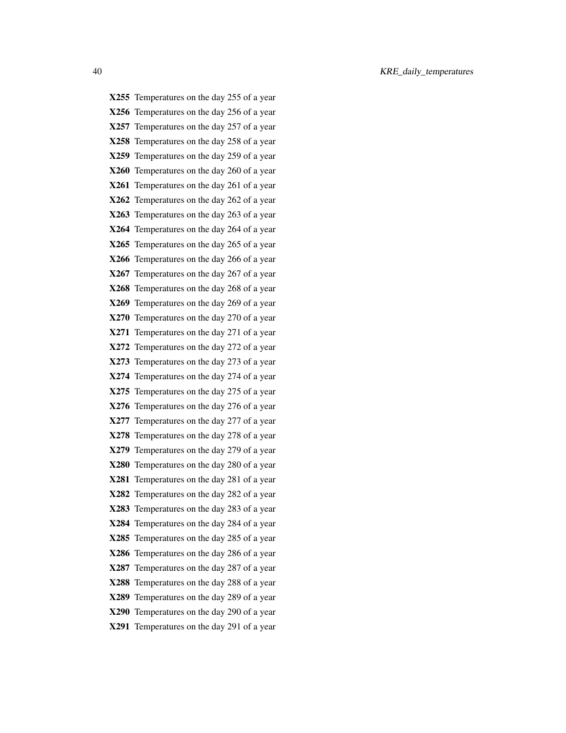**X255** Temperatures on the day 255 of a year
**X256** Temperatures on the day 256 of a year
**X257** Temperatures on the day 257 of a year
**X258** Temperatures on the day 258 of a year
**X259** Temperatures on the day 259 of a year
**X260** Temperatures on the day 260 of a year
**X261** Temperatures on the day 261 of a year
**X262** Temperatures on the day 262 of a year
**X263** Temperatures on the day 263 of a year
**X264** Temperatures on the day 264 of a year
**X265** Temperatures on the day 265 of a year
**X266** Temperatures on the day 266 of a year
**X267** Temperatures on the day 267 of a year
**X268** Temperatures on the day 268 of a year
**X269** Temperatures on the day 269 of a year
**X270** Temperatures on the day 270 of a year
**X271** Temperatures on the day 271 of a year
**X272** Temperatures on the day 272 of a year
**X273** Temperatures on the day 273 of a year
**X274** Temperatures on the day 274 of a year
**X275** Temperatures on the day 275 of a year
**X276** Temperatures on the day 276 of a year
**X277** Temperatures on the day 277 of a year
**X278** Temperatures on the day 278 of a year
**X279** Temperatures on the day 279 of a year
**X280** Temperatures on the day 280 of a year
**X281** Temperatures on the day 281 of a year
**X282** Temperatures on the day 282 of a year
**X283** Temperatures on the day 283 of a year
**X284** Temperatures on the day 284 of a year
**X285** Temperatures on the day 285 of a year
**X286** Temperatures on the day 286 of a year
**X287** Temperatures on the day 287 of a year
**X288** Temperatures on the day 288 of a year
**X289** Temperatures on the day 289 of a year
**X290** Temperatures on the day 290 of a year
**X291** Temperatures on the day 291 of a year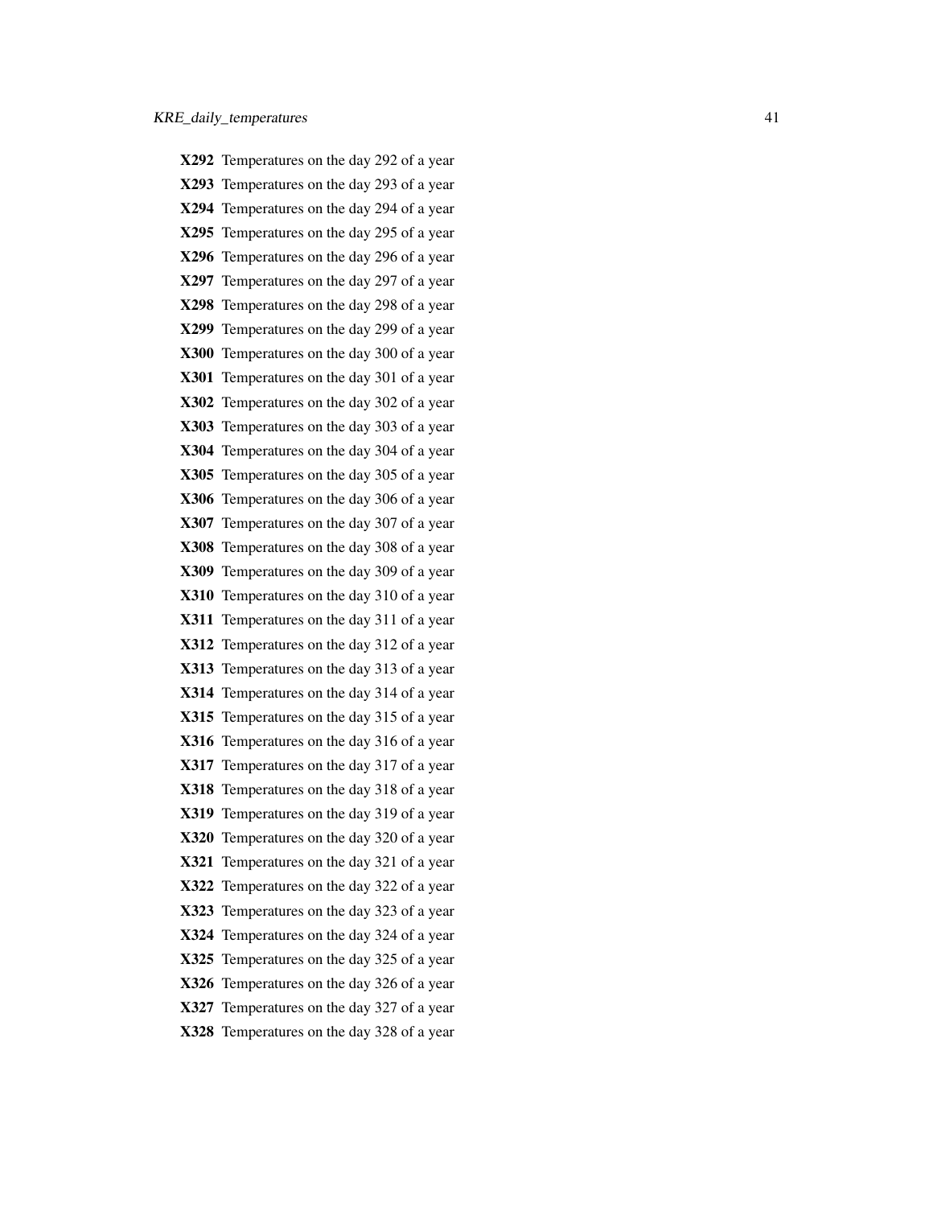**X292** Temperatures on the day 292 of a year

**X293** Temperatures on the day 293 of a year

**X294** Temperatures on the day 294 of a year

**X295** Temperatures on the day 295 of a year

**X296** Temperatures on the day 296 of a year

**X297** Temperatures on the day 297 of a year

**X298** Temperatures on the day 298 of a year

**X299** Temperatures on the day 299 of a year

**X300** Temperatures on the day 300 of a year

**X301** Temperatures on the day 301 of a year

**X302** Temperatures on the day 302 of a year

**X303** Temperatures on the day 303 of a year

**X304** Temperatures on the day 304 of a year

**X305** Temperatures on the day 305 of a year

**X306** Temperatures on the day 306 of a year

**X307** Temperatures on the day 307 of a year

**X308** Temperatures on the day 308 of a year

**X309** Temperatures on the day 309 of a year

**X310** Temperatures on the day 310 of a year

**X311** Temperatures on the day 311 of a year

**X312** Temperatures on the day 312 of a year

**X313** Temperatures on the day 313 of a year

**X314** Temperatures on the day 314 of a year

**X315** Temperatures on the day 315 of a year

**X316** Temperatures on the day 316 of a year

**X317** Temperatures on the day 317 of a year

**X318** Temperatures on the day 318 of a year

**X319** Temperatures on the day 319 of a year

**X320** Temperatures on the day 320 of a year

**X321** Temperatures on the day 321 of a year

**X322** Temperatures on the day 322 of a year

**X323** Temperatures on the day 323 of a year

**X324** Temperatures on the day 324 of a year

**X325** Temperatures on the day 325 of a year

**X326** Temperatures on the day 326 of a year

**X327** Temperatures on the day 327 of a year

**X328** Temperatures on the day 328 of a year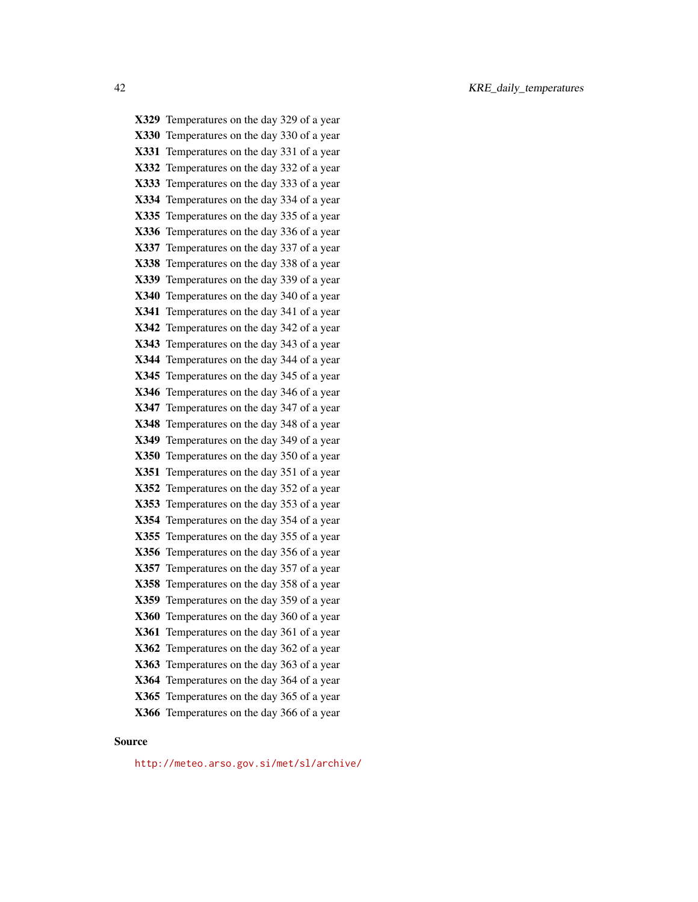**X329** Temperatures on the day 329 of a year
**X330** Temperatures on the day 330 of a year
**X331** Temperatures on the day 331 of a year
**X332** Temperatures on the day 332 of a year
**X333** Temperatures on the day 333 of a year
**X334** Temperatures on the day 334 of a year
**X335** Temperatures on the day 335 of a year
**X336** Temperatures on the day 336 of a year
**X337** Temperatures on the day 337 of a year
**X338** Temperatures on the day 338 of a year
**X339** Temperatures on the day 339 of a year
**X340** Temperatures on the day 340 of a year
**X341** Temperatures on the day 341 of a year
**X342** Temperatures on the day 342 of a year
**X343** Temperatures on the day 343 of a year
**X344** Temperatures on the day 344 of a year
**X345** Temperatures on the day 345 of a year
**X346** Temperatures on the day 346 of a year
**X347** Temperatures on the day 347 of a year
**X348** Temperatures on the day 348 of a year
**X349** Temperatures on the day 349 of a year
**X350** Temperatures on the day 350 of a year
**X351** Temperatures on the day 351 of a year
**X352** Temperatures on the day 352 of a year
**X353** Temperatures on the day 353 of a year
**X354** Temperatures on the day 354 of a year
**X355** Temperatures on the day 355 of a year
**X356** Temperatures on the day 356 of a year
**X357** Temperatures on the day 357 of a year
**X358** Temperatures on the day 358 of a year
**X359** Temperatures on the day 359 of a year
**X360** Temperatures on the day 360 of a year
**X361** Temperatures on the day 361 of a year
**X362** Temperatures on the day 362 of a year
**X363** Temperatures on the day 363 of a year
**X364** Temperatures on the day 364 of a year
**X365** Temperatures on the day 365 of a year
**X366** Temperatures on the day 366 of a year

## Source

http://meteo.arso.gov.si/met/sl/archive/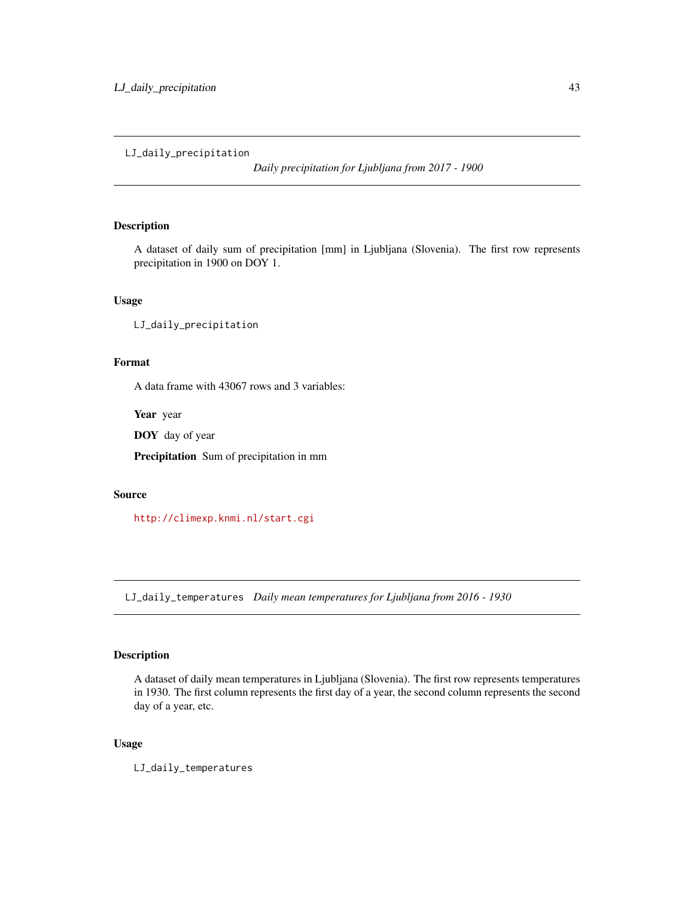## LJ_daily_precipitation

*Daily precipitation for Ljubljana from 2017 - 1900*

### Description

A dataset of daily sum of precipitation [mm] in Ljubljana (Slovenia). The first row represents precipitation in 1900 on DOY 1.

### Usage

```
LJ_daily_precipitation
```

### Format

A data frame with 43067 rows and 3 variables:

**Year** year

**DOY** day of year

**Precipitation** Sum of precipitation in mm

### Source

http://climexp.knmi.nl/start.cgi

## LJ_daily_temperatures

*Daily mean temperatures for Ljubljana from 2016 - 1930*

### Description

A dataset of daily mean temperatures in Ljubljana (Slovenia). The first row represents temperatures in 1930. The first column represents the first day of a year, the second column represents the second day of a year, etc.

### Usage

```
LJ_daily_temperatures
```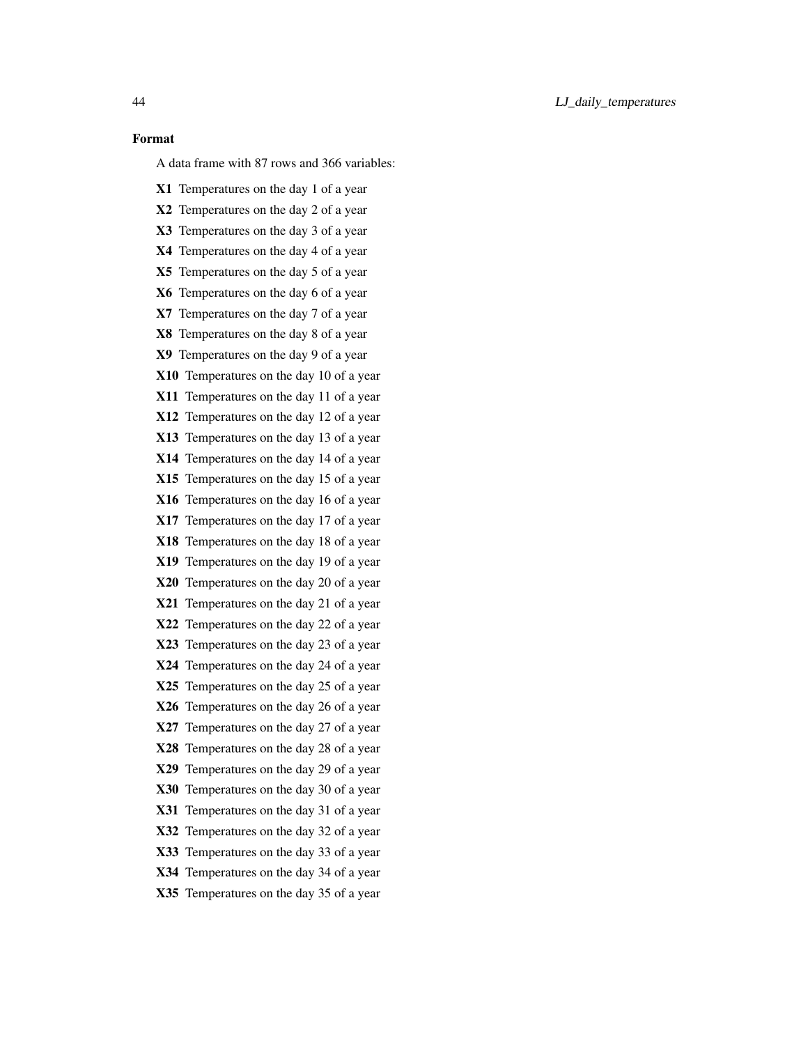### Format

A data frame with 87 rows and 366 variables:

**X1** Temperatures on the day 1 of a year

**X2** Temperatures on the day 2 of a year

**X3** Temperatures on the day 3 of a year

**X4** Temperatures on the day 4 of a year

**X5** Temperatures on the day 5 of a year

**X6** Temperatures on the day 6 of a year

**X7** Temperatures on the day 7 of a year

**X8** Temperatures on the day 8 of a year

**X9** Temperatures on the day 9 of a year

**X10** Temperatures on the day 10 of a year

**X11** Temperatures on the day 11 of a year

**X12** Temperatures on the day 12 of a year

**X13** Temperatures on the day 13 of a year

**X14** Temperatures on the day 14 of a year

**X15** Temperatures on the day 15 of a year

**X16** Temperatures on the day 16 of a year

**X17** Temperatures on the day 17 of a year

**X18** Temperatures on the day 18 of a year

**X19** Temperatures on the day 19 of a year

**X20** Temperatures on the day 20 of a year

**X21** Temperatures on the day 21 of a year

**X22** Temperatures on the day 22 of a year

**X23** Temperatures on the day 23 of a year

**X24** Temperatures on the day 24 of a year

**X25** Temperatures on the day 25 of a year

**X26** Temperatures on the day 26 of a year

**X27** Temperatures on the day 27 of a year

**X28** Temperatures on the day 28 of a year

**X29** Temperatures on the day 29 of a year

**X30** Temperatures on the day 30 of a year

**X31** Temperatures on the day 31 of a year

**X32** Temperatures on the day 32 of a year

**X33** Temperatures on the day 33 of a year

**X34** Temperatures on the day 34 of a year

**X35** Temperatures on the day 35 of a year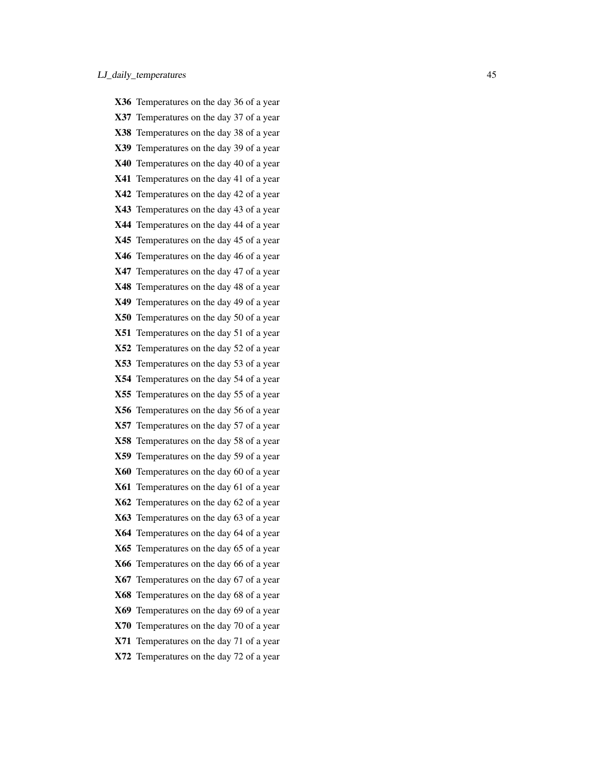**X36** Temperatures on the day 36 of a year

**X37** Temperatures on the day 37 of a year

**X38** Temperatures on the day 38 of a year

**X39** Temperatures on the day 39 of a year

**X40** Temperatures on the day 40 of a year

**X41** Temperatures on the day 41 of a year

**X42** Temperatures on the day 42 of a year

**X43** Temperatures on the day 43 of a year

**X44** Temperatures on the day 44 of a year

**X45** Temperatures on the day 45 of a year

**X46** Temperatures on the day 46 of a year

**X47** Temperatures on the day 47 of a year

**X48** Temperatures on the day 48 of a year

**X49** Temperatures on the day 49 of a year

**X50** Temperatures on the day 50 of a year

**X51** Temperatures on the day 51 of a year

**X52** Temperatures on the day 52 of a year

**X53** Temperatures on the day 53 of a year

**X54** Temperatures on the day 54 of a year

**X55** Temperatures on the day 55 of a year

**X56** Temperatures on the day 56 of a year

**X57** Temperatures on the day 57 of a year

**X58** Temperatures on the day 58 of a year

**X59** Temperatures on the day 59 of a year

**X60** Temperatures on the day 60 of a year

**X61** Temperatures on the day 61 of a year

**X62** Temperatures on the day 62 of a year

**X63** Temperatures on the day 63 of a year

**X64** Temperatures on the day 64 of a year

**X65** Temperatures on the day 65 of a year

**X66** Temperatures on the day 66 of a year

**X67** Temperatures on the day 67 of a year

**X68** Temperatures on the day 68 of a year

**X69** Temperatures on the day 69 of a year

**X70** Temperatures on the day 70 of a year

**X71** Temperatures on the day 71 of a year

**X72** Temperatures on the day 72 of a year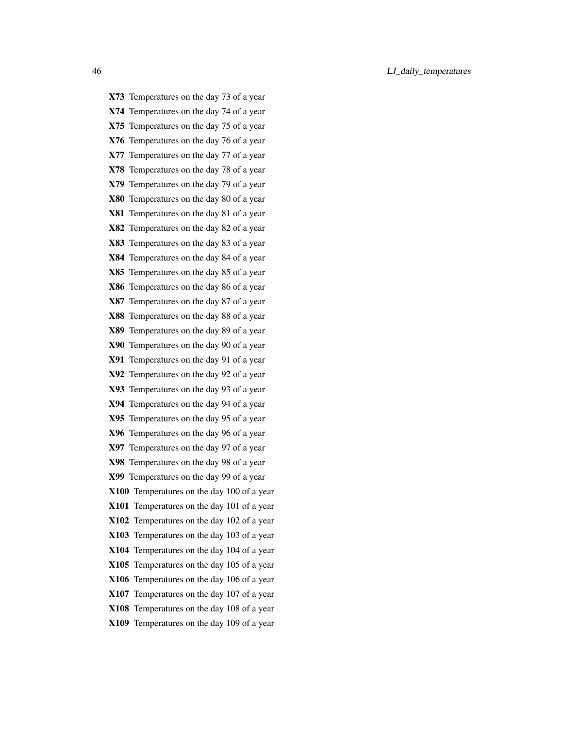**X73** Temperatures on the day 73 of a year

**X74** Temperatures on the day 74 of a year

**X75** Temperatures on the day 75 of a year

**X76** Temperatures on the day 76 of a year

**X77** Temperatures on the day 77 of a year

**X78** Temperatures on the day 78 of a year

**X79** Temperatures on the day 79 of a year

**X80** Temperatures on the day 80 of a year

**X81** Temperatures on the day 81 of a year

**X82** Temperatures on the day 82 of a year

**X83** Temperatures on the day 83 of a year

**X84** Temperatures on the day 84 of a year

**X85** Temperatures on the day 85 of a year

**X86** Temperatures on the day 86 of a year

**X87** Temperatures on the day 87 of a year

**X88** Temperatures on the day 88 of a year

**X89** Temperatures on the day 89 of a year

**X90** Temperatures on the day 90 of a year

**X91** Temperatures on the day 91 of a year

**X92** Temperatures on the day 92 of a year

**X93** Temperatures on the day 93 of a year

**X94** Temperatures on the day 94 of a year

**X95** Temperatures on the day 95 of a year

**X96** Temperatures on the day 96 of a year

**X97** Temperatures on the day 97 of a year

**X98** Temperatures on the day 98 of a year

**X99** Temperatures on the day 99 of a year

**X100** Temperatures on the day 100 of a year

**X101** Temperatures on the day 101 of a year

**X102** Temperatures on the day 102 of a year

**X103** Temperatures on the day 103 of a year

**X104** Temperatures on the day 104 of a year

**X105** Temperatures on the day 105 of a year

**X106** Temperatures on the day 106 of a year

**X107** Temperatures on the day 107 of a year

**X108** Temperatures on the day 108 of a year

**X109** Temperatures on the day 109 of a year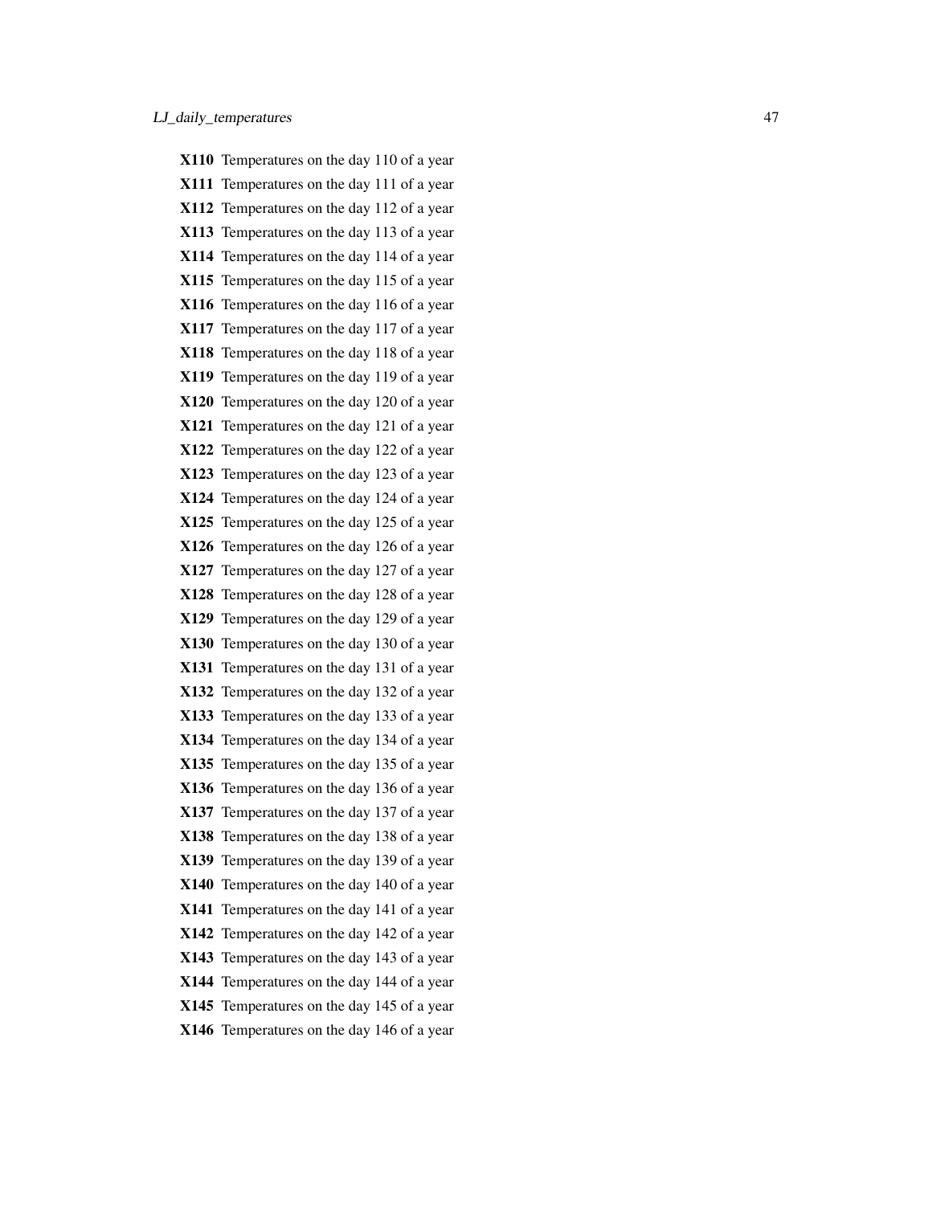**X110** Temperatures on the day 110 of a year

**X111** Temperatures on the day 111 of a year

**X112** Temperatures on the day 112 of a year

**X113** Temperatures on the day 113 of a year

**X114** Temperatures on the day 114 of a year

**X115** Temperatures on the day 115 of a year

**X116** Temperatures on the day 116 of a year

**X117** Temperatures on the day 117 of a year

**X118** Temperatures on the day 118 of a year

**X119** Temperatures on the day 119 of a year

**X120** Temperatures on the day 120 of a year

**X121** Temperatures on the day 121 of a year

**X122** Temperatures on the day 122 of a year

**X123** Temperatures on the day 123 of a year

**X124** Temperatures on the day 124 of a year

**X125** Temperatures on the day 125 of a year

**X126** Temperatures on the day 126 of a year

**X127** Temperatures on the day 127 of a year

**X128** Temperatures on the day 128 of a year

**X129** Temperatures on the day 129 of a year

**X130** Temperatures on the day 130 of a year

**X131** Temperatures on the day 131 of a year

**X132** Temperatures on the day 132 of a year

**X133** Temperatures on the day 133 of a year

**X134** Temperatures on the day 134 of a year

**X135** Temperatures on the day 135 of a year

**X136** Temperatures on the day 136 of a year

**X137** Temperatures on the day 137 of a year

**X138** Temperatures on the day 138 of a year

**X139** Temperatures on the day 139 of a year

**X140** Temperatures on the day 140 of a year

**X141** Temperatures on the day 141 of a year

**X142** Temperatures on the day 142 of a year

**X143** Temperatures on the day 143 of a year

**X144** Temperatures on the day 144 of a year

**X145** Temperatures on the day 145 of a year

**X146** Temperatures on the day 146 of a year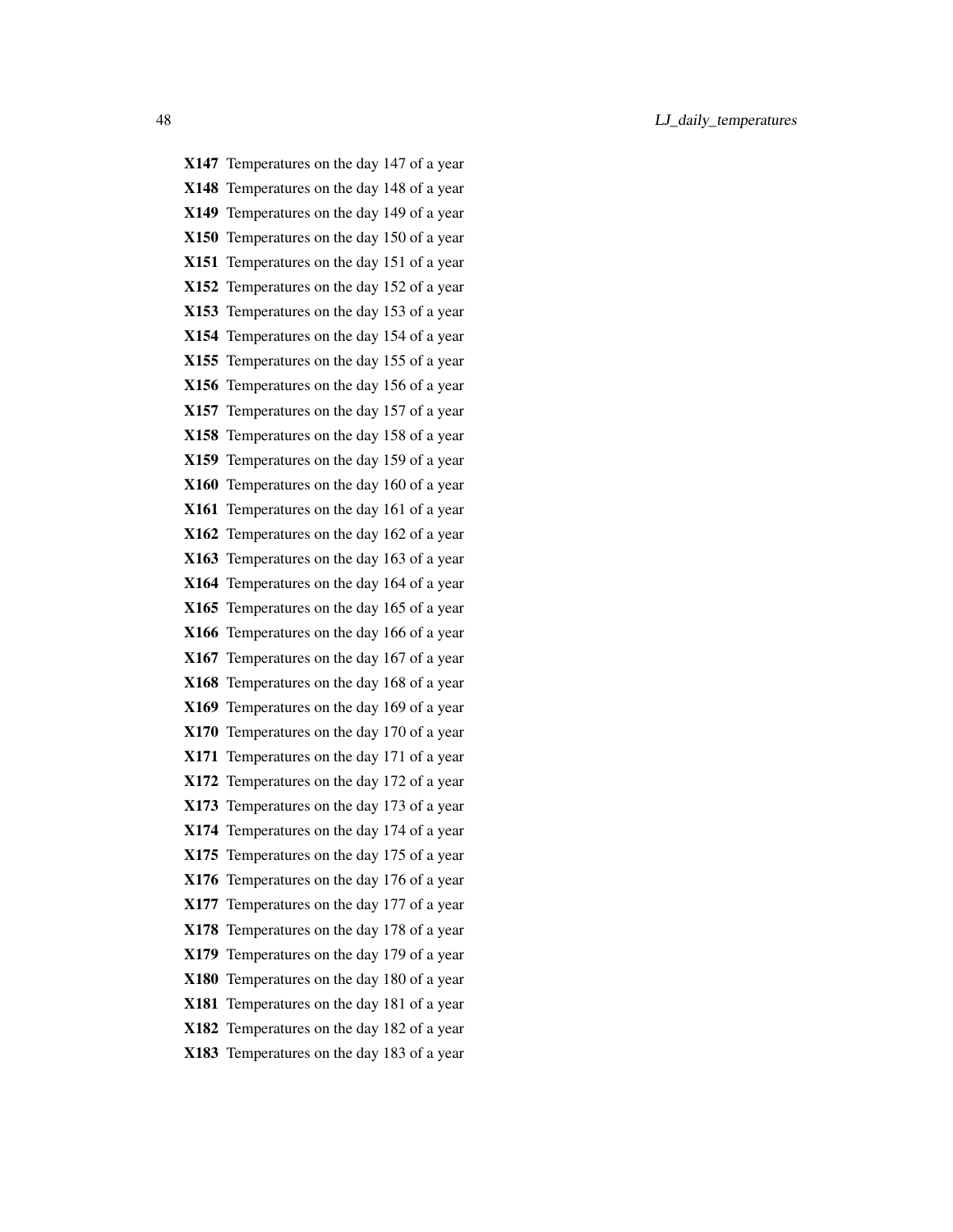**X147** Temperatures on the day 147 of a year
**X148** Temperatures on the day 148 of a year
**X149** Temperatures on the day 149 of a year
**X150** Temperatures on the day 150 of a year
**X151** Temperatures on the day 151 of a year
**X152** Temperatures on the day 152 of a year
**X153** Temperatures on the day 153 of a year
**X154** Temperatures on the day 154 of a year
**X155** Temperatures on the day 155 of a year
**X156** Temperatures on the day 156 of a year
**X157** Temperatures on the day 157 of a year
**X158** Temperatures on the day 158 of a year
**X159** Temperatures on the day 159 of a year
**X160** Temperatures on the day 160 of a year
**X161** Temperatures on the day 161 of a year
**X162** Temperatures on the day 162 of a year
**X163** Temperatures on the day 163 of a year
**X164** Temperatures on the day 164 of a year
**X165** Temperatures on the day 165 of a year
**X166** Temperatures on the day 166 of a year
**X167** Temperatures on the day 167 of a year
**X168** Temperatures on the day 168 of a year
**X169** Temperatures on the day 169 of a year
**X170** Temperatures on the day 170 of a year
**X171** Temperatures on the day 171 of a year
**X172** Temperatures on the day 172 of a year
**X173** Temperatures on the day 173 of a year
**X174** Temperatures on the day 174 of a year
**X175** Temperatures on the day 175 of a year
**X176** Temperatures on the day 176 of a year
**X177** Temperatures on the day 177 of a year
**X178** Temperatures on the day 178 of a year
**X179** Temperatures on the day 179 of a year
**X180** Temperatures on the day 180 of a year
**X181** Temperatures on the day 181 of a year
**X182** Temperatures on the day 182 of a year
**X183** Temperatures on the day 183 of a year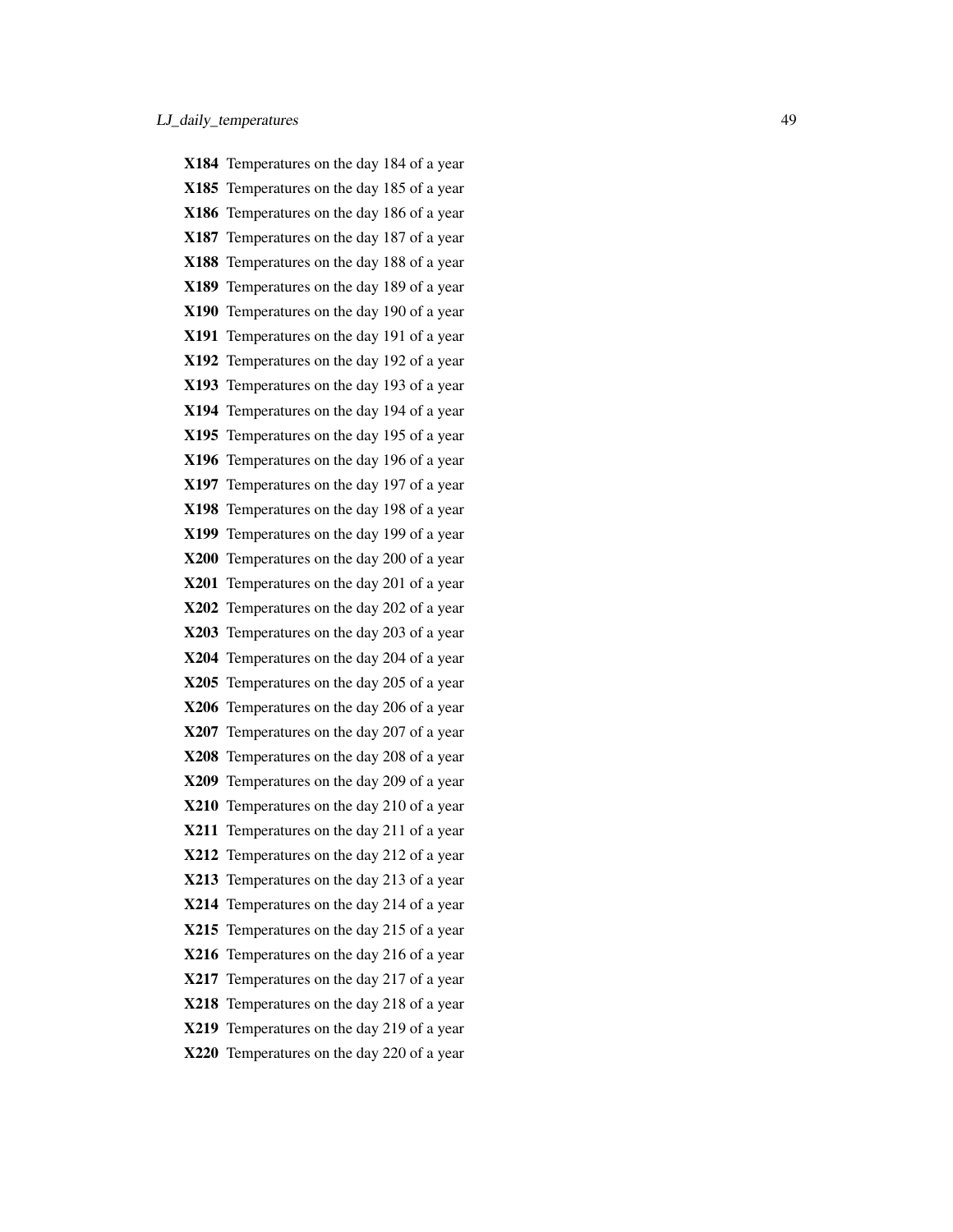**X184** Temperatures on the day 184 of a year

**X185** Temperatures on the day 185 of a year

**X186** Temperatures on the day 186 of a year

**X187** Temperatures on the day 187 of a year

**X188** Temperatures on the day 188 of a year

**X189** Temperatures on the day 189 of a year

**X190** Temperatures on the day 190 of a year

**X191** Temperatures on the day 191 of a year

**X192** Temperatures on the day 192 of a year

**X193** Temperatures on the day 193 of a year

**X194** Temperatures on the day 194 of a year

**X195** Temperatures on the day 195 of a year

**X196** Temperatures on the day 196 of a year

**X197** Temperatures on the day 197 of a year

**X198** Temperatures on the day 198 of a year

**X199** Temperatures on the day 199 of a year

**X200** Temperatures on the day 200 of a year

**X201** Temperatures on the day 201 of a year

**X202** Temperatures on the day 202 of a year

**X203** Temperatures on the day 203 of a year

**X204** Temperatures on the day 204 of a year

**X205** Temperatures on the day 205 of a year

**X206** Temperatures on the day 206 of a year

**X207** Temperatures on the day 207 of a year

**X208** Temperatures on the day 208 of a year

**X209** Temperatures on the day 209 of a year

**X210** Temperatures on the day 210 of a year

**X211** Temperatures on the day 211 of a year

**X212** Temperatures on the day 212 of a year

**X213** Temperatures on the day 213 of a year

**X214** Temperatures on the day 214 of a year

**X215** Temperatures on the day 215 of a year

**X216** Temperatures on the day 216 of a year

**X217** Temperatures on the day 217 of a year

**X218** Temperatures on the day 218 of a year

**X219** Temperatures on the day 219 of a year

**X220** Temperatures on the day 220 of a year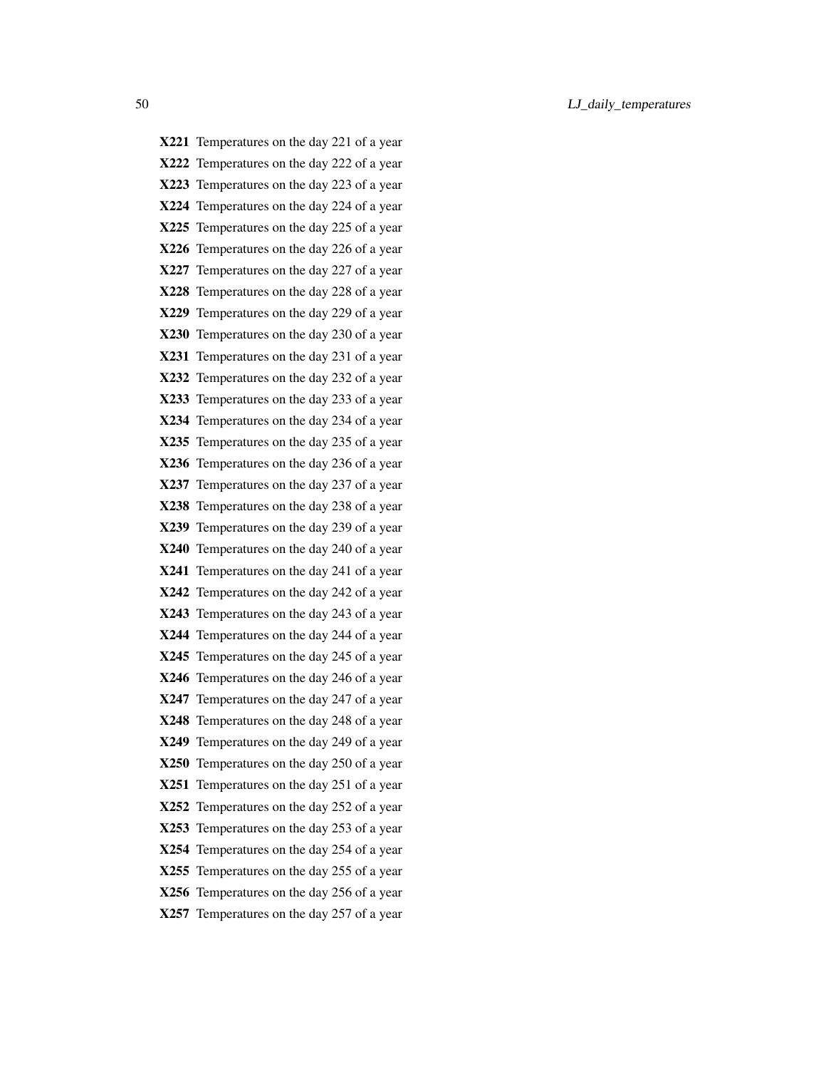**X221** Temperatures on the day 221 of a year

**X222** Temperatures on the day 222 of a year

**X223** Temperatures on the day 223 of a year

**X224** Temperatures on the day 224 of a year

**X225** Temperatures on the day 225 of a year

**X226** Temperatures on the day 226 of a year

**X227** Temperatures on the day 227 of a year

**X228** Temperatures on the day 228 of a year

**X229** Temperatures on the day 229 of a year

**X230** Temperatures on the day 230 of a year

**X231** Temperatures on the day 231 of a year

**X232** Temperatures on the day 232 of a year

**X233** Temperatures on the day 233 of a year

**X234** Temperatures on the day 234 of a year

**X235** Temperatures on the day 235 of a year

**X236** Temperatures on the day 236 of a year

**X237** Temperatures on the day 237 of a year

**X238** Temperatures on the day 238 of a year

**X239** Temperatures on the day 239 of a year

**X240** Temperatures on the day 240 of a year

**X241** Temperatures on the day 241 of a year

**X242** Temperatures on the day 242 of a year

**X243** Temperatures on the day 243 of a year

**X244** Temperatures on the day 244 of a year

**X245** Temperatures on the day 245 of a year

**X246** Temperatures on the day 246 of a year

**X247** Temperatures on the day 247 of a year

**X248** Temperatures on the day 248 of a year

**X249** Temperatures on the day 249 of a year

**X250** Temperatures on the day 250 of a year

**X251** Temperatures on the day 251 of a year

**X252** Temperatures on the day 252 of a year

**X253** Temperatures on the day 253 of a year

**X254** Temperatures on the day 254 of a year

**X255** Temperatures on the day 255 of a year

**X256** Temperatures on the day 256 of a year

**X257** Temperatures on the day 257 of a year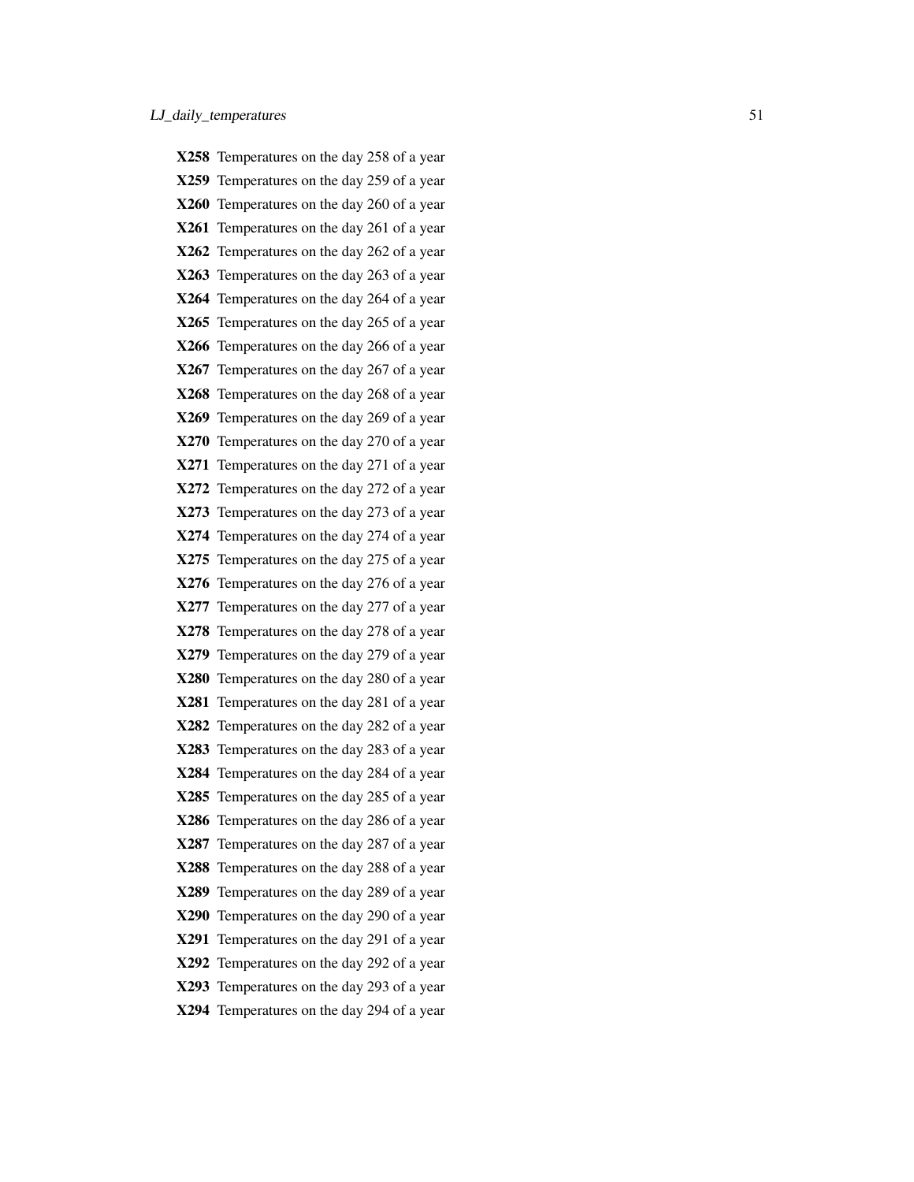**X258** Temperatures on the day 258 of a year

**X259** Temperatures on the day 259 of a year

**X260** Temperatures on the day 260 of a year

**X261** Temperatures on the day 261 of a year

**X262** Temperatures on the day 262 of a year

**X263** Temperatures on the day 263 of a year

**X264** Temperatures on the day 264 of a year

**X265** Temperatures on the day 265 of a year

**X266** Temperatures on the day 266 of a year

**X267** Temperatures on the day 267 of a year

**X268** Temperatures on the day 268 of a year

**X269** Temperatures on the day 269 of a year

**X270** Temperatures on the day 270 of a year

**X271** Temperatures on the day 271 of a year

**X272** Temperatures on the day 272 of a year

**X273** Temperatures on the day 273 of a year

**X274** Temperatures on the day 274 of a year

**X275** Temperatures on the day 275 of a year

**X276** Temperatures on the day 276 of a year

**X277** Temperatures on the day 277 of a year

**X278** Temperatures on the day 278 of a year

**X279** Temperatures on the day 279 of a year

**X280** Temperatures on the day 280 of a year

**X281** Temperatures on the day 281 of a year

**X282** Temperatures on the day 282 of a year

**X283** Temperatures on the day 283 of a year

**X284** Temperatures on the day 284 of a year

**X285** Temperatures on the day 285 of a year

**X286** Temperatures on the day 286 of a year

**X287** Temperatures on the day 287 of a year

**X288** Temperatures on the day 288 of a year

**X289** Temperatures on the day 289 of a year

**X290** Temperatures on the day 290 of a year

**X291** Temperatures on the day 291 of a year

**X292** Temperatures on the day 292 of a year

**X293** Temperatures on the day 293 of a year

**X294** Temperatures on the day 294 of a year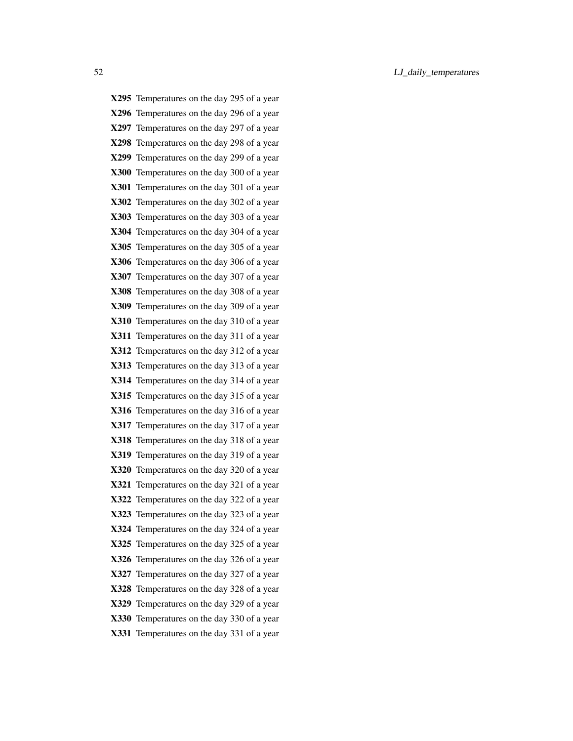**X295** Temperatures on the day 295 of a year
**X296** Temperatures on the day 296 of a year
**X297** Temperatures on the day 297 of a year
**X298** Temperatures on the day 298 of a year
**X299** Temperatures on the day 299 of a year
**X300** Temperatures on the day 300 of a year
**X301** Temperatures on the day 301 of a year
**X302** Temperatures on the day 302 of a year
**X303** Temperatures on the day 303 of a year
**X304** Temperatures on the day 304 of a year
**X305** Temperatures on the day 305 of a year
**X306** Temperatures on the day 306 of a year
**X307** Temperatures on the day 307 of a year
**X308** Temperatures on the day 308 of a year
**X309** Temperatures on the day 309 of a year
**X310** Temperatures on the day 310 of a year
**X311** Temperatures on the day 311 of a year
**X312** Temperatures on the day 312 of a year
**X313** Temperatures on the day 313 of a year
**X314** Temperatures on the day 314 of a year
**X315** Temperatures on the day 315 of a year
**X316** Temperatures on the day 316 of a year
**X317** Temperatures on the day 317 of a year
**X318** Temperatures on the day 318 of a year
**X319** Temperatures on the day 319 of a year
**X320** Temperatures on the day 320 of a year
**X321** Temperatures on the day 321 of a year
**X322** Temperatures on the day 322 of a year
**X323** Temperatures on the day 323 of a year
**X324** Temperatures on the day 324 of a year
**X325** Temperatures on the day 325 of a year
**X326** Temperatures on the day 326 of a year
**X327** Temperatures on the day 327 of a year
**X328** Temperatures on the day 328 of a year
**X329** Temperatures on the day 329 of a year
**X330** Temperatures on the day 330 of a year
**X331** Temperatures on the day 331 of a year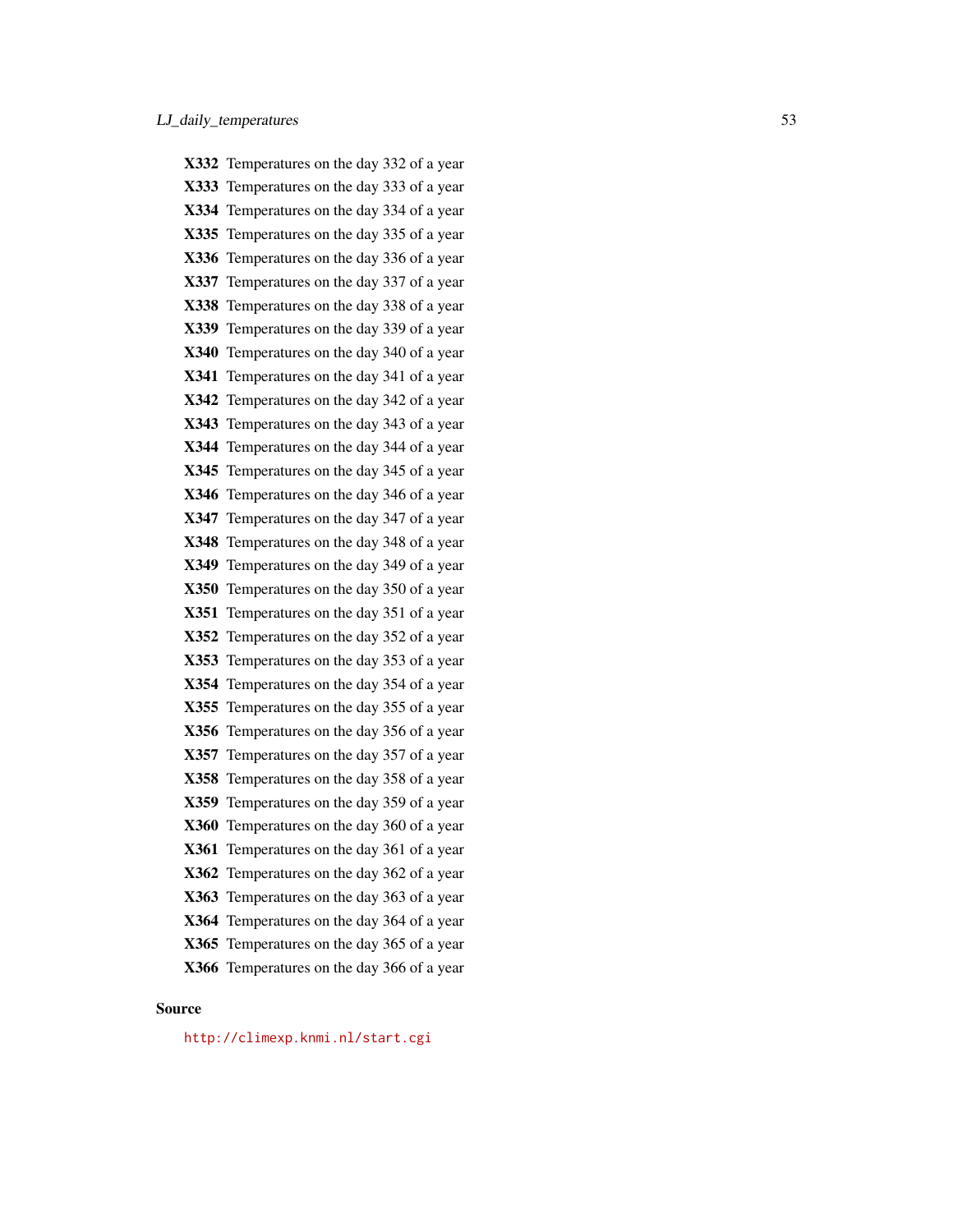**X332** Temperatures on the day 332 of a year

**X333** Temperatures on the day 333 of a year

**X334** Temperatures on the day 334 of a year

**X335** Temperatures on the day 335 of a year

**X336** Temperatures on the day 336 of a year

**X337** Temperatures on the day 337 of a year

**X338** Temperatures on the day 338 of a year

**X339** Temperatures on the day 339 of a year

**X340** Temperatures on the day 340 of a year

**X341** Temperatures on the day 341 of a year

**X342** Temperatures on the day 342 of a year

**X343** Temperatures on the day 343 of a year

**X344** Temperatures on the day 344 of a year

**X345** Temperatures on the day 345 of a year

**X346** Temperatures on the day 346 of a year

**X347** Temperatures on the day 347 of a year

**X348** Temperatures on the day 348 of a year

**X349** Temperatures on the day 349 of a year

**X350** Temperatures on the day 350 of a year

**X351** Temperatures on the day 351 of a year

**X352** Temperatures on the day 352 of a year

**X353** Temperatures on the day 353 of a year

**X354** Temperatures on the day 354 of a year

**X355** Temperatures on the day 355 of a year

**X356** Temperatures on the day 356 of a year

**X357** Temperatures on the day 357 of a year

**X358** Temperatures on the day 358 of a year

**X359** Temperatures on the day 359 of a year

**X360** Temperatures on the day 360 of a year

**X361** Temperatures on the day 361 of a year

**X362** Temperatures on the day 362 of a year

**X363** Temperatures on the day 363 of a year

**X364** Temperatures on the day 364 of a year

**X365** Temperatures on the day 365 of a year

**X366** Temperatures on the day 366 of a year

### Source

http://climexp.knmi.nl/start.cgi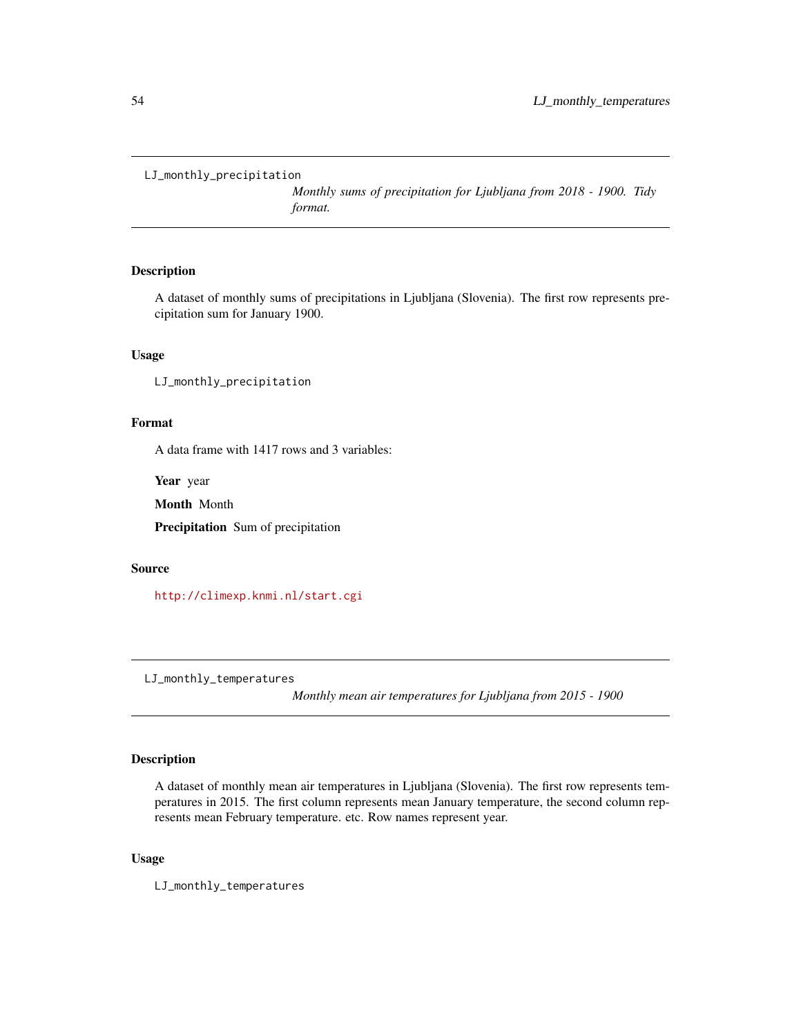## LJ_monthly_precipitation

*Monthly sums of precipitation for Ljubljana from 2018 - 1900. Tidy format.*

### Description

A dataset of monthly sums of precipitations in Ljubljana (Slovenia). The first row represents precipitation sum for January 1900.

### Usage

```
LJ_monthly_precipitation
```

### Format

A data frame with 1417 rows and 3 variables:

**Year** year

**Month** Month

**Precipitation** Sum of precipitation

### Source

http://climexp.knmi.nl/start.cgi

## LJ_monthly_temperatures

*Monthly mean air temperatures for Ljubljana from 2015 - 1900*

### Description

A dataset of monthly mean air temperatures in Ljubljana (Slovenia). The first row represents temperatures in 2015. The first column represents mean January temperature, the second column represents mean February temperature. etc. Row names represent year.

### Usage

```
LJ_monthly_temperatures
```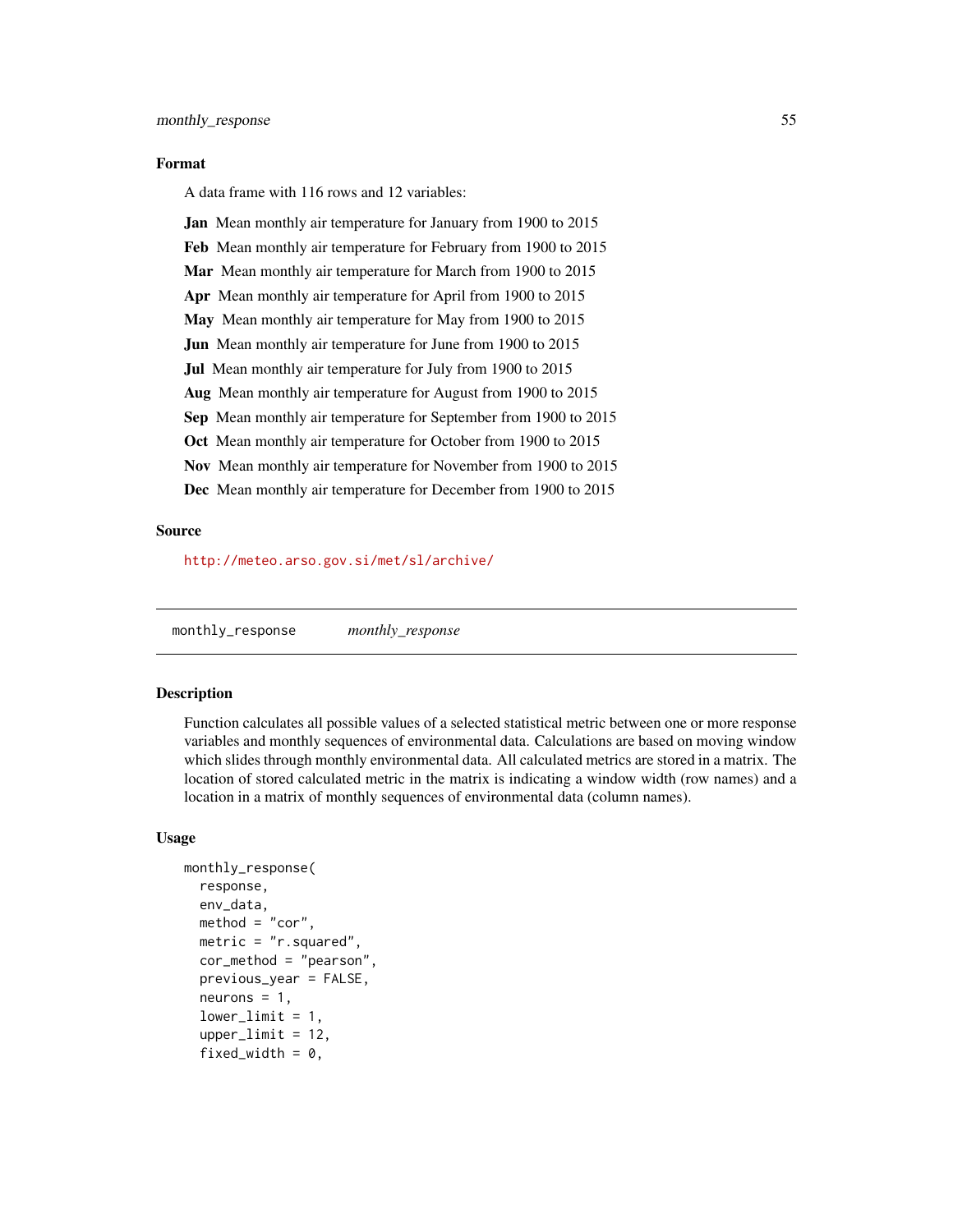### Format

A data frame with 116 rows and 12 variables:

- **Jan** Mean monthly air temperature for January from 1900 to 2015
- **Feb** Mean monthly air temperature for February from 1900 to 2015
- **Mar** Mean monthly air temperature for March from 1900 to 2015
- **Apr** Mean monthly air temperature for April from 1900 to 2015
- **May** Mean monthly air temperature for May from 1900 to 2015
- **Jun** Mean monthly air temperature for June from 1900 to 2015
- **Jul** Mean monthly air temperature for July from 1900 to 2015
- **Aug** Mean monthly air temperature for August from 1900 to 2015
- **Sep** Mean monthly air temperature for September from 1900 to 2015
- **Oct** Mean monthly air temperature for October from 1900 to 2015
- **Nov** Mean monthly air temperature for November from 1900 to 2015
- **Dec** Mean monthly air temperature for December from 1900 to 2015

### Source

http://meteo.arso.gov.si/met/sl/archive/

---

## monthly_response *monthly_response*

---

### Description

Function calculates all possible values of a selected statistical metric between one or more response variables and monthly sequences of environmental data. Calculations are based on moving window which slides through monthly environmental data. All calculated metrics are stored in a matrix. The location of stored calculated metric in the matrix is indicating a window width (row names) and a location in a matrix of monthly sequences of environmental data (column names).

### Usage

```
monthly_response(
  response,
  env_data,
  method = "cor",
  metric = "r.squared",
  cor_method = "pearson",
  previous_year = FALSE,
  neurons = 1,
  lower_limit = 1,
  upper_limit = 12,
  fixed_width = 0,
```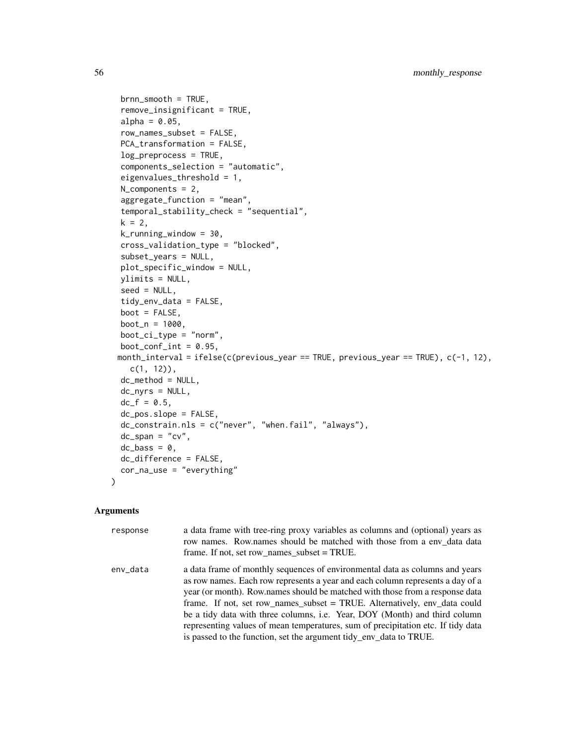```
  brnn_smooth = TRUE,
  remove_insignificant = TRUE,
  alpha = 0.05,
  row_names_subset = FALSE,
  PCA_transformation = FALSE,
  log_preprocess = TRUE,
  components_selection = "automatic",
  eigenvalues_threshold = 1,
  N_components = 2,
  aggregate_function = "mean",
  temporal_stability_check = "sequential",
  k = 2,
  k_running_window = 30,
  cross_validation_type = "blocked",
  subset_years = NULL,
  plot_specific_window = NULL,
  ylimits = NULL,
  seed = NULL,
  tidy_env_data = FALSE,
  boot = FALSE,
  boot_n = 1000,
  boot_ci_type = "norm",
  boot_conf_int = 0.95,
 month_interval = ifelse(c(previous_year == TRUE, previous_year == TRUE), c(-1, 12),
    c(1, 12)),
  dc_method = NULL,
  dc_nyrs = NULL,
  dc_f = 0.5,
  dc_pos.slope = FALSE,
  dc_constrain.nls = c("never", "when.fail", "always"),
  dc_span = "cv",
  dc_bass = 0,
  dc_difference = FALSE,
  cor_na_use = "everything"
)
```

## Arguments

| | |
|---|---|
| `response` | a data frame with tree-ring proxy variables as columns and (optional) years as row names. Row.names should be matched with those from a env_data data frame. If not, set row_names_subset = TRUE. |
| `env_data` | a data frame of monthly sequences of environmental data as columns and years as row names. Each row represents a year and each column represents a day of a year (or month). Row.names should be matched with those from a response data frame. If not, set row_names_subset = TRUE. Alternatively, env_data could be a tidy data with three columns, i.e. Year, DOY (Month) and third column representing values of mean temperatures, sum of precipitation etc. If tidy data is passed to the function, set the argument tidy_env_data to TRUE. |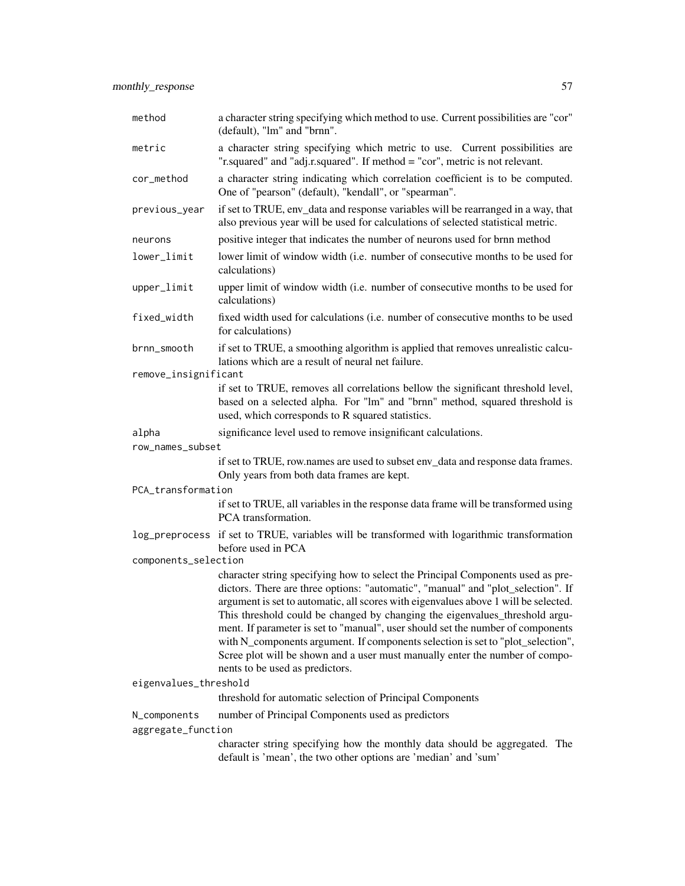| Argument | Description |
|---|---|
| `method` | a character string specifying which method to use. Current possibilities are "cor" (default), "lm" and "brnn". |
| `metric` | a character string specifying which metric to use. Current possibilities are "r.squared" and "adj.r.squared". If method = "cor", metric is not relevant. |
| `cor_method` | a character string indicating which correlation coefficient is to be computed. One of "pearson" (default), "kendall", or "spearman". |
| `previous_year` | if set to TRUE, env_data and response variables will be rearranged in a way, that also previous year will be used for calculations of selected statistical metric. |
| `neurons` | positive integer that indicates the number of neurons used for brnn method |
| `lower_limit` | lower limit of window width (i.e. number of consecutive months to be used for calculations) |
| `upper_limit` | upper limit of window width (i.e. number of consecutive months to be used for calculations) |
| `fixed_width` | fixed width used for calculations (i.e. number of consecutive months to be used for calculations) |
| `brnn_smooth` | if set to TRUE, a smoothing algorithm is applied that removes unrealistic calculations which are a result of neural net failure. |
| `remove_insignificant` | if set to TRUE, removes all correlations bellow the significant threshold level, based on a selected alpha. For "lm" and "brnn" method, squared threshold is used, which corresponds to R squared statistics. |
| `alpha` | significance level used to remove insignificant calculations. |
| `row_names_subset` | if set to TRUE, row.names are used to subset env_data and response data frames. Only years from both data frames are kept. |
| `PCA_transformation` | if set to TRUE, all variables in the response data frame will be transformed using PCA transformation. |
| `log_preprocess` | if set to TRUE, variables will be transformed with logarithmic transformation before used in PCA |
| `components_selection` | character string specifying how to select the Principal Components used as predictors. There are three options: "automatic", "manual" and "plot_selection". If argument is set to automatic, all scores with eigenvalues above 1 will be selected. This threshold could be changed by changing the eigenvalues_threshold argument. If parameter is set to "manual", user should set the number of components with N_components argument. If components selection is set to "plot_selection", Scree plot will be shown and a user must manually enter the number of components to be used as predictors. |
| `eigenvalues_threshold` | threshold for automatic selection of Principal Components |
| `N_components` | number of Principal Components used as predictors |
| `aggregate_function` | character string specifying how the monthly data should be aggregated. The default is 'mean', the two other options are 'median' and 'sum' |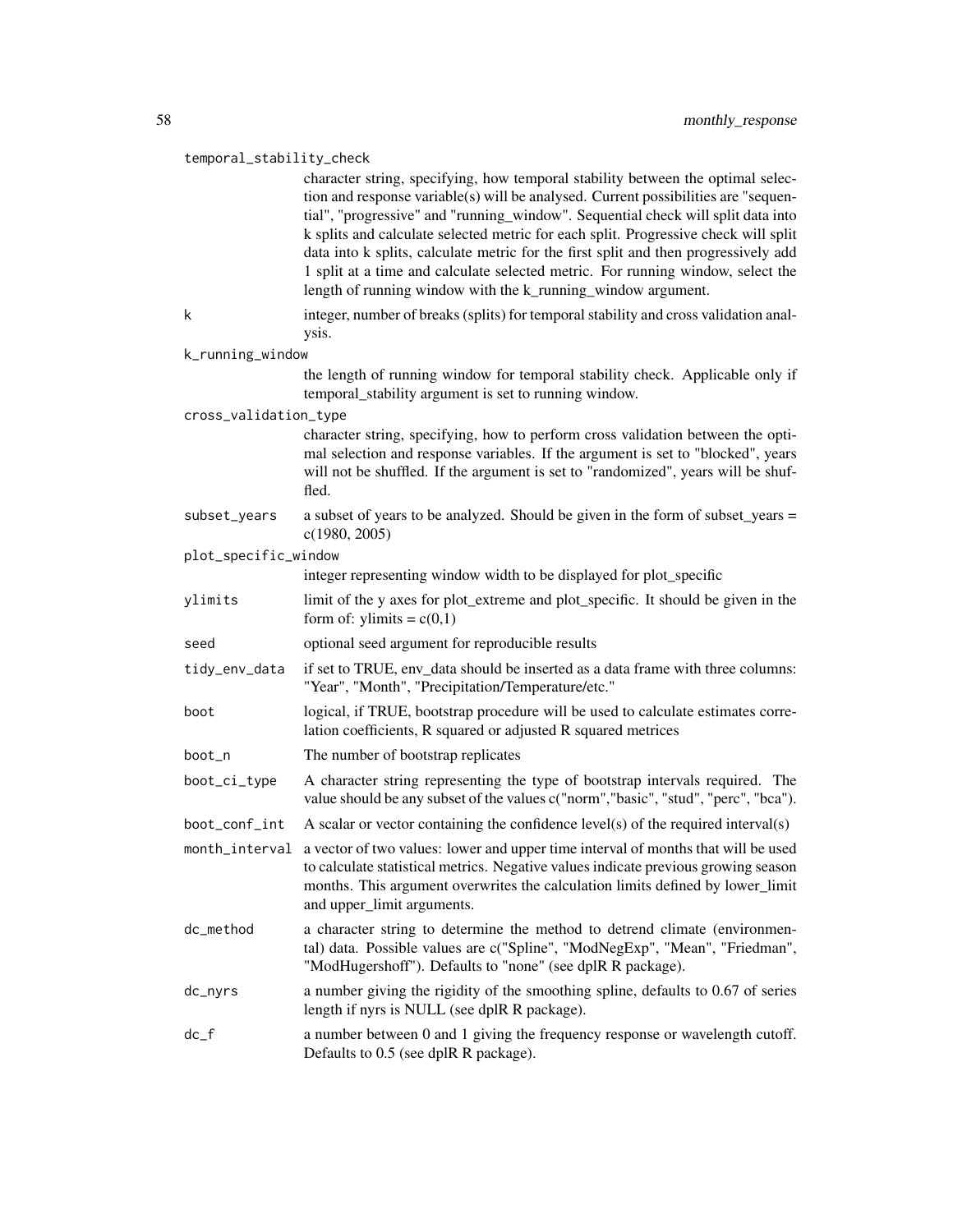`temporal_stability_check`
: character string, specifying, how temporal stability between the optimal selection and response variable(s) will be analysed. Current possibilities are "sequential", "progressive" and "running_window". Sequential check will split data into k splits and calculate selected metric for each split. Progressive check will split data into k splits, calculate metric for the first split and then progressively add 1 split at a time and calculate selected metric. For running window, select the length of running window with the k_running_window argument.

`k`
: integer, number of breaks (splits) for temporal stability and cross validation analysis.

`k_running_window`
: the length of running window for temporal stability check. Applicable only if temporal_stability argument is set to running window.

`cross_validation_type`
: character string, specifying, how to perform cross validation between the optimal selection and response variables. If the argument is set to "blocked", years will not be shuffled. If the argument is set to "randomized", years will be shuffled.

`subset_years`
: a subset of years to be analyzed. Should be given in the form of subset_years = c(1980, 2005)

`plot_specific_window`
: integer representing window width to be displayed for plot_specific

`ylimits`
: limit of the y axes for plot_extreme and plot_specific. It should be given in the form of: ylimits = c(0,1)

`seed`
: optional seed argument for reproducible results

`tidy_env_data`
: if set to TRUE, env_data should be inserted as a data frame with three columns: "Year", "Month", "Precipitation/Temperature/etc."

`boot`
: logical, if TRUE, bootstrap procedure will be used to calculate estimates correlation coefficients, R squared or adjusted R squared metrices

`boot_n`
: The number of bootstrap replicates

`boot_ci_type`
: A character string representing the type of bootstrap intervals required. The value should be any subset of the values c("norm","basic", "stud", "perc", "bca").

`boot_conf_int`
: A scalar or vector containing the confidence level(s) of the required interval(s)

`month_interval`
: a vector of two values: lower and upper time interval of months that will be used to calculate statistical metrics. Negative values indicate previous growing season months. This argument overwrites the calculation limits defined by lower_limit and upper_limit arguments.

`dc_method`
: a character string to determine the method to detrend climate (environmental) data. Possible values are c("Spline", "ModNegExp", "Mean", "Friedman", "ModHugershoff"). Defaults to "none" (see dplR R package).

`dc_nyrs`
: a number giving the rigidity of the smoothing spline, defaults to 0.67 of series length if nyrs is NULL (see dplR R package).

`dc_f`
: a number between 0 and 1 giving the frequency response or wavelength cutoff. Defaults to 0.5 (see dplR R package).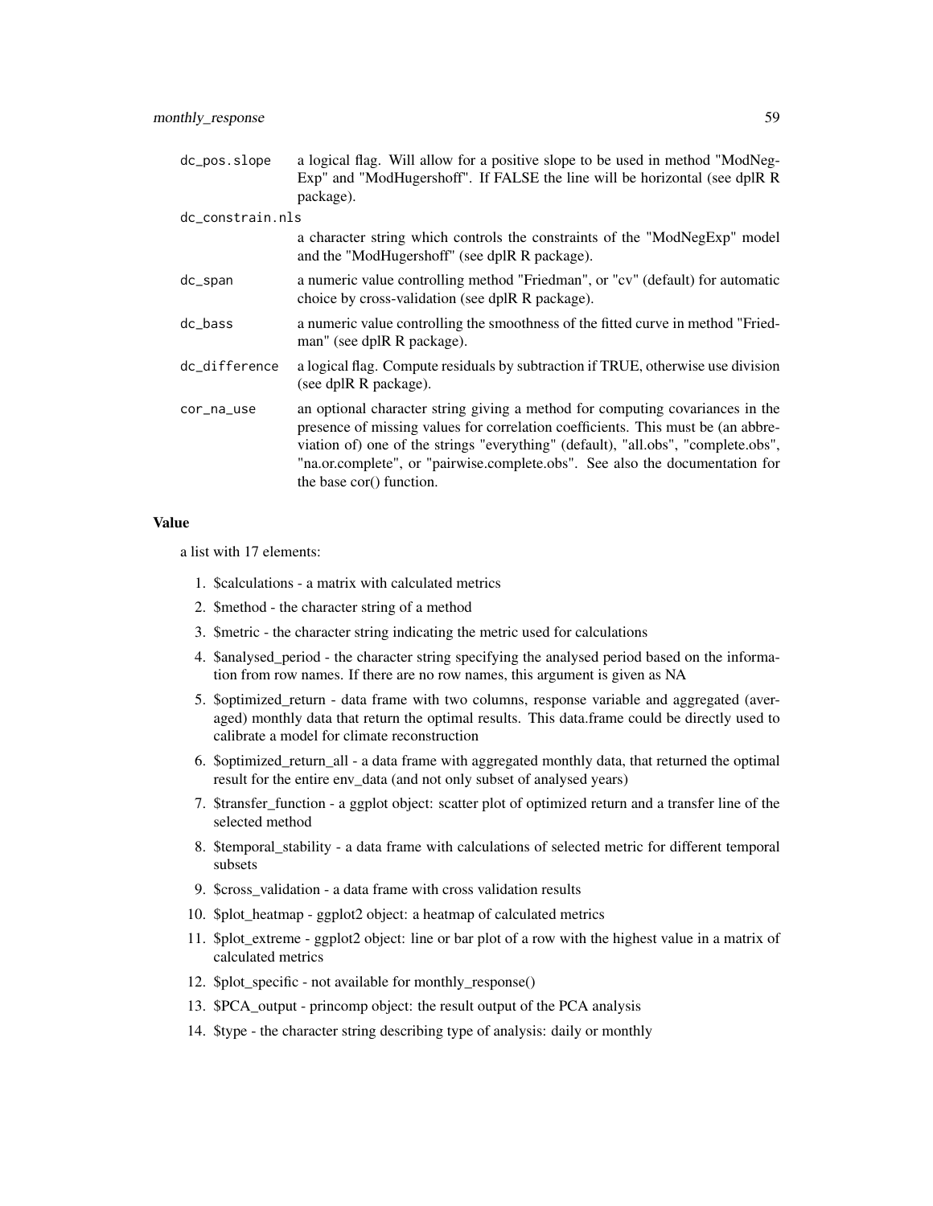| | |
|---|---|
| dc_pos.slope | a logical flag. Will allow for a positive slope to be used in method "ModNegExp" and "ModHugershoff". If FALSE the line will be horizontal (see dplR R package). |
| dc_constrain.nls | a character string which controls the constraints of the "ModNegExp" model and the "ModHugershoff" (see dplR R package). |
| dc_span | a numeric value controlling method "Friedman", or "cv" (default) for automatic choice by cross-validation (see dplR R package). |
| dc_bass | a numeric value controlling the smoothness of the fitted curve in method "Friedman" (see dplR R package). |
| dc_difference | a logical flag. Compute residuals by subtraction if TRUE, otherwise use division (see dplR R package). |
| cor_na_use | an optional character string giving a method for computing covariances in the presence of missing values for correlation coefficients. This must be (an abbreviation of) one of the strings "everything" (default), "all.obs", "complete.obs", "na.or.complete", or "pairwise.complete.obs". See also the documentation for the base cor() function. |

## Value

a list with 17 elements:

1. $calculations - a matrix with calculated metrics
2. $method - the character string of a method
3. $metric - the character string indicating the metric used for calculations
4. $analysed_period - the character string specifying the analysed period based on the information from row names. If there are no row names, this argument is given as NA
5. $optimized_return - data frame with two columns, response variable and aggregated (averaged) monthly data that return the optimal results. This data.frame could be directly used to calibrate a model for climate reconstruction
6. $optimized_return_all - a data frame with aggregated monthly data, that returned the optimal result for the entire env_data (and not only subset of analysed years)
7. $transfer_function - a ggplot object: scatter plot of optimized return and a transfer line of the selected method
8. $temporal_stability - a data frame with calculations of selected metric for different temporal subsets
9. $cross_validation - a data frame with cross validation results
10. $plot_heatmap - ggplot2 object: a heatmap of calculated metrics
11. $plot_extreme - ggplot2 object: line or bar plot of a row with the highest value in a matrix of calculated metrics
12. $plot_specific - not available for monthly_response()
13. $PCA_output - princomp object: the result output of the PCA analysis
14. $type - the character string describing type of analysis: daily or monthly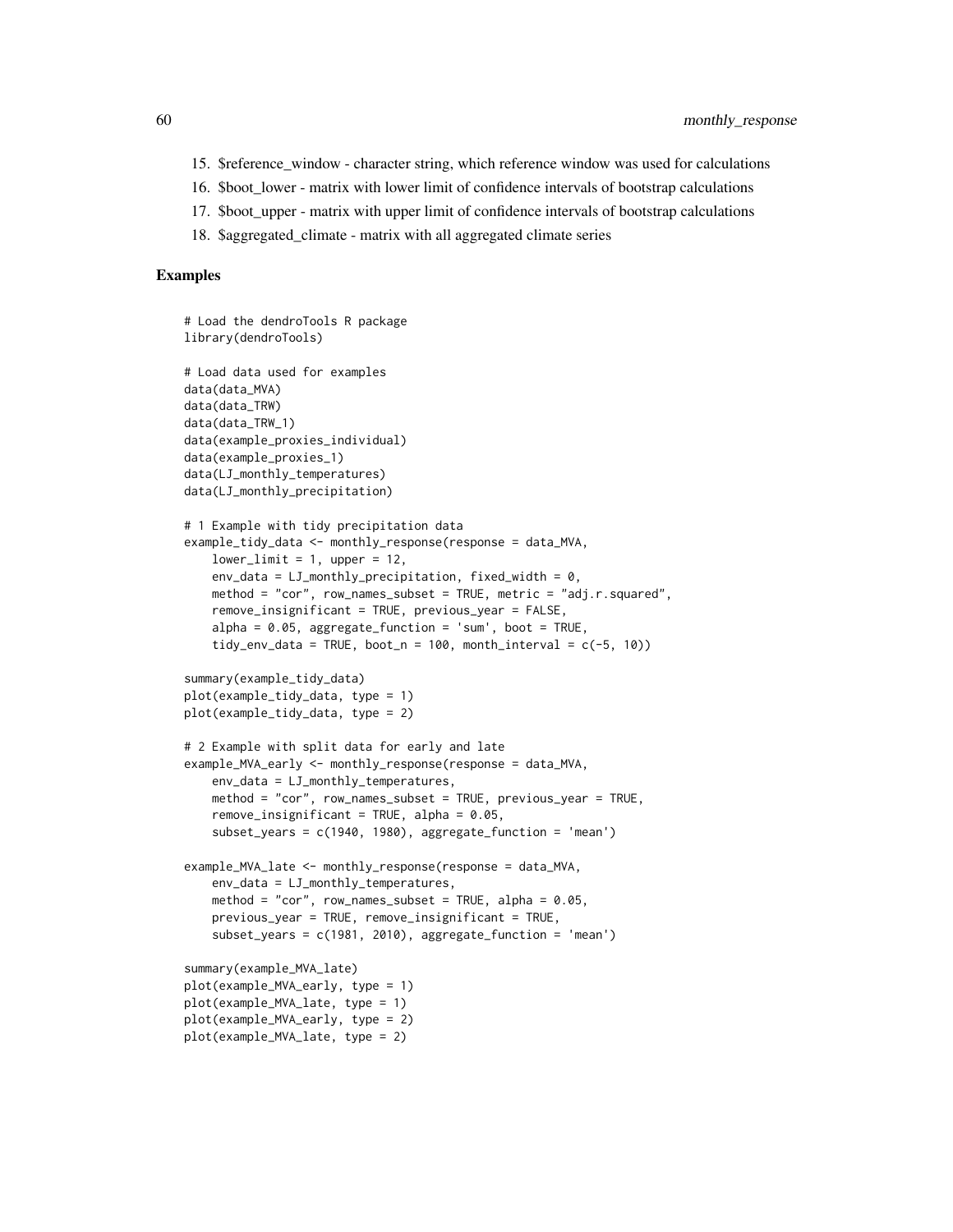15. $reference_window - character string, which reference window was used for calculations
16. $boot_lower - matrix with lower limit of confidence intervals of bootstrap calculations
17. $boot_upper - matrix with upper limit of confidence intervals of bootstrap calculations
18. $aggregated_climate - matrix with all aggregated climate series

## Examples

```
# Load the dendroTools R package
library(dendroTools)

# Load data used for examples
data(data_MVA)
data(data_TRW)
data(data_TRW_1)
data(example_proxies_individual)
data(example_proxies_1)
data(LJ_monthly_temperatures)
data(LJ_monthly_precipitation)

# 1 Example with tidy precipitation data
example_tidy_data <- monthly_response(response = data_MVA,
    lower_limit = 1, upper = 12,
    env_data = LJ_monthly_precipitation, fixed_width = 0,
    method = "cor", row_names_subset = TRUE, metric = "adj.r.squared",
    remove_insignificant = TRUE, previous_year = FALSE,
    alpha = 0.05, aggregate_function = 'sum', boot = TRUE,
    tidy_env_data = TRUE, boot_n = 100, month_interval = c(-5, 10))

summary(example_tidy_data)
plot(example_tidy_data, type = 1)
plot(example_tidy_data, type = 2)

# 2 Example with split data for early and late
example_MVA_early <- monthly_response(response = data_MVA,
    env_data = LJ_monthly_temperatures,
    method = "cor", row_names_subset = TRUE, previous_year = TRUE,
    remove_insignificant = TRUE, alpha = 0.05,
    subset_years = c(1940, 1980), aggregate_function = 'mean')

example_MVA_late <- monthly_response(response = data_MVA,
    env_data = LJ_monthly_temperatures,
    method = "cor", row_names_subset = TRUE, alpha = 0.05,
    previous_year = TRUE, remove_insignificant = TRUE,
    subset_years = c(1981, 2010), aggregate_function = 'mean')

summary(example_MVA_late)
plot(example_MVA_early, type = 1)
plot(example_MVA_late, type = 1)
plot(example_MVA_early, type = 2)
plot(example_MVA_late, type = 2)
```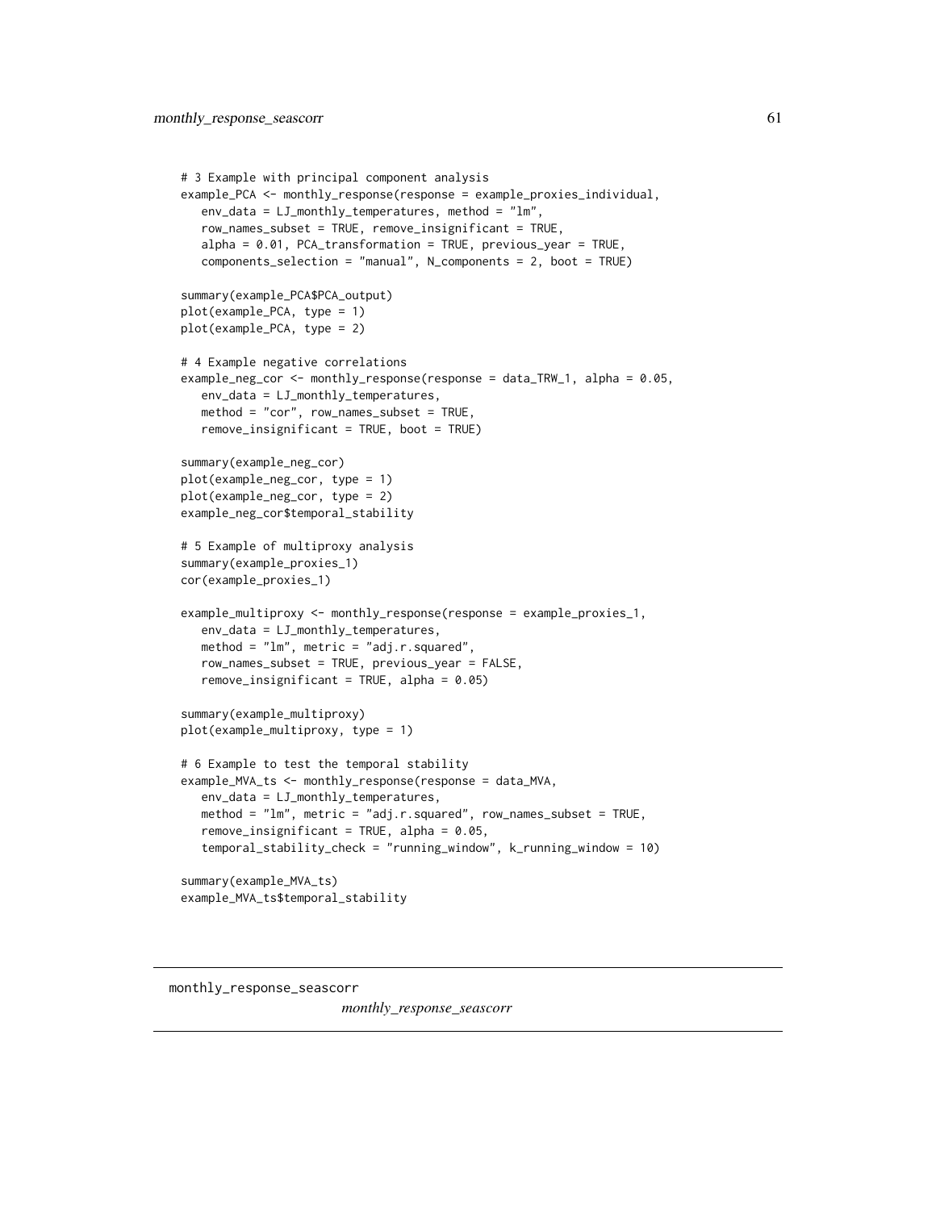```
# 3 Example with principal component analysis
example_PCA <- monthly_response(response = example_proxies_individual,
   env_data = LJ_monthly_temperatures, method = "lm",
   row_names_subset = TRUE, remove_insignificant = TRUE,
   alpha = 0.01, PCA_transformation = TRUE, previous_year = TRUE,
   components_selection = "manual", N_components = 2, boot = TRUE)

summary(example_PCA$PCA_output)
plot(example_PCA, type = 1)
plot(example_PCA, type = 2)

# 4 Example negative correlations
example_neg_cor <- monthly_response(response = data_TRW_1, alpha = 0.05,
   env_data = LJ_monthly_temperatures,
   method = "cor", row_names_subset = TRUE,
   remove_insignificant = TRUE, boot = TRUE)

summary(example_neg_cor)
plot(example_neg_cor, type = 1)
plot(example_neg_cor, type = 2)
example_neg_cor$temporal_stability

# 5 Example of multiproxy analysis
summary(example_proxies_1)
cor(example_proxies_1)

example_multiproxy <- monthly_response(response = example_proxies_1,
   env_data = LJ_monthly_temperatures,
   method = "lm", metric = "adj.r.squared",
   row_names_subset = TRUE, previous_year = FALSE,
   remove_insignificant = TRUE, alpha = 0.05)

summary(example_multiproxy)
plot(example_multiproxy, type = 1)

# 6 Example to test the temporal stability
example_MVA_ts <- monthly_response(response = data_MVA,
   env_data = LJ_monthly_temperatures,
   method = "lm", metric = "adj.r.squared", row_names_subset = TRUE,
   remove_insignificant = TRUE, alpha = 0.05,
   temporal_stability_check = "running_window", k_running_window = 10)

summary(example_MVA_ts)
example_MVA_ts$temporal_stability
```

---

monthly_response_seascorr &nbsp;&nbsp;&nbsp;&nbsp;&nbsp;&nbsp; *monthly_response_seascorr*

---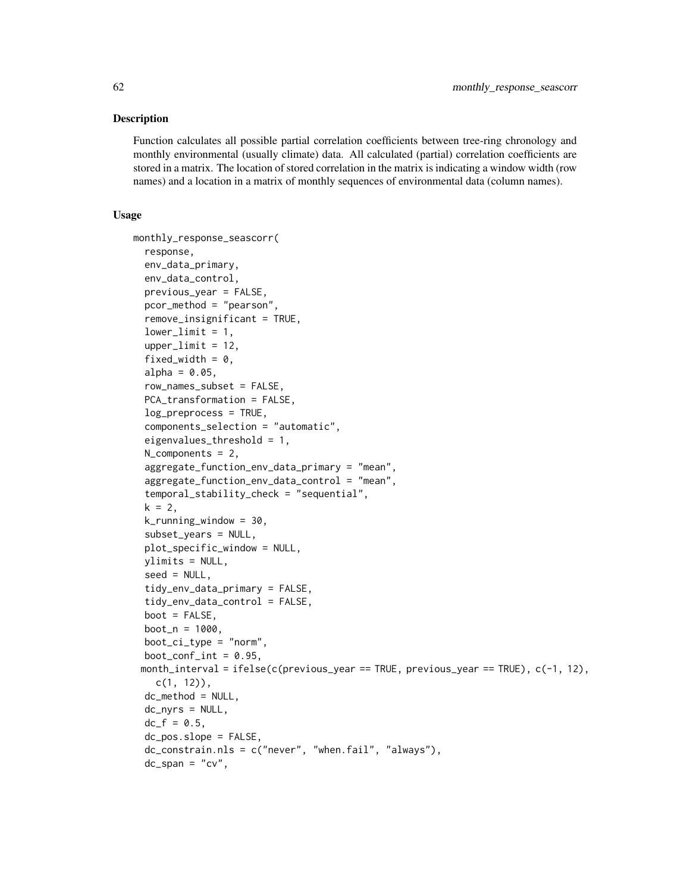## Description

Function calculates all possible partial correlation coefficients between tree-ring chronology and monthly environmental (usually climate) data. All calculated (partial) correlation coefficients are stored in a matrix. The location of stored correlation in the matrix is indicating a window width (row names) and a location in a matrix of monthly sequences of environmental data (column names).

## Usage

```
monthly_response_seascorr(
  response,
  env_data_primary,
  env_data_control,
  previous_year = FALSE,
  pcor_method = "pearson",
  remove_insignificant = TRUE,
  lower_limit = 1,
  upper_limit = 12,
  fixed_width = 0,
  alpha = 0.05,
  row_names_subset = FALSE,
  PCA_transformation = FALSE,
  log_preprocess = TRUE,
  components_selection = "automatic",
  eigenvalues_threshold = 1,
  N_components = 2,
  aggregate_function_env_data_primary = "mean",
  aggregate_function_env_data_control = "mean",
  temporal_stability_check = "sequential",
  k = 2,
  k_running_window = 30,
  subset_years = NULL,
  plot_specific_window = NULL,
  ylimits = NULL,
  seed = NULL,
  tidy_env_data_primary = FALSE,
  tidy_env_data_control = FALSE,
  boot = FALSE,
  boot_n = 1000,
  boot_ci_type = "norm",
  boot_conf_int = 0.95,
 month_interval = ifelse(c(previous_year == TRUE, previous_year == TRUE), c(-1, 12),
    c(1, 12)),
  dc_method = NULL,
  dc_nyrs = NULL,
  dc_f = 0.5,
  dc_pos.slope = FALSE,
  dc_constrain.nls = c("never", "when.fail", "always"),
  dc_span = "cv",
```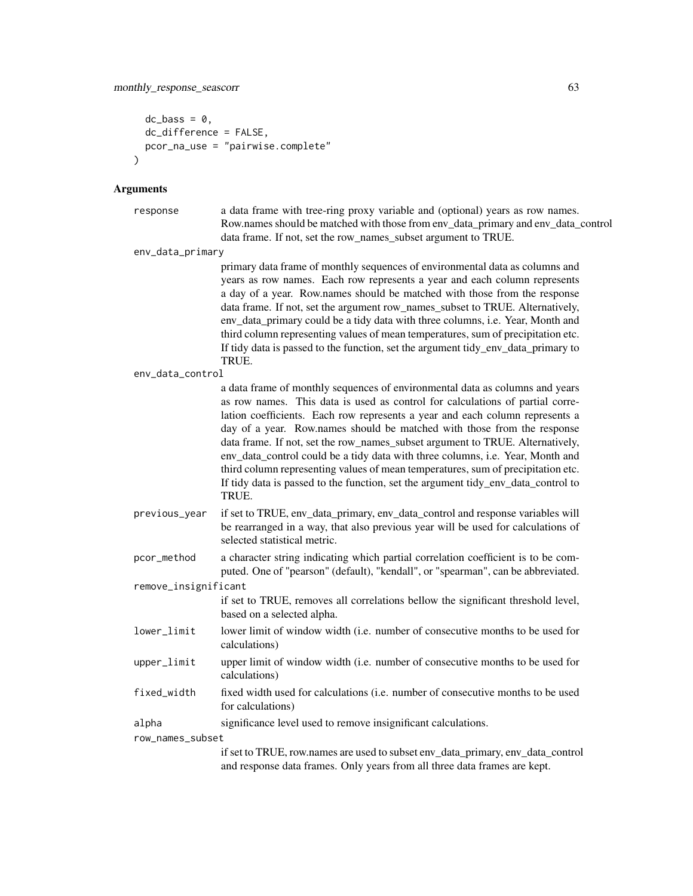```
  dc_bass = 0,
  dc_difference = FALSE,
  pcor_na_use = "pairwise.complete"
)
```

### Arguments

- **response** — a data frame with tree-ring proxy variable and (optional) years as row names. Row.names should be matched with those from env_data_primary and env_data_control data frame. If not, set the row_names_subset argument to TRUE.
- **env_data_primary** — primary data frame of monthly sequences of environmental data as columns and years as row names. Each row represents a year and each column represents a day of a year. Row.names should be matched with those from the response data frame. If not, set the argument row_names_subset to TRUE. Alternatively, env_data_primary could be a tidy data with three columns, i.e. Year, Month and third column representing values of mean temperatures, sum of precipitation etc. If tidy data is passed to the function, set the argument tidy_env_data_primary to TRUE.
- **env_data_control** — a data frame of monthly sequences of environmental data as columns and years as row names. This data is used as control for calculations of partial correlation coefficients. Each row represents a year and each column represents a day of a year. Row.names should be matched with those from the response data frame. If not, set the row_names_subset argument to TRUE. Alternatively, env_data_control could be a tidy data with three columns, i.e. Year, Month and third column representing values of mean temperatures, sum of precipitation etc. If tidy data is passed to the function, set the argument tidy_env_data_control to TRUE.
- **previous_year** — if set to TRUE, env_data_primary, env_data_control and response variables will be rearranged in a way, that also previous year will be used for calculations of selected statistical metric.
- **pcor_method** — a character string indicating which partial correlation coefficient is to be computed. One of "pearson" (default), "kendall", or "spearman", can be abbreviated.
- **remove_insignificant** — if set to TRUE, removes all correlations bellow the significant threshold level, based on a selected alpha.
- **lower_limit** — lower limit of window width (i.e. number of consecutive months to be used for calculations)
- **upper_limit** — upper limit of window width (i.e. number of consecutive months to be used for calculations)
- **fixed_width** — fixed width used for calculations (i.e. number of consecutive months to be used for calculations)
- **alpha** — significance level used to remove insignificant calculations.
- **row_names_subset** — if set to TRUE, row.names are used to subset env_data_primary, env_data_control and response data frames. Only years from all three data frames are kept.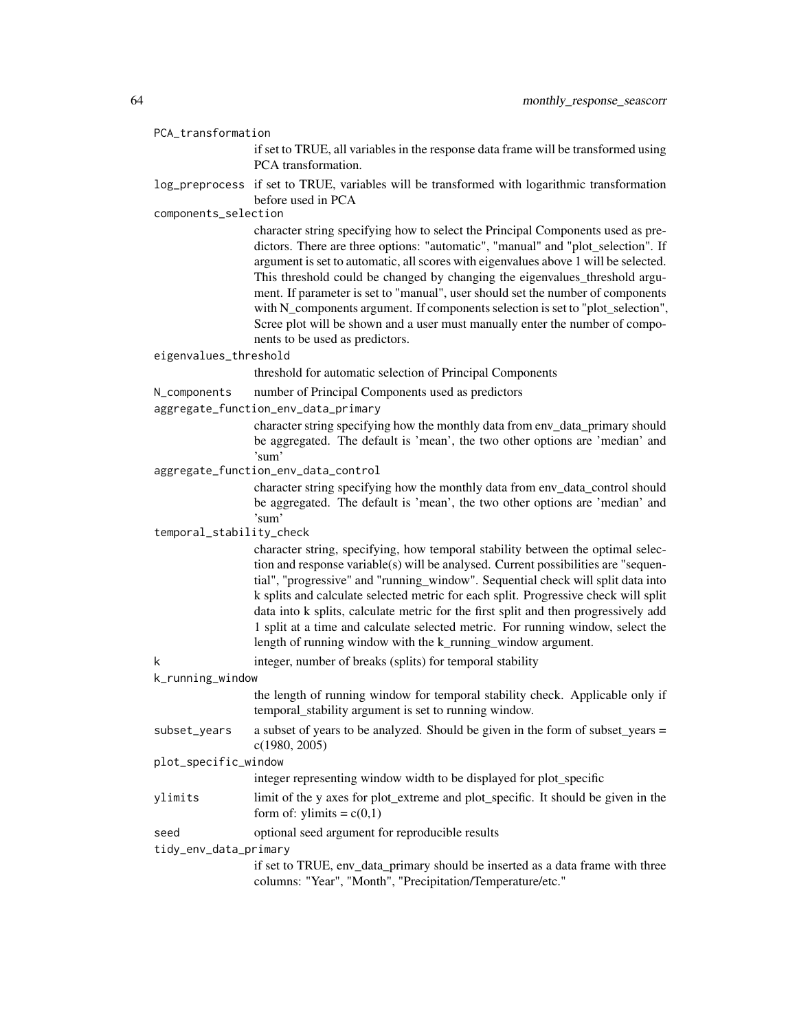PCA_transformation
: if set to TRUE, all variables in the response data frame will be transformed using PCA transformation.

log_preprocess
: if set to TRUE, variables will be transformed with logarithmic transformation before used in PCA

components_selection
: character string specifying how to select the Principal Components used as predictors. There are three options: "automatic", "manual" and "plot_selection". If argument is set to automatic, all scores with eigenvalues above 1 will be selected. This threshold could be changed by changing the eigenvalues_threshold argument. If parameter is set to "manual", user should set the number of components with N_components argument. If components selection is set to "plot_selection", Scree plot will be shown and a user must manually enter the number of components to be used as predictors.

eigenvalues_threshold
: threshold for automatic selection of Principal Components

N_components
: number of Principal Components used as predictors

aggregate_function_env_data_primary
: character string specifying how the monthly data from env_data_primary should be aggregated. The default is 'mean', the two other options are 'median' and 'sum'

aggregate_function_env_data_control
: character string specifying how the monthly data from env_data_control should be aggregated. The default is 'mean', the two other options are 'median' and 'sum'

temporal_stability_check
: character string, specifying, how temporal stability between the optimal selection and response variable(s) will be analysed. Current possibilities are "sequential", "progressive" and "running_window". Sequential check will split data into k splits and calculate selected metric for each split. Progressive check will split data into k splits, calculate metric for the first split and then progressively add 1 split at a time and calculate selected metric. For running window, select the length of running window with the k_running_window argument.

k
: integer, number of breaks (splits) for temporal stability

k_running_window
: the length of running window for temporal stability check. Applicable only if temporal_stability argument is set to running window.

subset_years
: a subset of years to be analyzed. Should be given in the form of subset_years = c(1980, 2005)

plot_specific_window
: integer representing window width to be displayed for plot_specific

ylimits
: limit of the y axes for plot_extreme and plot_specific. It should be given in the form of: ylimits = c(0,1)

seed
: optional seed argument for reproducible results

tidy_env_data_primary
: if set to TRUE, env_data_primary should be inserted as a data frame with three columns: "Year", "Month", "Precipitation/Temperature/etc."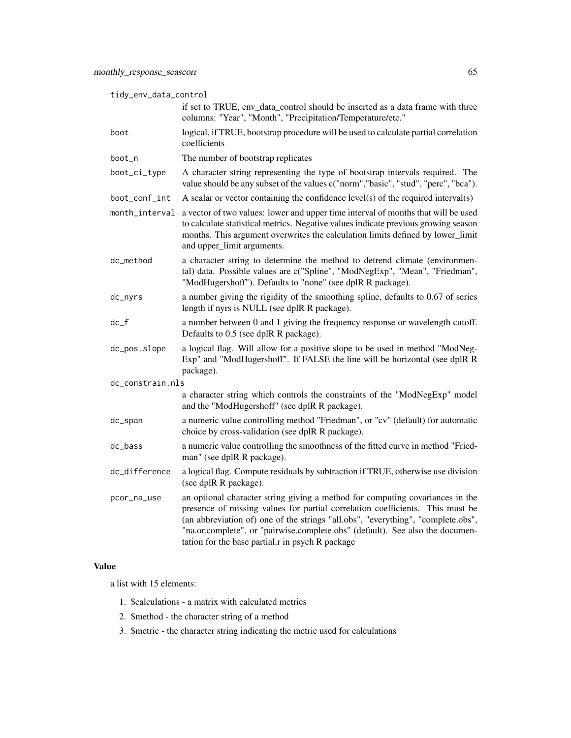| | |
|---|---|
| tidy_env_data_control | if set to TRUE, env_data_control should be inserted as a data frame with three columns: "Year", "Month", "Precipitation/Temperature/etc." |
| boot | logical, if TRUE, bootstrap procedure will be used to calculate partial correlation coefficients |
| boot_n | The number of bootstrap replicates |
| boot_ci_type | A character string representing the type of bootstrap intervals required. The value should be any subset of the values c("norm","basic", "stud", "perc", "bca"). |
| boot_conf_int | A scalar or vector containing the confidence level(s) of the required interval(s) |
| month_interval | a vector of two values: lower and upper time interval of months that will be used to calculate statistical metrics. Negative values indicate previous growing season months. This argument overwrites the calculation limits defined by lower_limit and upper_limit arguments. |
| dc_method | a character string to determine the method to detrend climate (environmental) data. Possible values are c("Spline", "ModNegExp", "Mean", "Friedman", "ModHugershoff"). Defaults to "none" (see dplR R package). |
| dc_nyrs | a number giving the rigidity of the smoothing spline, defaults to 0.67 of series length if nyrs is NULL (see dplR R package). |
| dc_f | a number between 0 and 1 giving the frequency response or wavelength cutoff. Defaults to 0.5 (see dplR R package). |
| dc_pos.slope | a logical flag. Will allow for a positive slope to be used in method "ModNegExp" and "ModHugershoff". If FALSE the line will be horizontal (see dplR R package). |
| dc_constrain.nls | a character string which controls the constraints of the "ModNegExp" model and the "ModHugershoff" (see dplR R package). |
| dc_span | a numeric value controlling method "Friedman", or "cv" (default) for automatic choice by cross-validation (see dplR R package). |
| dc_bass | a numeric value controlling the smoothness of the fitted curve in method "Friedman" (see dplR R package). |
| dc_difference | a logical flag. Compute residuals by subtraction if TRUE, otherwise use division (see dplR R package). |
| pcor_na_use | an optional character string giving a method for computing covariances in the presence of missing values for partial correlation coefficients. This must be (an abbreviation of) one of the strings "all.obs", "everything", "complete.obs", "na.or.complete", or "pairwise.complete.obs" (default). See also the documentation for the base partial.r in psych R package |

## Value

a list with 15 elements:

1. $calculations - a matrix with calculated metrics
2. $method - the character string of a method
3. $metric - the character string indicating the metric used for calculations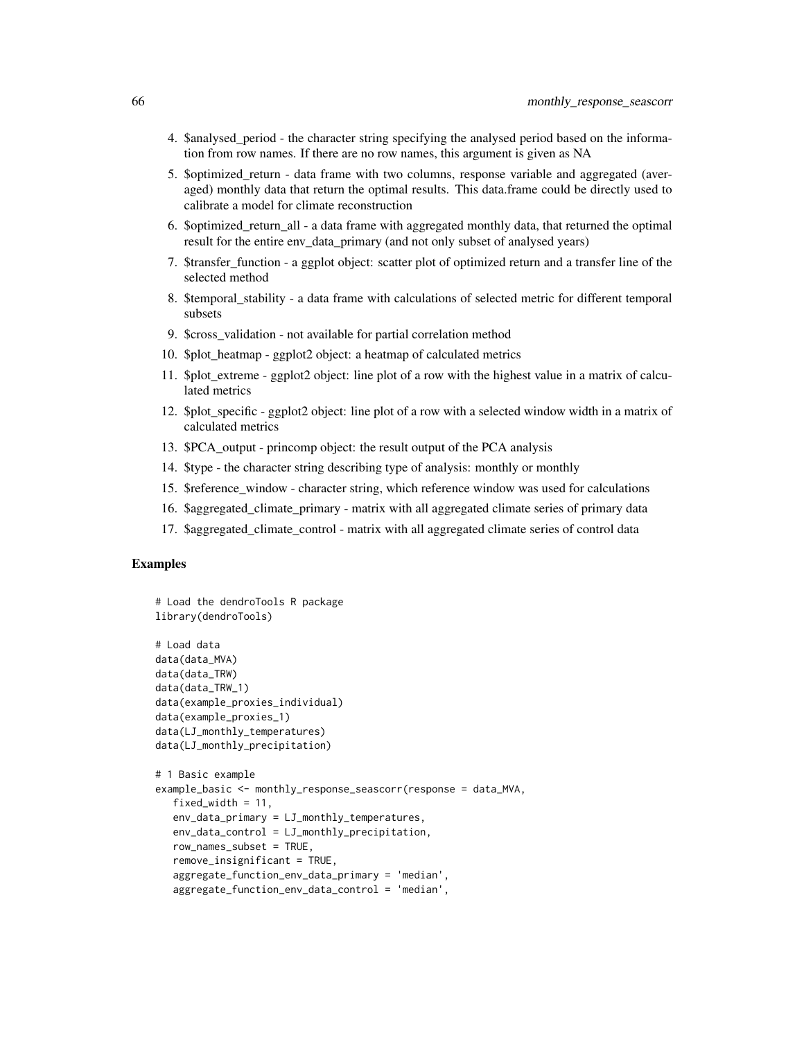4. $analysed_period - the character string specifying the analysed period based on the information from row names. If there are no row names, this argument is given as NA
5. $optimized_return - data frame with two columns, response variable and aggregated (averaged) monthly data that return the optimal results. This data.frame could be directly used to calibrate a model for climate reconstruction
6. $optimized_return_all - a data frame with aggregated monthly data, that returned the optimal result for the entire env_data_primary (and not only subset of analysed years)
7. $transfer_function - a ggplot object: scatter plot of optimized return and a transfer line of the selected method
8. $temporal_stability - a data frame with calculations of selected metric for different temporal subsets
9. $cross_validation - not available for partial correlation method
10. $plot_heatmap - ggplot2 object: a heatmap of calculated metrics
11. $plot_extreme - ggplot2 object: line plot of a row with the highest value in a matrix of calculated metrics
12. $plot_specific - ggplot2 object: line plot of a row with a selected window width in a matrix of calculated metrics
13. $PCA_output - princomp object: the result output of the PCA analysis
14. $type - the character string describing type of analysis: monthly or monthly
15. $reference_window - character string, which reference window was used for calculations
16. $aggregated_climate_primary - matrix with all aggregated climate series of primary data
17. $aggregated_climate_control - matrix with all aggregated climate series of control data

## Examples

```
# Load the dendroTools R package
library(dendroTools)

# Load data
data(data_MVA)
data(data_TRW)
data(data_TRW_1)
data(example_proxies_individual)
data(example_proxies_1)
data(LJ_monthly_temperatures)
data(LJ_monthly_precipitation)

# 1 Basic example
example_basic <- monthly_response_seascorr(response = data_MVA,
   fixed_width = 11,
   env_data_primary = LJ_monthly_temperatures,
   env_data_control = LJ_monthly_precipitation,
   row_names_subset = TRUE,
   remove_insignificant = TRUE,
   aggregate_function_env_data_primary = 'median',
   aggregate_function_env_data_control = 'median',
```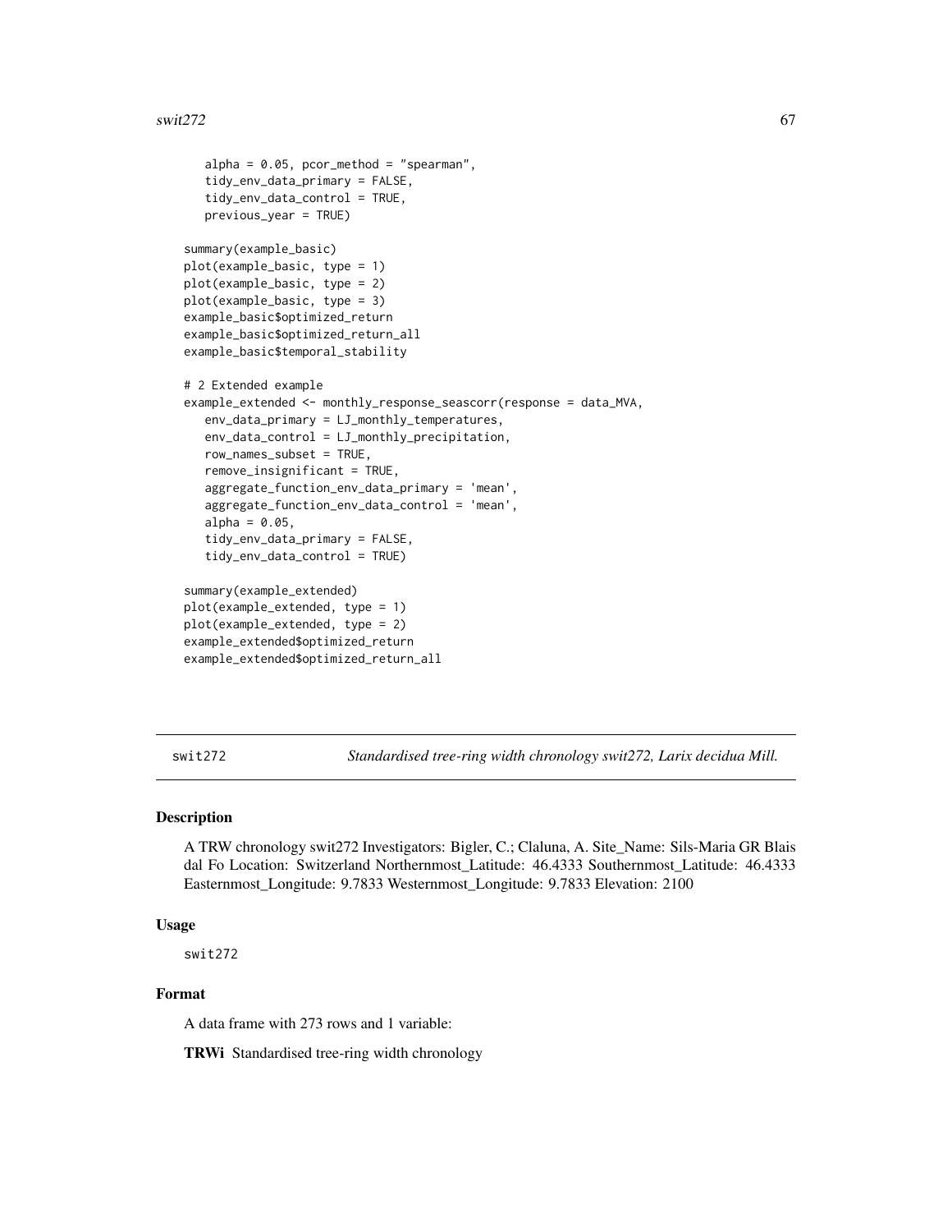```
    alpha = 0.05, pcor_method = "spearman",
    tidy_env_data_primary = FALSE,
    tidy_env_data_control = TRUE,
    previous_year = TRUE)

summary(example_basic)
plot(example_basic, type = 1)
plot(example_basic, type = 2)
plot(example_basic, type = 3)
example_basic$optimized_return
example_basic$optimized_return_all
example_basic$temporal_stability

# 2 Extended example
example_extended <- monthly_response_seascorr(response = data_MVA,
    env_data_primary = LJ_monthly_temperatures,
    env_data_control = LJ_monthly_precipitation,
    row_names_subset = TRUE,
    remove_insignificant = TRUE,
    aggregate_function_env_data_primary = 'mean',
    aggregate_function_env_data_control = 'mean',
    alpha = 0.05,
    tidy_env_data_primary = FALSE,
    tidy_env_data_control = TRUE)

summary(example_extended)
plot(example_extended, type = 1)
plot(example_extended, type = 2)
example_extended$optimized_return
example_extended$optimized_return_all
```

---

## swit272 — *Standardised tree-ring width chronology swit272, Larix decidua Mill.*

### Description

A TRW chronology swit272 Investigators: Bigler, C.; Claluna, A. Site_Name: Sils-Maria GR Blais dal Fo Location: Switzerland Northernmost_Latitude: 46.4333 Southernmost_Latitude: 46.4333 Easternmost_Longitude: 9.7833 Westernmost_Longitude: 9.7833 Elevation: 2100

### Usage

```
swit272
```

### Format

A data frame with 273 rows and 1 variable:

**TRWi** Standardised tree-ring width chronology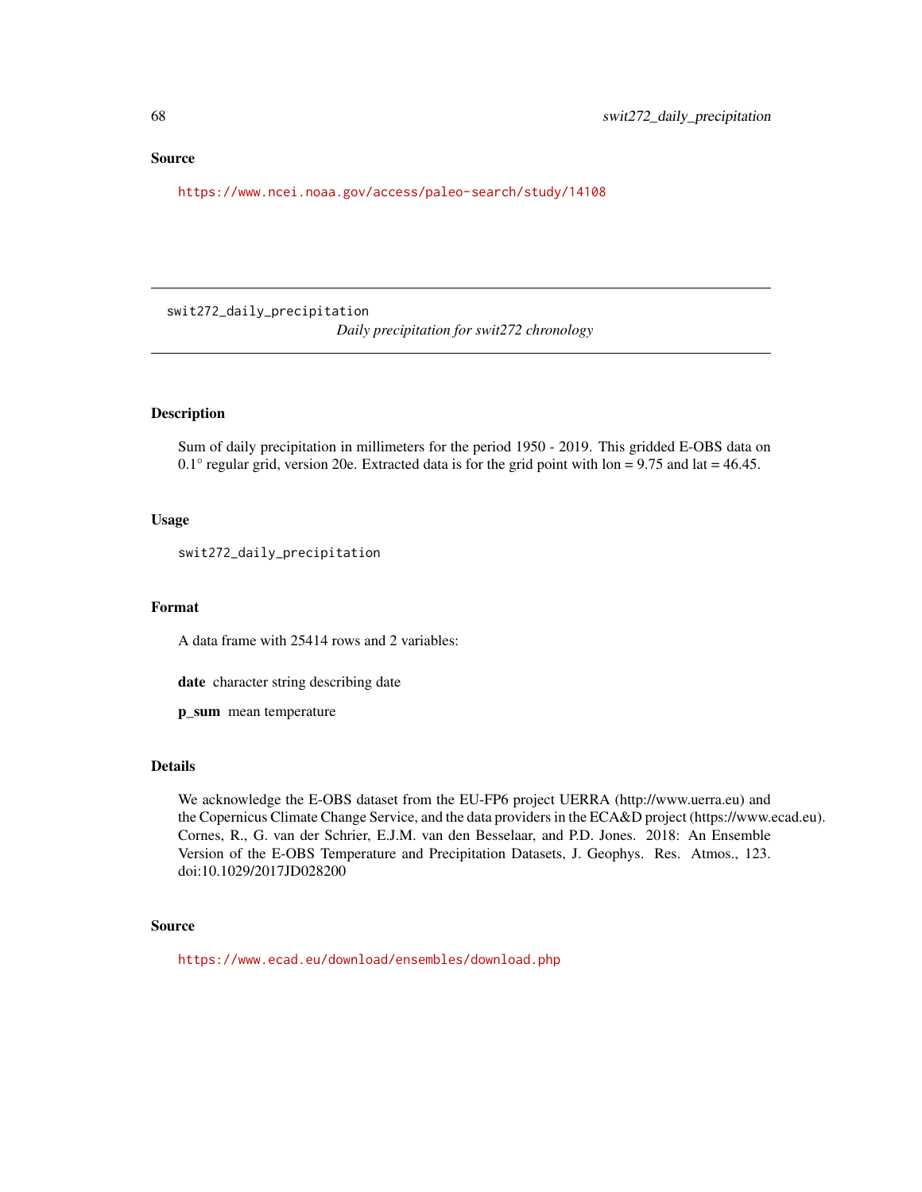## Source

https://www.ncei.noaa.gov/access/paleo-search/study/14108

---

## swit272_daily_precipitation

*Daily precipitation for swit272 chronology*

---

### Description

Sum of daily precipitation in millimeters for the period 1950 - 2019. This gridded E-OBS data on $0.1^{\circ}$ regular grid, version 20e. Extracted data is for the grid point with lon = 9.75 and lat = 46.45.

### Usage

```
swit272_daily_precipitation
```

### Format

A data frame with 25414 rows and 2 variables:

**date** character string describing date

**p_sum** mean temperature

### Details

We acknowledge the E-OBS dataset from the EU-FP6 project UERRA (http://www.uerra.eu) and the Copernicus Climate Change Service, and the data providers in the ECA&D project (https://www.ecad.eu). Cornes, R., G. van der Schrier, E.J.M. van den Besselaar, and P.D. Jones. 2018: An Ensemble Version of the E-OBS Temperature and Precipitation Datasets, J. Geophys. Res. Atmos., 123. doi:10.1029/2017JD028200

### Source

https://www.ecad.eu/download/ensembles/download.php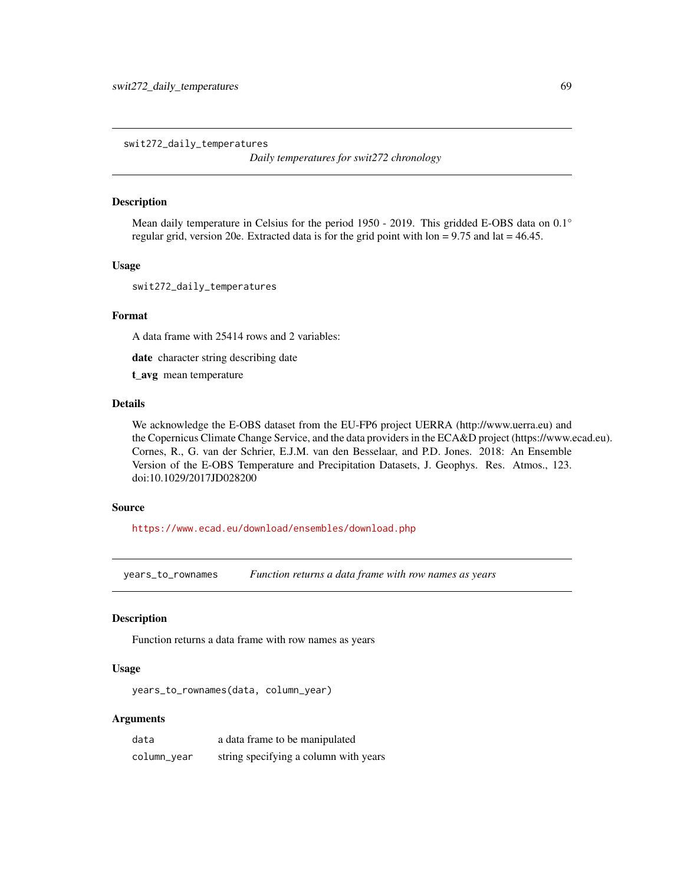## swit272_daily_temperatures

*Daily temperatures for swit272 chronology*

### Description

Mean daily temperature in Celsius for the period 1950 - 2019. This gridded E-OBS data on 0.1° regular grid, version 20e. Extracted data is for the grid point with lon = 9.75 and lat = 46.45.

### Usage

```
swit272_daily_temperatures
```

### Format

A data frame with 25414 rows and 2 variables:

**date** character string describing date

**t_avg** mean temperature

### Details

We acknowledge the E-OBS dataset from the EU-FP6 project UERRA (http://www.uerra.eu) and the Copernicus Climate Change Service, and the data providers in the ECA&D project (https://www.ecad.eu). Cornes, R., G. van der Schrier, E.J.M. van den Besselaar, and P.D. Jones. 2018: An Ensemble Version of the E-OBS Temperature and Precipitation Datasets, J. Geophys. Res. Atmos., 123. doi:10.1029/2017JD028200

### Source

https://www.ecad.eu/download/ensembles/download.php

## years_to_rownames

*Function returns a data frame with row names as years*

### Description

Function returns a data frame with row names as years

### Usage

```
years_to_rownames(data, column_year)
```

### Arguments

| | |
|---|---|
| `data` | a data frame to be manipulated |
| `column_year` | string specifying a column with years |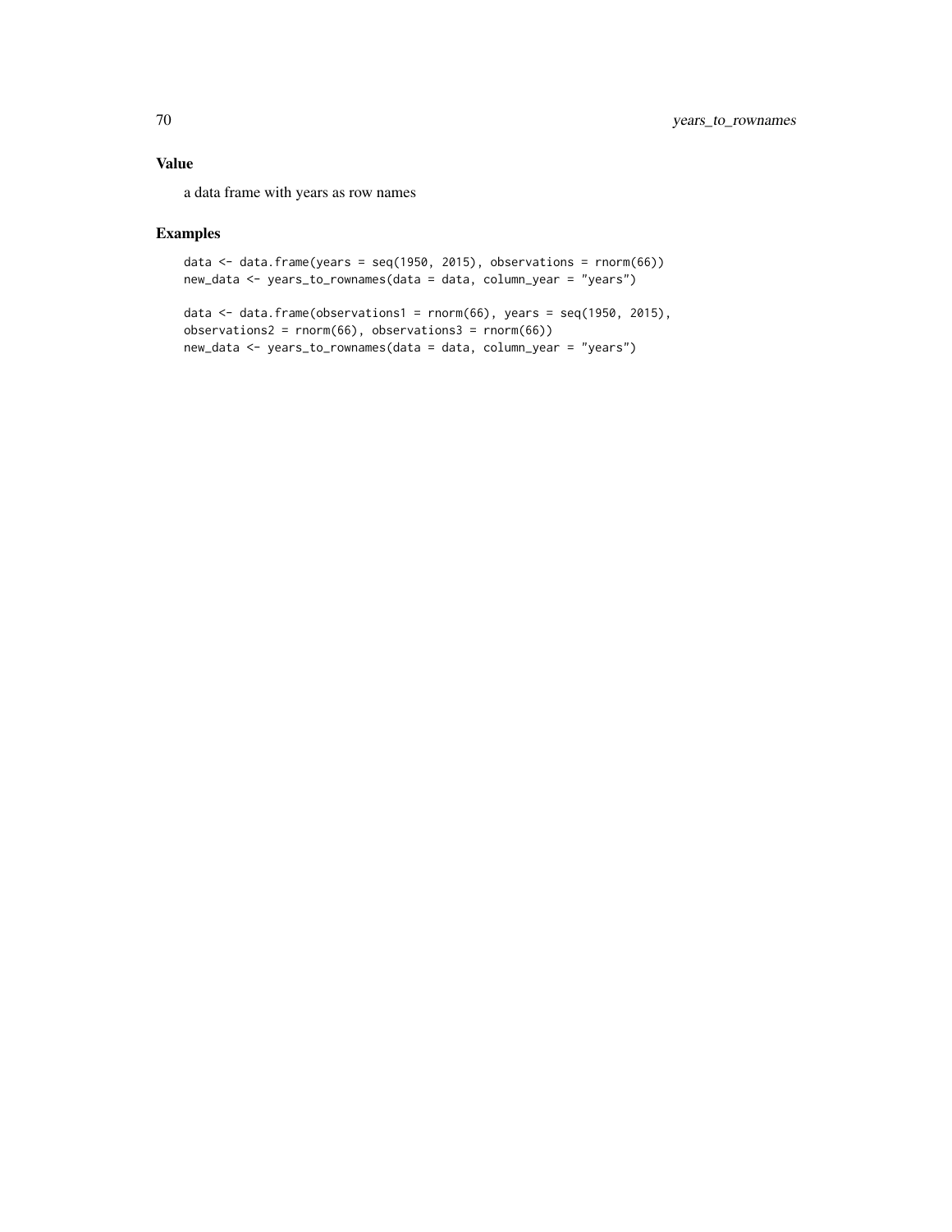## Value

a data frame with years as row names

## Examples

```
data <- data.frame(years = seq(1950, 2015), observations = rnorm(66))
new_data <- years_to_rownames(data = data, column_year = "years")

data <- data.frame(observations1 = rnorm(66), years = seq(1950, 2015),
observations2 = rnorm(66), observations3 = rnorm(66))
new_data <- years_to_rownames(data = data, column_year = "years")
```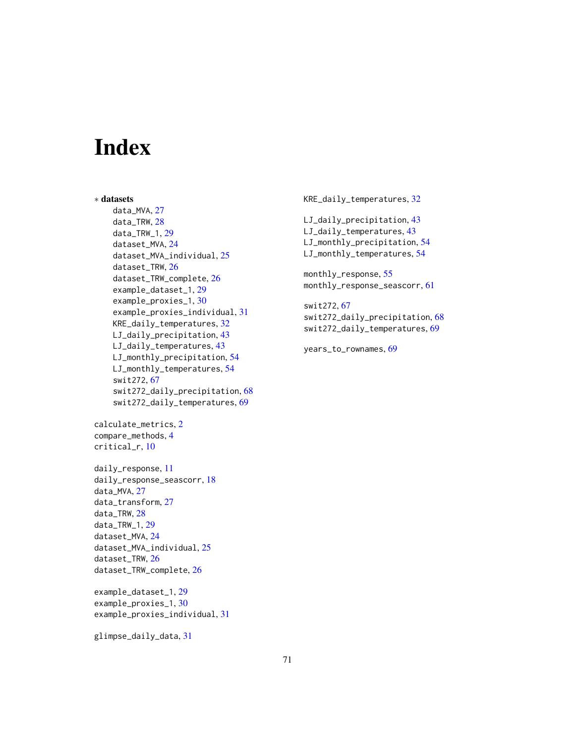# Index

* **datasets**
    - data_MVA, 27
    - data_TRW, 28
    - data_TRW_1, 29
    - dataset_MVA, 24
    - dataset_MVA_individual, 25
    - dataset_TRW, 26
    - dataset_TRW_complete, 26
    - example_dataset_1, 29
    - example_proxies_1, 30
    - example_proxies_individual, 31
    - KRE_daily_temperatures, 32
    - LJ_daily_precipitation, 43
    - LJ_daily_temperatures, 43
    - LJ_monthly_precipitation, 54
    - LJ_monthly_temperatures, 54
    - swit272, 67
    - swit272_daily_precipitation, 68
    - swit272_daily_temperatures, 69

calculate_metrics, 2
compare_methods, 4
critical_r, 10

daily_response, 11
daily_response_seascorr, 18
data_MVA, 27
data_transform, 27
data_TRW, 28
data_TRW_1, 29
dataset_MVA, 24
dataset_MVA_individual, 25
dataset_TRW, 26
dataset_TRW_complete, 26

example_dataset_1, 29
example_proxies_1, 30
example_proxies_individual, 31

glimpse_daily_data, 31

KRE_daily_temperatures, 32

LJ_daily_precipitation, 43
LJ_daily_temperatures, 43
LJ_monthly_precipitation, 54
LJ_monthly_temperatures, 54

monthly_response, 55
monthly_response_seascorr, 61

swit272, 67
swit272_daily_precipitation, 68
swit272_daily_temperatures, 69

years_to_rownames, 69